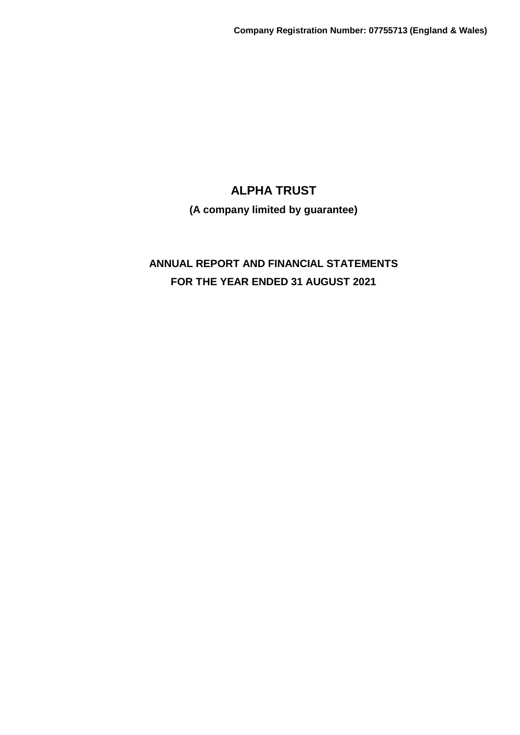**Company Registration Number: 07755713 (England & Wales)**

# ALPHA TRUST

**(A company limited by guarantee)**

## ANNUAL REPORT AND FINANCIAL STATEMENTS
## FOR THE YEAR ENDED 31 AUGUST 2021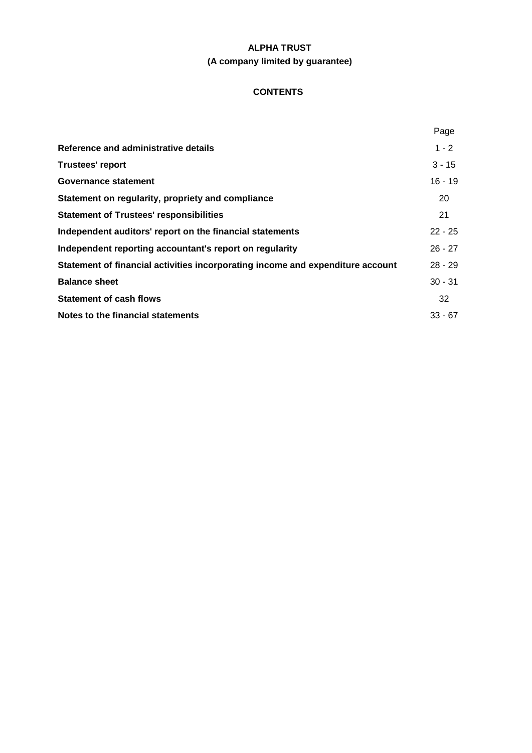**ALPHA TRUST**

**(A company limited by guarantee)**

**CONTENTS**

| | Page |
|---|---|
| **Reference and administrative details** | 1 - 2 |
| **Trustees' report** | 3 - 15 |
| **Governance statement** | 16 - 19 |
| **Statement on regularity, propriety and compliance** | 20 |
| **Statement of Trustees' responsibilities** | 21 |
| **Independent auditors' report on the financial statements** | 22 - 25 |
| **Independent reporting accountant's report on regularity** | 26 - 27 |
| **Statement of financial activities incorporating income and expenditure account** | 28 - 29 |
| **Balance sheet** | 30 - 31 |
| **Statement of cash flows** | 32 |
| **Notes to the financial statements** | 33 - 67 |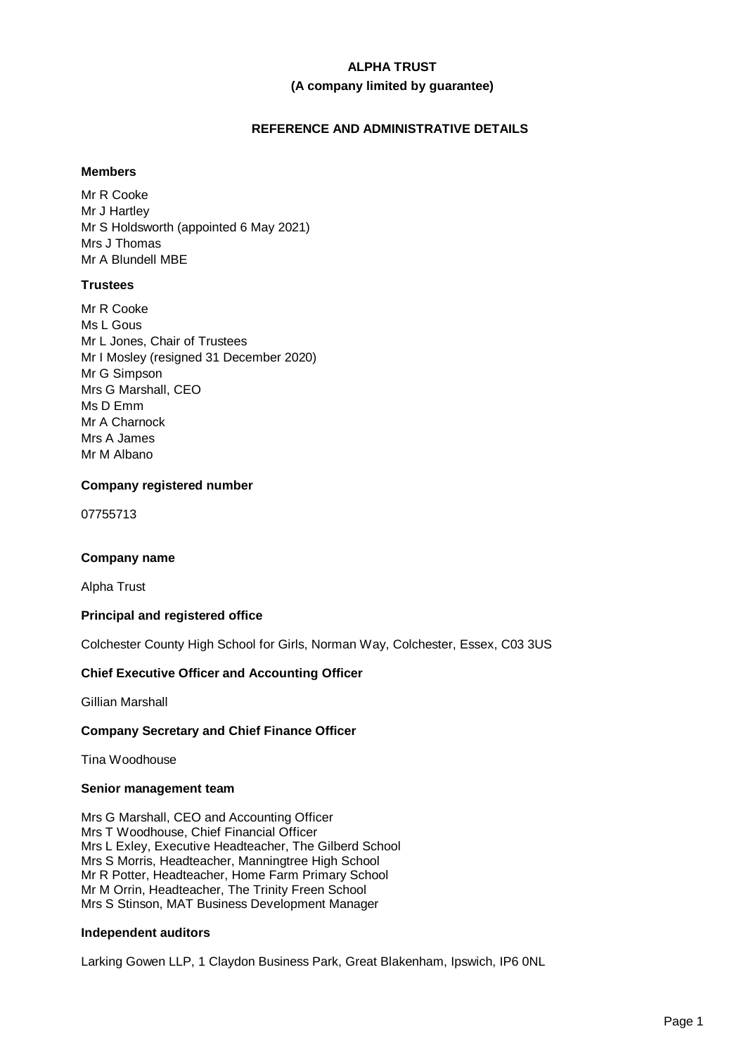# ALPHA TRUST

**(A company limited by guarantee)**

## REFERENCE AND ADMINISTRATIVE DETAILS

### Members

Mr R Cooke
Mr J Hartley
Mr S Holdsworth (appointed 6 May 2021)
Mrs J Thomas
Mr A Blundell MBE

### Trustees

Mr R Cooke
Ms L Gous
Mr L Jones, Chair of Trustees
Mr I Mosley (resigned 31 December 2020)
Mr G Simpson
Mrs G Marshall, CEO
Ms D Emm
Mr A Charnock
Mrs A James
Mr M Albano

### Company registered number

07755713

### Company name

Alpha Trust

### Principal and registered office

Colchester County High School for Girls, Norman Way, Colchester, Essex, C03 3US

### Chief Executive Officer and Accounting Officer

Gillian Marshall

### Company Secretary and Chief Finance Officer

Tina Woodhouse

### Senior management team

Mrs G Marshall, CEO and Accounting Officer
Mrs T Woodhouse, Chief Financial Officer
Mrs L Exley, Executive Headteacher, The Gilberd School
Mrs S Morris, Headteacher, Manningtree High School
Mr R Potter, Headteacher, Home Farm Primary School
Mr M Orrin, Headteacher, The Trinity Freen School
Mrs S Stinson, MAT Business Development Manager

### Independent auditors

Larking Gowen LLP, 1 Claydon Business Park, Great Blakenham, Ipswich, IP6 0NL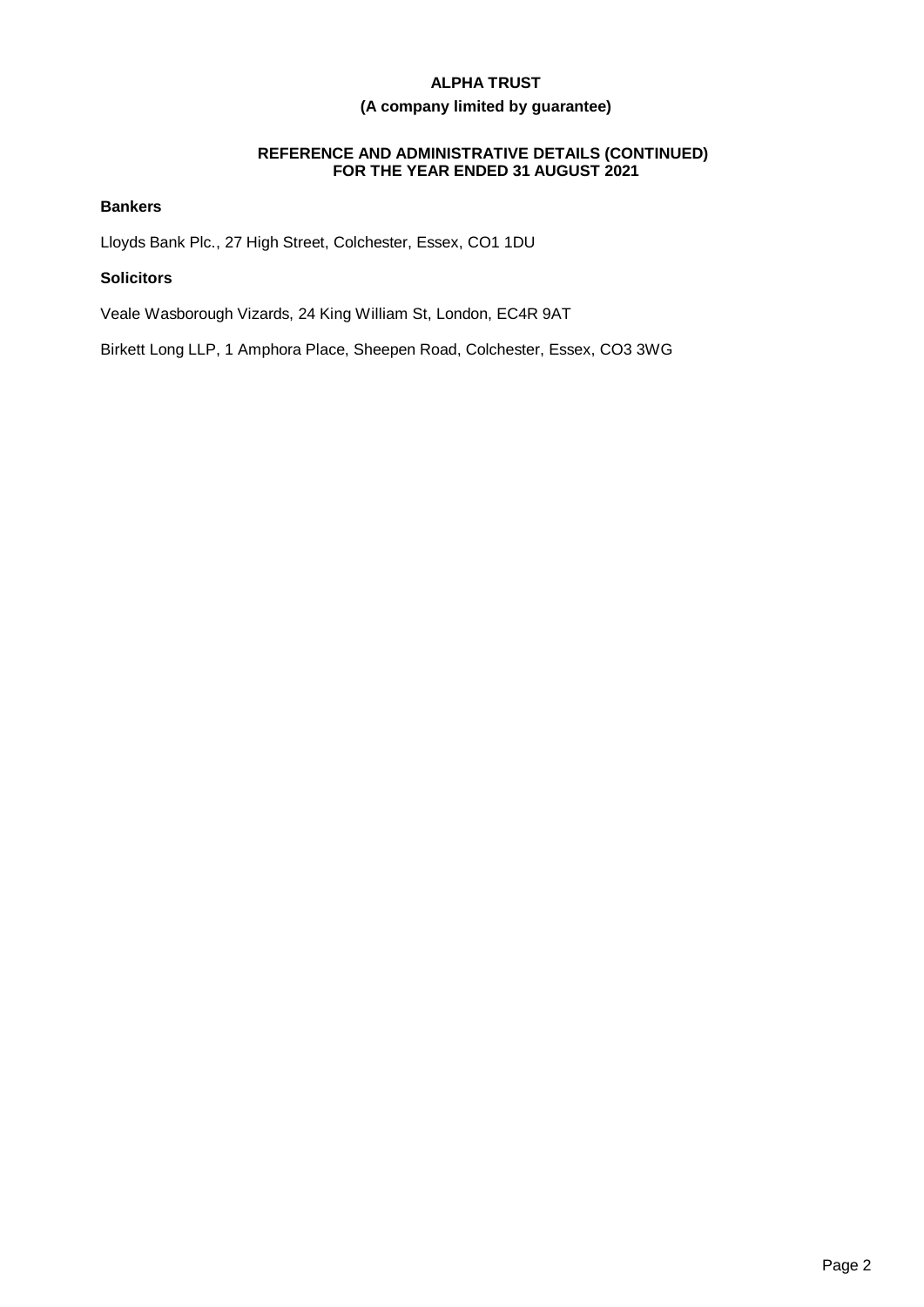## Bankers

Lloyds Bank Plc., 27 High Street, Colchester, Essex, CO1 1DU

## Solicitors

Veale Wasborough Vizards, 24 King William St, London, EC4R 9AT

Birkett Long LLP, 1 Amphora Place, Sheepen Road, Colchester, Essex, CO3 3WG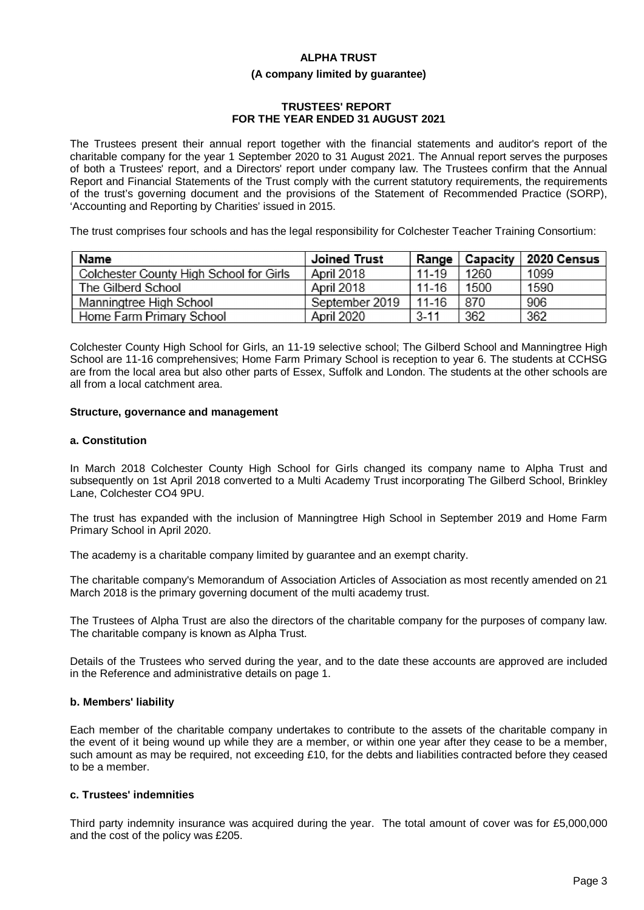**ALPHA TRUST**

**(A company limited by guarantee)**

**TRUSTEES' REPORT**
**FOR THE YEAR ENDED 31 AUGUST 2021**

The Trustees present their annual report together with the financial statements and auditor's report of the charitable company for the year 1 September 2020 to 31 August 2021. The Annual report serves the purposes of both a Trustees' report, and a Directors' report under company law. The Trustees confirm that the Annual Report and Financial Statements of the Trust comply with the current statutory requirements, the requirements of the trust's governing document and the provisions of the Statement of Recommended Practice (SORP), 'Accounting and Reporting by Charities' issued in 2015.

The trust comprises four schools and has the legal responsibility for Colchester Teacher Training Consortium:

| Name | Joined Trust | Range | Capacity | 2020 Census |
|---|---|---|---|---|
| Colchester County High School for Girls | April 2018 | 11-19 | 1260 | 1099 |
| The Gilberd School | April 2018 | 11-16 | 1500 | 1590 |
| Manningtree High School | September 2019 | 11-16 | 870 | 906 |
| Home Farm Primary School | April 2020 | 3-11 | 362 | 362 |

Colchester County High School for Girls, an 11-19 selective school; The Gilberd School and Manningtree High School are 11-16 comprehensives; Home Farm Primary School is reception to year 6. The students at CCHSG are from the local area but also other parts of Essex, Suffolk and London. The students at the other schools are all from a local catchment area.

**Structure, governance and management**

**a. Constitution**

In March 2018 Colchester County High School for Girls changed its company name to Alpha Trust and subsequently on 1st April 2018 converted to a Multi Academy Trust incorporating The Gilberd School, Brinkley Lane, Colchester CO4 9PU.

The trust has expanded with the inclusion of Manningtree High School in September 2019 and Home Farm Primary School in April 2020.

The academy is a charitable company limited by guarantee and an exempt charity.

The charitable company's Memorandum of Association Articles of Association as most recently amended on 21 March 2018 is the primary governing document of the multi academy trust.

The Trustees of Alpha Trust are also the directors of the charitable company for the purposes of company law. The charitable company is known as Alpha Trust.

Details of the Trustees who served during the year, and to the date these accounts are approved are included in the Reference and administrative details on page 1.

**b. Members' liability**

Each member of the charitable company undertakes to contribute to the assets of the charitable company in the event of it being wound up while they are a member, or within one year after they cease to be a member, such amount as may be required, not exceeding £10, for the debts and liabilities contracted before they ceased to be a member.

**c. Trustees' indemnities**

Third party indemnity insurance was acquired during the year. The total amount of cover was for £5,000,000 and the cost of the policy was £205.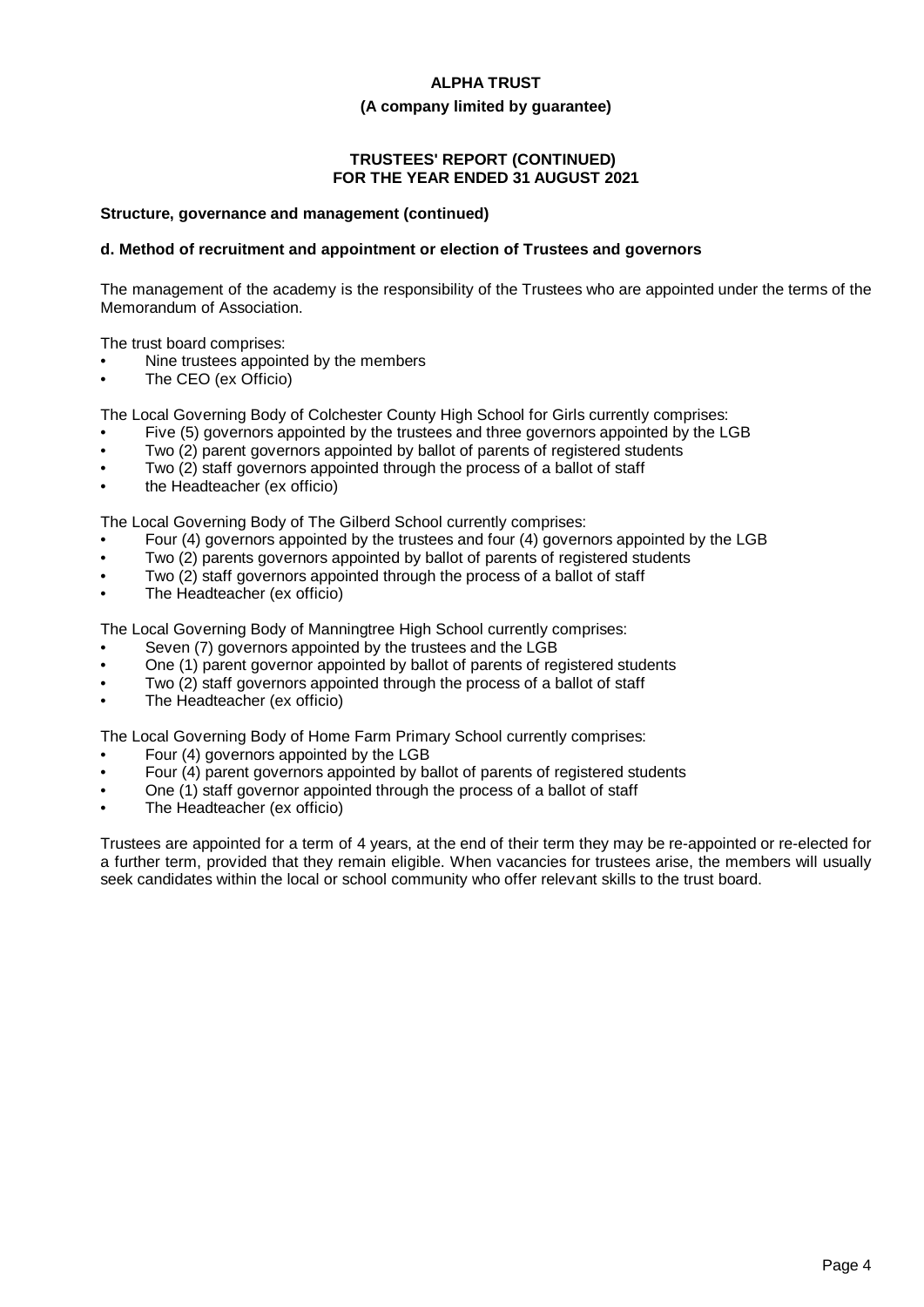**ALPHA TRUST**

**(A company limited by guarantee)**

**TRUSTEES' REPORT (CONTINUED)**
**FOR THE YEAR ENDED 31 AUGUST 2021**

**Structure, governance and management (continued)**

**d. Method of recruitment and appointment or election of Trustees and governors**

The management of the academy is the responsibility of the Trustees who are appointed under the terms of the Memorandum of Association.

The trust board comprises:

- Nine trustees appointed by the members
- The CEO (ex Officio)

The Local Governing Body of Colchester County High School for Girls currently comprises:

- Five (5) governors appointed by the trustees and three governors appointed by the LGB
- Two (2) parent governors appointed by ballot of parents of registered students
- Two (2) staff governors appointed through the process of a ballot of staff
- the Headteacher (ex officio)

The Local Governing Body of The Gilberd School currently comprises:

- Four (4) governors appointed by the trustees and four (4) governors appointed by the LGB
- Two (2) parents governors appointed by ballot of parents of registered students
- Two (2) staff governors appointed through the process of a ballot of staff
- The Headteacher (ex officio)

The Local Governing Body of Manningtree High School currently comprises:

- Seven (7) governors appointed by the trustees and the LGB
- One (1) parent governor appointed by ballot of parents of registered students
- Two (2) staff governors appointed through the process of a ballot of staff
- The Headteacher (ex officio)

The Local Governing Body of Home Farm Primary School currently comprises:

- Four (4) governors appointed by the LGB
- Four (4) parent governors appointed by ballot of parents of registered students
- One (1) staff governor appointed through the process of a ballot of staff
- The Headteacher (ex officio)

Trustees are appointed for a term of 4 years, at the end of their term they may be re-appointed or re-elected for a further term, provided that they remain eligible. When vacancies for trustees arise, the members will usually seek candidates within the local or school community who offer relevant skills to the trust board.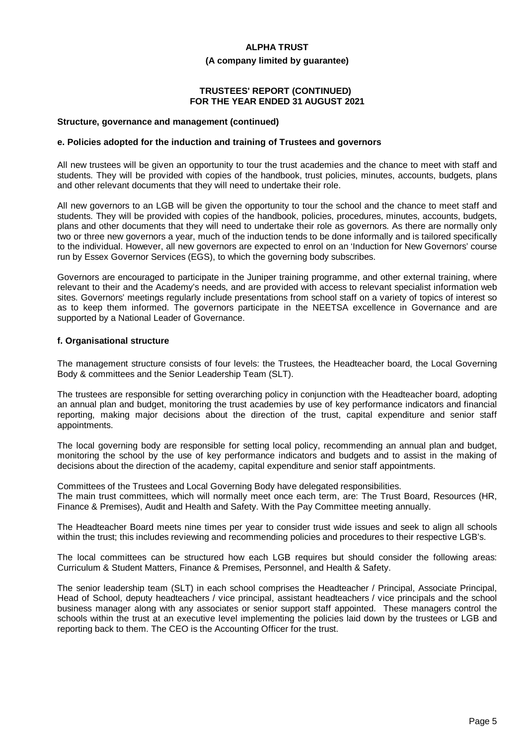**Structure, governance and management (continued)**

**e. Policies adopted for the induction and training of Trustees and governors**

All new trustees will be given an opportunity to tour the trust academies and the chance to meet with staff and students. They will be provided with copies of the handbook, trust policies, minutes, accounts, budgets, plans and other relevant documents that they will need to undertake their role.

All new governors to an LGB will be given the opportunity to tour the school and the chance to meet staff and students. They will be provided with copies of the handbook, policies, procedures, minutes, accounts, budgets, plans and other documents that they will need to undertake their role as governors. As there are normally only two or three new governors a year, much of the induction tends to be done informally and is tailored specifically to the individual. However, all new governors are expected to enrol on an 'Induction for New Governors' course run by Essex Governor Services (EGS), to which the governing body subscribes.

Governors are encouraged to participate in the Juniper training programme, and other external training, where relevant to their and the Academy's needs, and are provided with access to relevant specialist information web sites. Governors' meetings regularly include presentations from school staff on a variety of topics of interest so as to keep them informed. The governors participate in the NEETSA excellence in Governance and are supported by a National Leader of Governance.

**f. Organisational structure**

The management structure consists of four levels: the Trustees, the Headteacher board, the Local Governing Body & committees and the Senior Leadership Team (SLT).

The trustees are responsible for setting overarching policy in conjunction with the Headteacher board, adopting an annual plan and budget, monitoring the trust academies by use of key performance indicators and financial reporting, making major decisions about the direction of the trust, capital expenditure and senior staff appointments.

The local governing body are responsible for setting local policy, recommending an annual plan and budget, monitoring the school by the use of key performance indicators and budgets and to assist in the making of decisions about the direction of the academy, capital expenditure and senior staff appointments.

Committees of the Trustees and Local Governing Body have delegated responsibilities.
The main trust committees, which will normally meet once each term, are: The Trust Board, Resources (HR, Finance & Premises), Audit and Health and Safety. With the Pay Committee meeting annually.

The Headteacher Board meets nine times per year to consider trust wide issues and seek to align all schools within the trust; this includes reviewing and recommending policies and procedures to their respective LGB's.

The local committees can be structured how each LGB requires but should consider the following areas: Curriculum & Student Matters, Finance & Premises, Personnel, and Health & Safety.

The senior leadership team (SLT) in each school comprises the Headteacher / Principal, Associate Principal, Head of School, deputy headteachers / vice principal, assistant headteachers / vice principals and the school business manager along with any associates or senior support staff appointed. These managers control the schools within the trust at an executive level implementing the policies laid down by the trustees or LGB and reporting back to them. The CEO is the Accounting Officer for the trust.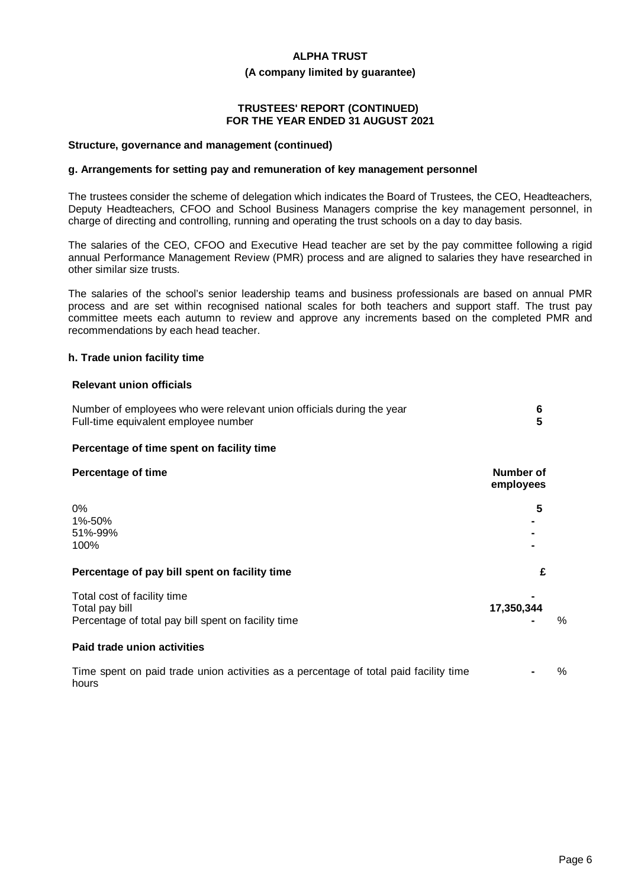**ALPHA TRUST**

**(A company limited by guarantee)**

**TRUSTEES' REPORT (CONTINUED)**
**FOR THE YEAR ENDED 31 AUGUST 2021**

### Structure, governance and management (continued)

#### g. Arrangements for setting pay and remuneration of key management personnel

The trustees consider the scheme of delegation which indicates the Board of Trustees, the CEO, Headteachers, Deputy Headteachers, CFOO and School Business Managers comprise the key management personnel, in charge of directing and controlling, running and operating the trust schools on a day to day basis.

The salaries of the CEO, CFOO and Executive Head teacher are set by the pay committee following a rigid annual Performance Management Review (PMR) process and are aligned to salaries they have researched in other similar size trusts.

The salaries of the school's senior leadership teams and business professionals are based on annual PMR process and are set within recognised national scales for both teachers and support staff. The trust pay committee meets each autumn to review and approve any increments based on the completed PMR and recommendations by each head teacher.

#### h. Trade union facility time

**Relevant union officials**

| | |
|---|---|
| Number of employees who were relevant union officials during the year | **6** |
| Full-time equivalent employee number | **5** |

**Percentage of time spent on facility time**

| **Percentage of time** | **Number of employees** |
|---|---|
| 0% | **5** |
| 1%-50% | **-** |
| 51%-99% | **-** |
| 100% | **-** |

| **Percentage of pay bill spent on facility time** | **£** | |
|---|---|---|
| Total cost of facility time | **-** | |
| Total pay bill | **17,350,344** | |
| Percentage of total pay bill spent on facility time | **-** | % |

**Paid trade union activities**

| | | |
|---|---|---|
| Time spent on paid trade union activities as a percentage of total paid facility time hours | **-** | % |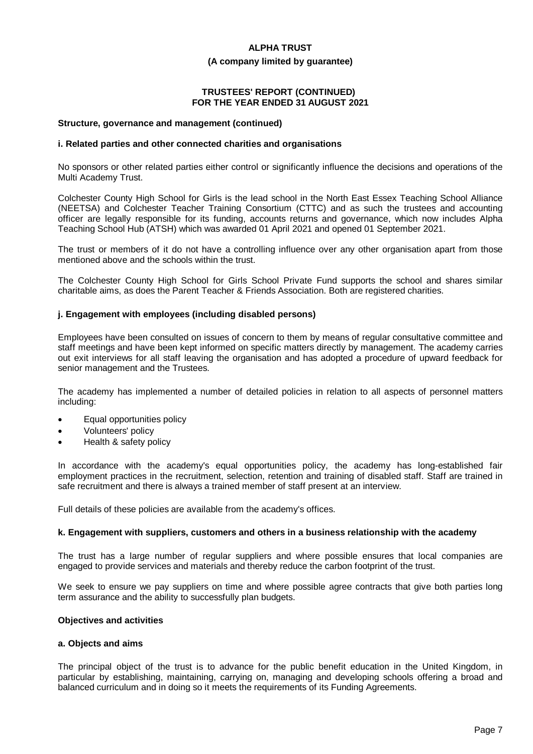## Structure, governance and management (continued)

### i. Related parties and other connected charities and organisations

No sponsors or other related parties either control or significantly influence the decisions and operations of the Multi Academy Trust.

Colchester County High School for Girls is the lead school in the North East Essex Teaching School Alliance (NEETSA) and Colchester Teacher Training Consortium (CTTC) and as such the trustees and accounting officer are legally responsible for its funding, accounts returns and governance, which now includes Alpha Teaching School Hub (ATSH) which was awarded 01 April 2021 and opened 01 September 2021.

The trust or members of it do not have a controlling influence over any other organisation apart from those mentioned above and the schools within the trust.

The Colchester County High School for Girls School Private Fund supports the school and shares similar charitable aims, as does the Parent Teacher & Friends Association. Both are registered charities.

### j. Engagement with employees (including disabled persons)

Employees have been consulted on issues of concern to them by means of regular consultative committee and staff meetings and have been kept informed on specific matters directly by management. The academy carries out exit interviews for all staff leaving the organisation and has adopted a procedure of upward feedback for senior management and the Trustees.

The academy has implemented a number of detailed policies in relation to all aspects of personnel matters including:

- Equal opportunities policy
- Volunteers' policy
- Health & safety policy

In accordance with the academy's equal opportunities policy, the academy has long-established fair employment practices in the recruitment, selection, retention and training of disabled staff. Staff are trained in safe recruitment and there is always a trained member of staff present at an interview.

Full details of these policies are available from the academy's offices.

### k. Engagement with suppliers, customers and others in a business relationship with the academy

The trust has a large number of regular suppliers and where possible ensures that local companies are engaged to provide services and materials and thereby reduce the carbon footprint of the trust.

We seek to ensure we pay suppliers on time and where possible agree contracts that give both parties long term assurance and the ability to successfully plan budgets.

## Objectives and activities

### a. Objects and aims

The principal object of the trust is to advance for the public benefit education in the United Kingdom, in particular by establishing, maintaining, carrying on, managing and developing schools offering a broad and balanced curriculum and in doing so it meets the requirements of its Funding Agreements.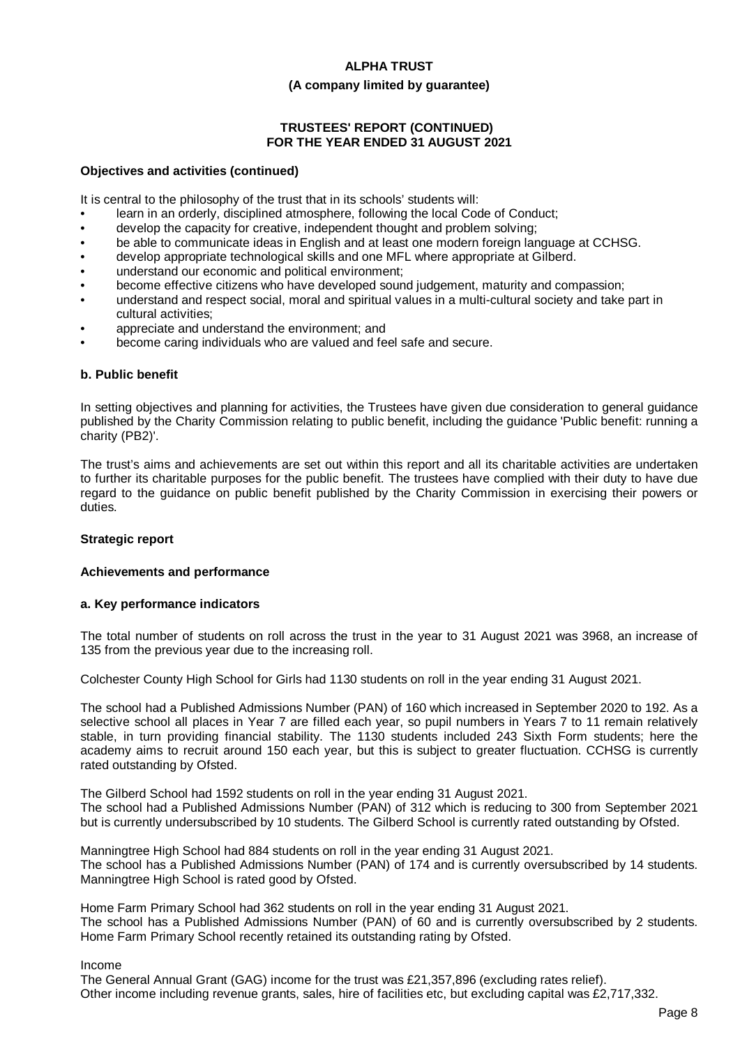**Objectives and activities (continued)**

It is central to the philosophy of the trust that in its schools' students will:

- learn in an orderly, disciplined atmosphere, following the local Code of Conduct;
- develop the capacity for creative, independent thought and problem solving;
- be able to communicate ideas in English and at least one modern foreign language at CCHSG.
- develop appropriate technological skills and one MFL where appropriate at Gilberd.
- understand our economic and political environment;
- become effective citizens who have developed sound judgement, maturity and compassion;
- understand and respect social, moral and spiritual values in a multi-cultural society and take part in cultural activities;
- appreciate and understand the environment; and
- become caring individuals who are valued and feel safe and secure.

**b. Public benefit**

In setting objectives and planning for activities, the Trustees have given due consideration to general guidance published by the Charity Commission relating to public benefit, including the guidance 'Public benefit: running a charity (PB2)'.

The trust's aims and achievements are set out within this report and all its charitable activities are undertaken to further its charitable purposes for the public benefit. The trustees have complied with their duty to have due regard to the guidance on public benefit published by the Charity Commission in exercising their powers or duties.

## Strategic report

### Achievements and performance

**a. Key performance indicators**

The total number of students on roll across the trust in the year to 31 August 2021 was 3968, an increase of 135 from the previous year due to the increasing roll.

Colchester County High School for Girls had 1130 students on roll in the year ending 31 August 2021.

The school had a Published Admissions Number (PAN) of 160 which increased in September 2020 to 192. As a selective school all places in Year 7 are filled each year, so pupil numbers in Years 7 to 11 remain relatively stable, in turn providing financial stability. The 1130 students included 243 Sixth Form students; here the academy aims to recruit around 150 each year, but this is subject to greater fluctuation. CCHSG is currently rated outstanding by Ofsted.

The Gilberd School had 1592 students on roll in the year ending 31 August 2021.
The school had a Published Admissions Number (PAN) of 312 which is reducing to 300 from September 2021 but is currently undersubscribed by 10 students. The Gilberd School is currently rated outstanding by Ofsted.

Manningtree High School had 884 students on roll in the year ending 31 August 2021.
The school has a Published Admissions Number (PAN) of 174 and is currently oversubscribed by 14 students. Manningtree High School is rated good by Ofsted.

Home Farm Primary School had 362 students on roll in the year ending 31 August 2021.
The school has a Published Admissions Number (PAN) of 60 and is currently oversubscribed by 2 students. Home Farm Primary School recently retained its outstanding rating by Ofsted.

Income

The General Annual Grant (GAG) income for the trust was £21,357,896 (excluding rates relief).
Other income including revenue grants, sales, hire of facilities etc, but excluding capital was £2,717,332.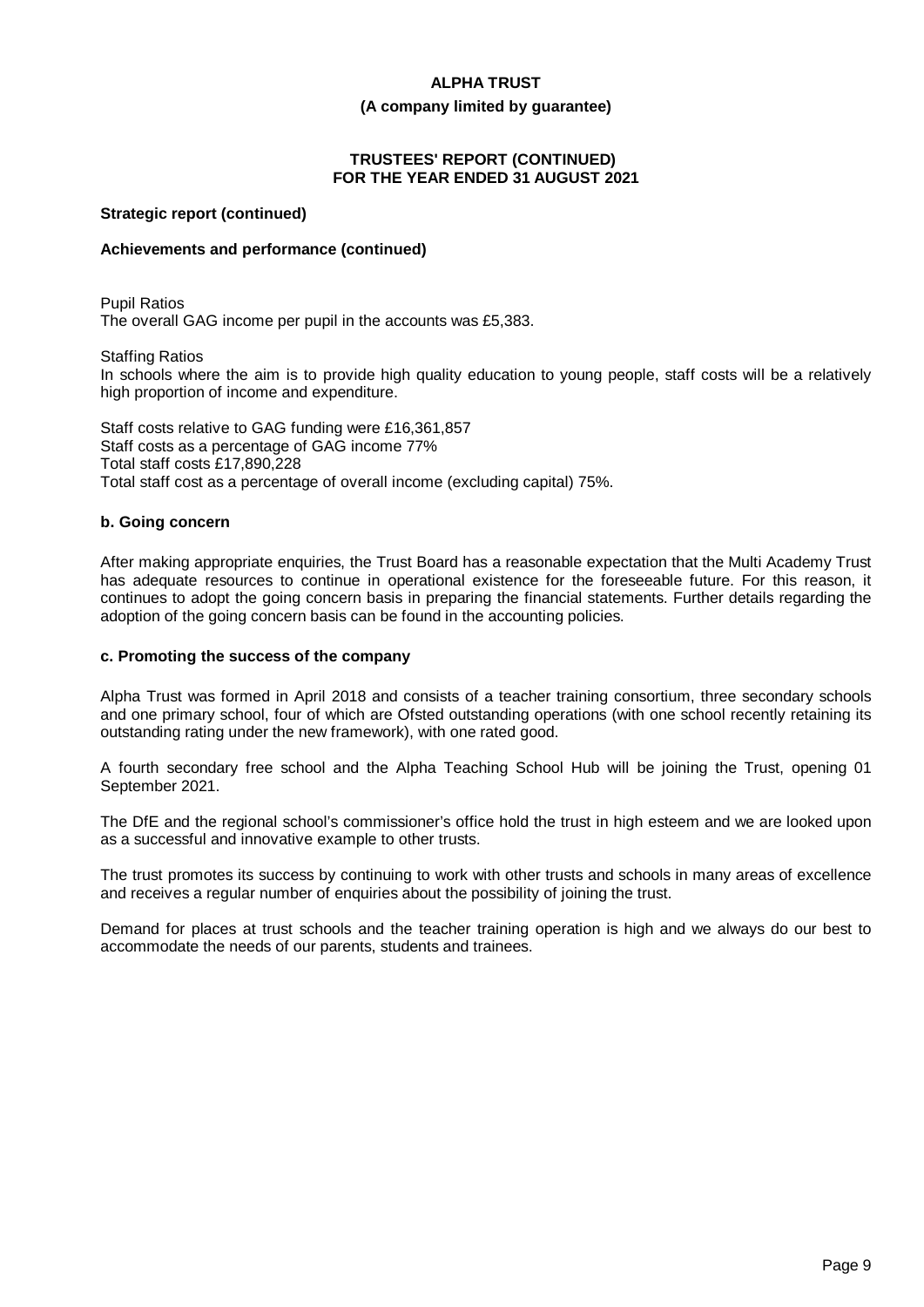**Strategic report (continued)**

**Achievements and performance (continued)**

Pupil Ratios
The overall GAG income per pupil in the accounts was £5,383.

Staffing Ratios
In schools where the aim is to provide high quality education to young people, staff costs will be a relatively high proportion of income and expenditure.

Staff costs relative to GAG funding were £16,361,857
Staff costs as a percentage of GAG income 77%
Total staff costs £17,890,228
Total staff cost as a percentage of overall income (excluding capital) 75%.

### b. Going concern

After making appropriate enquiries, the Trust Board has a reasonable expectation that the Multi Academy Trust has adequate resources to continue in operational existence for the foreseeable future. For this reason, it continues to adopt the going concern basis in preparing the financial statements. Further details regarding the adoption of the going concern basis can be found in the accounting policies.

### c. Promoting the success of the company

Alpha Trust was formed in April 2018 and consists of a teacher training consortium, three secondary schools and one primary school, four of which are Ofsted outstanding operations (with one school recently retaining its outstanding rating under the new framework), with one rated good.

A fourth secondary free school and the Alpha Teaching School Hub will be joining the Trust, opening 01 September 2021.

The DfE and the regional school's commissioner's office hold the trust in high esteem and we are looked upon as a successful and innovative example to other trusts.

The trust promotes its success by continuing to work with other trusts and schools in many areas of excellence and receives a regular number of enquiries about the possibility of joining the trust.

Demand for places at trust schools and the teacher training operation is high and we always do our best to accommodate the needs of our parents, students and trainees.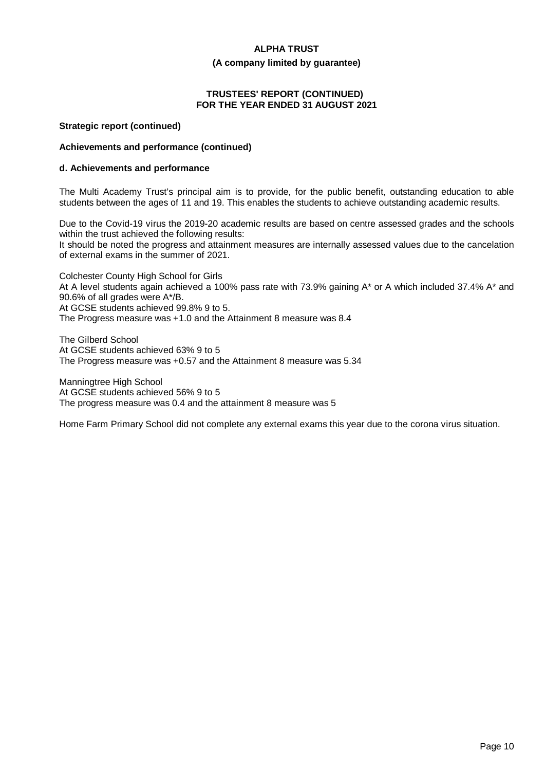**Strategic report (continued)**

**Achievements and performance (continued)**

**d. Achievements and performance**

The Multi Academy Trust's principal aim is to provide, for the public benefit, outstanding education to able students between the ages of 11 and 19. This enables the students to achieve outstanding academic results.

Due to the Covid-19 virus the 2019-20 academic results are based on centre assessed grades and the schools within the trust achieved the following results:
It should be noted the progress and attainment measures are internally assessed values due to the cancelation of external exams in the summer of 2021.

Colchester County High School for Girls
At A level students again achieved a 100% pass rate with 73.9% gaining A* or A which included 37.4% A* and 90.6% of all grades were A*/B.
At GCSE students achieved 99.8% 9 to 5.
The Progress measure was +1.0 and the Attainment 8 measure was 8.4

The Gilberd School
At GCSE students achieved 63% 9 to 5
The Progress measure was +0.57 and the Attainment 8 measure was 5.34

Manningtree High School
At GCSE students achieved 56% 9 to 5
The progress measure was 0.4 and the attainment 8 measure was 5

Home Farm Primary School did not complete any external exams this year due to the corona virus situation.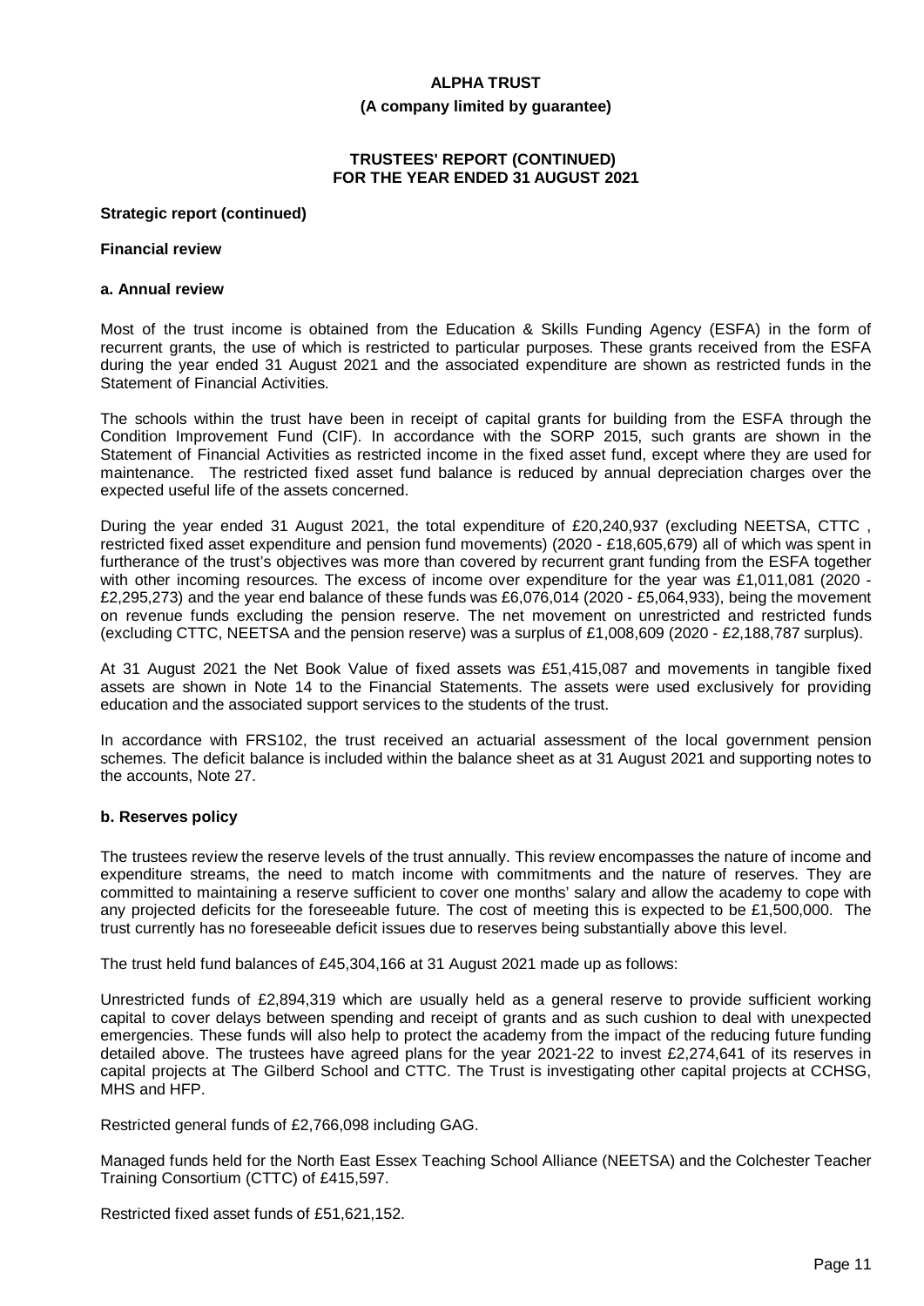**TRUSTEES' REPORT (CONTINUED)**
**FOR THE YEAR ENDED 31 AUGUST 2021**

**Strategic report (continued)**

**Financial review**

**a. Annual review**

Most of the trust income is obtained from the Education & Skills Funding Agency (ESFA) in the form of recurrent grants, the use of which is restricted to particular purposes. These grants received from the ESFA during the year ended 31 August 2021 and the associated expenditure are shown as restricted funds in the Statement of Financial Activities.

The schools within the trust have been in receipt of capital grants for building from the ESFA through the Condition Improvement Fund (CIF). In accordance with the SORP 2015, such grants are shown in the Statement of Financial Activities as restricted income in the fixed asset fund, except where they are used for maintenance. The restricted fixed asset fund balance is reduced by annual depreciation charges over the expected useful life of the assets concerned.

During the year ended 31 August 2021, the total expenditure of £20,240,937 (excluding NEETSA, CTTC , restricted fixed asset expenditure and pension fund movements) (2020 - £18,605,679) all of which was spent in furtherance of the trust's objectives was more than covered by recurrent grant funding from the ESFA together with other incoming resources. The excess of income over expenditure for the year was £1,011,081 (2020 - £2,295,273) and the year end balance of these funds was £6,076,014 (2020 - £5,064,933), being the movement on revenue funds excluding the pension reserve. The net movement on unrestricted and restricted funds (excluding CTTC, NEETSA and the pension reserve) was a surplus of £1,008,609 (2020 - £2,188,787 surplus).

At 31 August 2021 the Net Book Value of fixed assets was £51,415,087 and movements in tangible fixed assets are shown in Note 14 to the Financial Statements. The assets were used exclusively for providing education and the associated support services to the students of the trust.

In accordance with FRS102, the trust received an actuarial assessment of the local government pension schemes. The deficit balance is included within the balance sheet as at 31 August 2021 and supporting notes to the accounts, Note 27.

**b. Reserves policy**

The trustees review the reserve levels of the trust annually. This review encompasses the nature of income and expenditure streams, the need to match income with commitments and the nature of reserves. They are committed to maintaining a reserve sufficient to cover one months' salary and allow the academy to cope with any projected deficits for the foreseeable future. The cost of meeting this is expected to be £1,500,000. The trust currently has no foreseeable deficit issues due to reserves being substantially above this level.

The trust held fund balances of £45,304,166 at 31 August 2021 made up as follows:

Unrestricted funds of £2,894,319 which are usually held as a general reserve to provide sufficient working capital to cover delays between spending and receipt of grants and as such cushion to deal with unexpected emergencies. These funds will also help to protect the academy from the impact of the reducing future funding detailed above. The trustees have agreed plans for the year 2021-22 to invest £2,274,641 of its reserves in capital projects at The Gilberd School and CTTC. The Trust is investigating other capital projects at CCHSG, MHS and HFP.

Restricted general funds of £2,766,098 including GAG.

Managed funds held for the North East Essex Teaching School Alliance (NEETSA) and the Colchester Teacher Training Consortium (CTTC) of £415,597.

Restricted fixed asset funds of £51,621,152.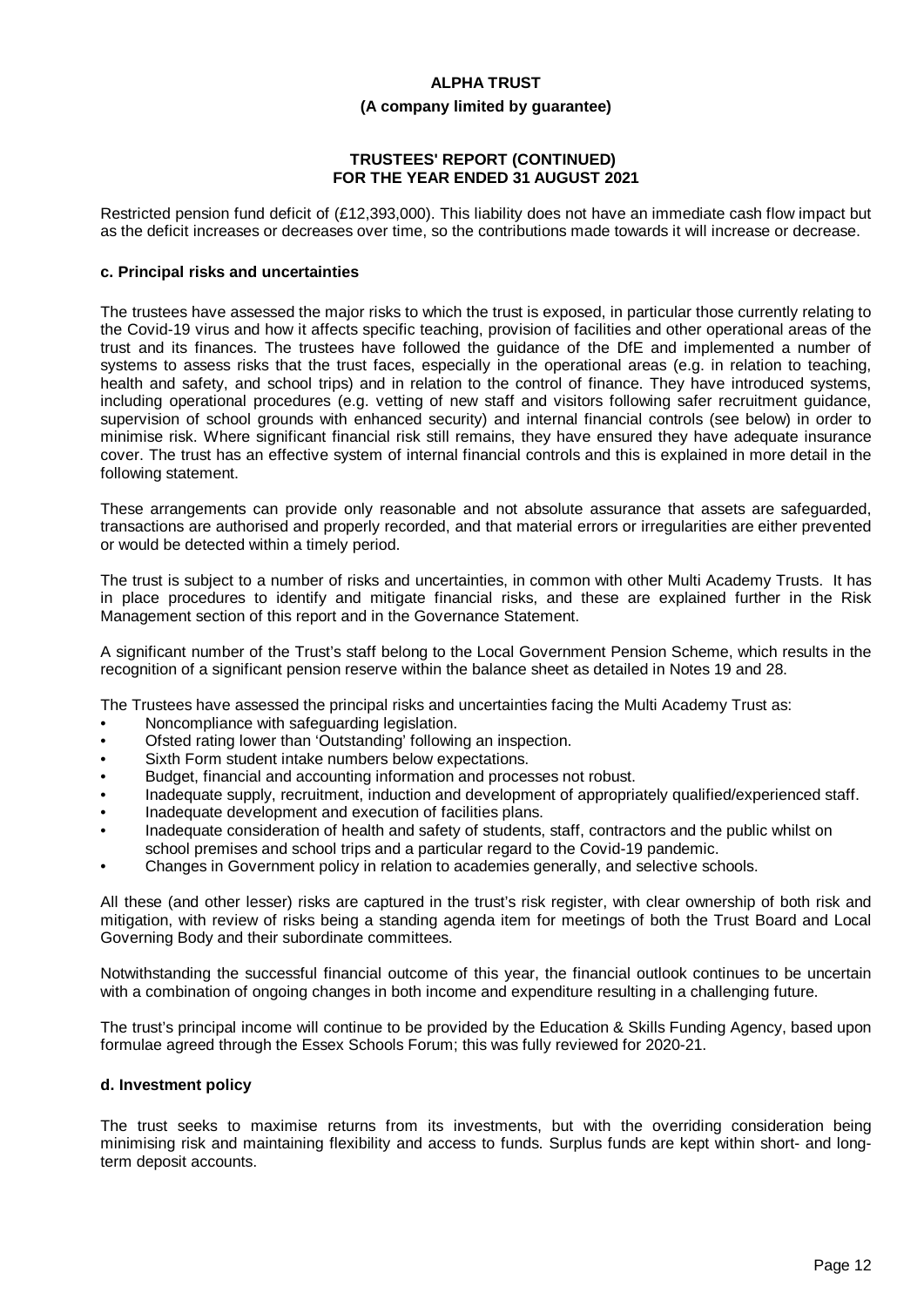Restricted pension fund deficit of (£12,393,000). This liability does not have an immediate cash flow impact but as the deficit increases or decreases over time, so the contributions made towards it will increase or decrease.

### c. Principal risks and uncertainties

The trustees have assessed the major risks to which the trust is exposed, in particular those currently relating to the Covid-19 virus and how it affects specific teaching, provision of facilities and other operational areas of the trust and its finances. The trustees have followed the guidance of the DfE and implemented a number of systems to assess risks that the trust faces, especially in the operational areas (e.g. in relation to teaching, health and safety, and school trips) and in relation to the control of finance. They have introduced systems, including operational procedures (e.g. vetting of new staff and visitors following safer recruitment guidance, supervision of school grounds with enhanced security) and internal financial controls (see below) in order to minimise risk. Where significant financial risk still remains, they have ensured they have adequate insurance cover. The trust has an effective system of internal financial controls and this is explained in more detail in the following statement.

These arrangements can provide only reasonable and not absolute assurance that assets are safeguarded, transactions are authorised and properly recorded, and that material errors or irregularities are either prevented or would be detected within a timely period.

The trust is subject to a number of risks and uncertainties, in common with other Multi Academy Trusts. It has in place procedures to identify and mitigate financial risks, and these are explained further in the Risk Management section of this report and in the Governance Statement.

A significant number of the Trust's staff belong to the Local Government Pension Scheme, which results in the recognition of a significant pension reserve within the balance sheet as detailed in Notes 19 and 28.

The Trustees have assessed the principal risks and uncertainties facing the Multi Academy Trust as:

- Noncompliance with safeguarding legislation.
- Ofsted rating lower than 'Outstanding' following an inspection.
- Sixth Form student intake numbers below expectations.
- Budget, financial and accounting information and processes not robust.
- Inadequate supply, recruitment, induction and development of appropriately qualified/experienced staff.
- Inadequate development and execution of facilities plans.
- Inadequate consideration of health and safety of students, staff, contractors and the public whilst on school premises and school trips and a particular regard to the Covid-19 pandemic.
- Changes in Government policy in relation to academies generally, and selective schools.

All these (and other lesser) risks are captured in the trust's risk register, with clear ownership of both risk and mitigation, with review of risks being a standing agenda item for meetings of both the Trust Board and Local Governing Body and their subordinate committees.

Notwithstanding the successful financial outcome of this year, the financial outlook continues to be uncertain with a combination of ongoing changes in both income and expenditure resulting in a challenging future.

The trust's principal income will continue to be provided by the Education & Skills Funding Agency, based upon formulae agreed through the Essex Schools Forum; this was fully reviewed for 2020-21.

### d. Investment policy

The trust seeks to maximise returns from its investments, but with the overriding consideration being minimising risk and maintaining flexibility and access to funds. Surplus funds are kept within short- and long-term deposit accounts.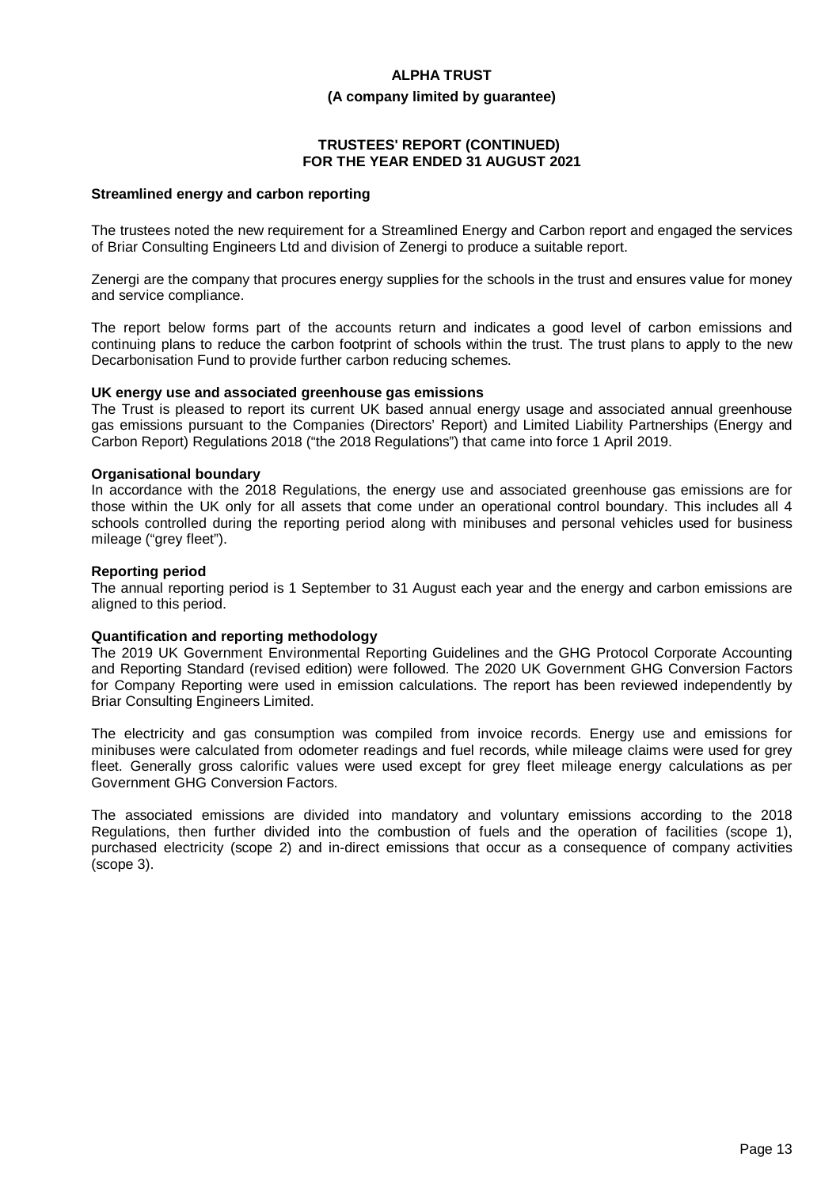## Streamlined energy and carbon reporting

The trustees noted the new requirement for a Streamlined Energy and Carbon report and engaged the services of Briar Consulting Engineers Ltd and division of Zenergi to produce a suitable report.

Zenergi are the company that procures energy supplies for the schools in the trust and ensures value for money and service compliance.

The report below forms part of the accounts return and indicates a good level of carbon emissions and continuing plans to reduce the carbon footprint of schools within the trust. The trust plans to apply to the new Decarbonisation Fund to provide further carbon reducing schemes.

### UK energy use and associated greenhouse gas emissions

The Trust is pleased to report its current UK based annual energy usage and associated annual greenhouse gas emissions pursuant to the Companies (Directors' Report) and Limited Liability Partnerships (Energy and Carbon Report) Regulations 2018 ("the 2018 Regulations") that came into force 1 April 2019.

### Organisational boundary

In accordance with the 2018 Regulations, the energy use and associated greenhouse gas emissions are for those within the UK only for all assets that come under an operational control boundary. This includes all 4 schools controlled during the reporting period along with minibuses and personal vehicles used for business mileage ("grey fleet").

### Reporting period

The annual reporting period is 1 September to 31 August each year and the energy and carbon emissions are aligned to this period.

### Quantification and reporting methodology

The 2019 UK Government Environmental Reporting Guidelines and the GHG Protocol Corporate Accounting and Reporting Standard (revised edition) were followed. The 2020 UK Government GHG Conversion Factors for Company Reporting were used in emission calculations. The report has been reviewed independently by Briar Consulting Engineers Limited.

The electricity and gas consumption was compiled from invoice records. Energy use and emissions for minibuses were calculated from odometer readings and fuel records, while mileage claims were used for grey fleet. Generally gross calorific values were used except for grey fleet mileage energy calculations as per Government GHG Conversion Factors.

The associated emissions are divided into mandatory and voluntary emissions according to the 2018 Regulations, then further divided into the combustion of fuels and the operation of facilities (scope 1), purchased electricity (scope 2) and in-direct emissions that occur as a consequence of company activities (scope 3).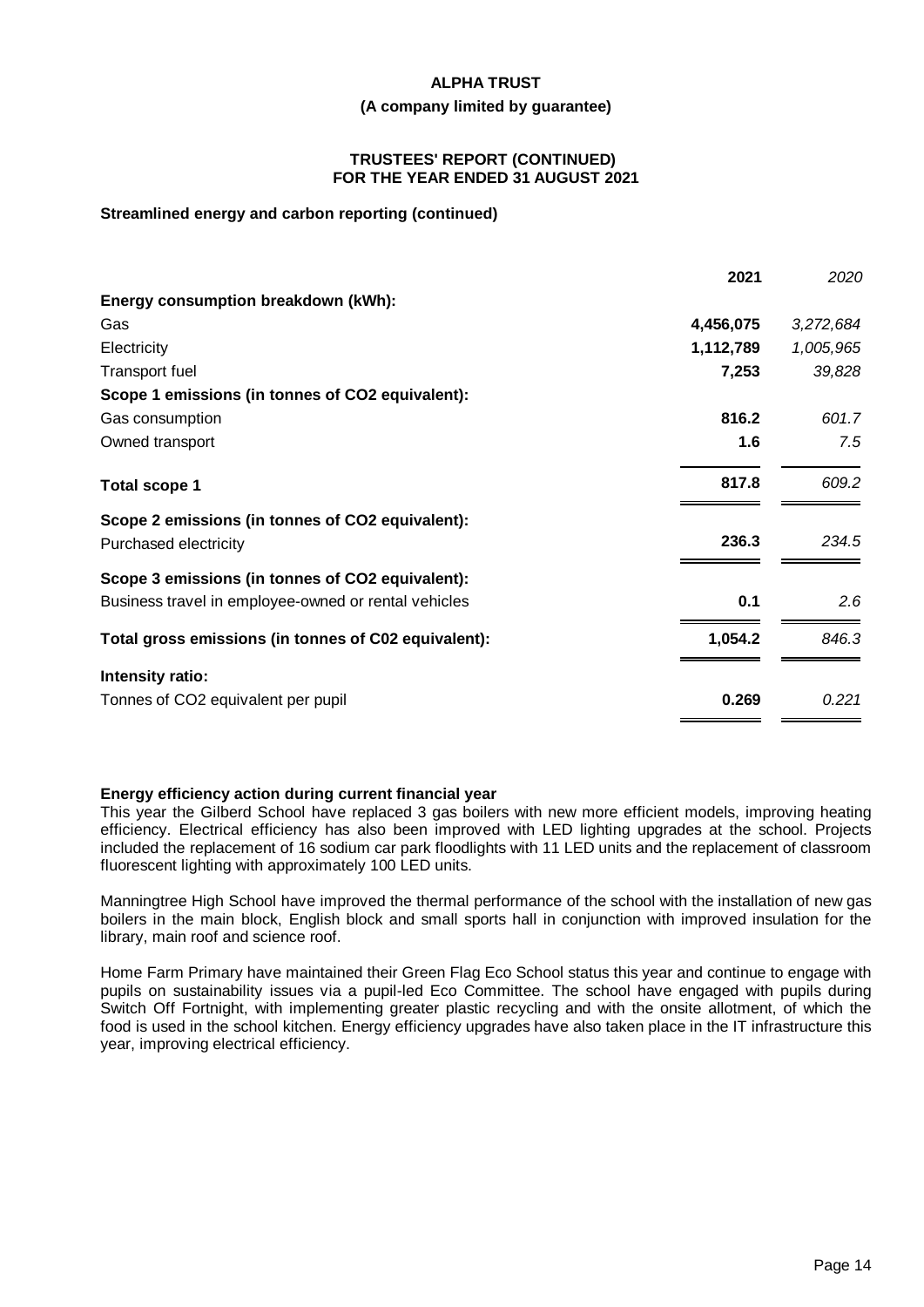**ALPHA TRUST**

**(A company limited by guarantee)**

**TRUSTEES' REPORT (CONTINUED)**
**FOR THE YEAR ENDED 31 AUGUST 2021**

**Streamlined energy and carbon reporting (continued)**

| | **2021** | *2020* |
|---|---|---|
| **Energy consumption breakdown (kWh):** | | |
| Gas | **4,456,075** | *3,272,684* |
| Electricity | **1,112,789** | *1,005,965* |
| Transport fuel | **7,253** | *39,828* |
| **Scope 1 emissions (in tonnes of CO2 equivalent):** | | |
| Gas consumption | **816.2** | *601.7* |
| Owned transport | **1.6** | *7.5* |
| **Total scope 1** | **817.8** | *609.2* |
| **Scope 2 emissions (in tonnes of CO2 equivalent):** | | |
| Purchased electricity | **236.3** | *234.5* |
| **Scope 3 emissions (in tonnes of CO2 equivalent):** | | |
| Business travel in employee-owned or rental vehicles | **0.1** | *2.6* |
| **Total gross emissions (in tonnes of C02 equivalent):** | **1,054.2** | *846.3* |
| **Intensity ratio:** | | |
| Tonnes of CO2 equivalent per pupil | **0.269** | *0.221* |

**Energy efficiency action during current financial year**

This year the Gilberd School have replaced 3 gas boilers with new more efficient models, improving heating efficiency. Electrical efficiency has also been improved with LED lighting upgrades at the school. Projects included the replacement of 16 sodium car park floodlights with 11 LED units and the replacement of classroom fluorescent lighting with approximately 100 LED units.

Manningtree High School have improved the thermal performance of the school with the installation of new gas boilers in the main block, English block and small sports hall in conjunction with improved insulation for the library, main roof and science roof.

Home Farm Primary have maintained their Green Flag Eco School status this year and continue to engage with pupils on sustainability issues via a pupil-led Eco Committee. The school have engaged with pupils during Switch Off Fortnight, with implementing greater plastic recycling and with the onsite allotment, of which the food is used in the school kitchen. Energy efficiency upgrades have also taken place in the IT infrastructure this year, improving electrical efficiency.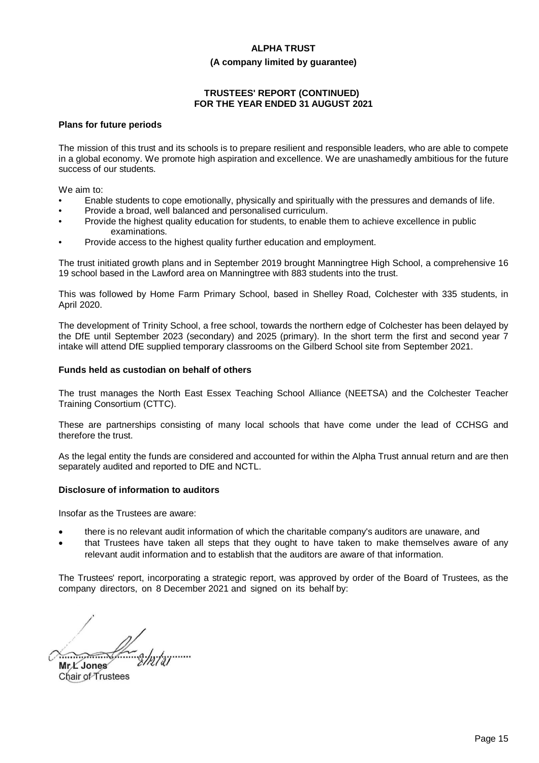**ALPHA TRUST**

**(A company limited by guarantee)**

**TRUSTEES' REPORT (CONTINUED)**
**FOR THE YEAR ENDED 31 AUGUST 2021**

### Plans for future periods

The mission of this trust and its schools is to prepare resilient and responsible leaders, who are able to compete in a global economy. We promote high aspiration and excellence. We are unashamedly ambitious for the future success of our students.

We aim to:

- Enable students to cope emotionally, physically and spiritually with the pressures and demands of life.
- Provide a broad, well balanced and personalised curriculum.
- Provide the highest quality education for students, to enable them to achieve excellence in public examinations.
- Provide access to the highest quality further education and employment.

The trust initiated growth plans and in September 2019 brought Manningtree High School, a comprehensive 16 19 school based in the Lawford area on Manningtree with 883 students into the trust.

This was followed by Home Farm Primary School, based in Shelley Road, Colchester with 335 students, in April 2020.

The development of Trinity School, a free school, towards the northern edge of Colchester has been delayed by the DfE until September 2023 (secondary) and 2025 (primary). In the short term the first and second year 7 intake will attend DfE supplied temporary classrooms on the Gilberd School site from September 2021.

### Funds held as custodian on behalf of others

The trust manages the North East Essex Teaching School Alliance (NEETSA) and the Colchester Teacher Training Consortium (CTTC).

These are partnerships consisting of many local schools that have come under the lead of CCHSG and therefore the trust.

As the legal entity the funds are considered and accounted for within the Alpha Trust annual return and are then separately audited and reported to DfE and NCTL.

### Disclosure of information to auditors

Insofar as the Trustees are aware:

- there is no relevant audit information of which the charitable company's auditors are unaware, and
- that Trustees have taken all steps that they ought to have taken to make themselves aware of any relevant audit information and to establish that the auditors are aware of that information.

The Trustees' report, incorporating a strategic report, was approved by order of the Board of Trustees, as the company directors, on 8 December 2021 and signed on its behalf by:

8/12/21

Mr L Jones
Chair of Trustees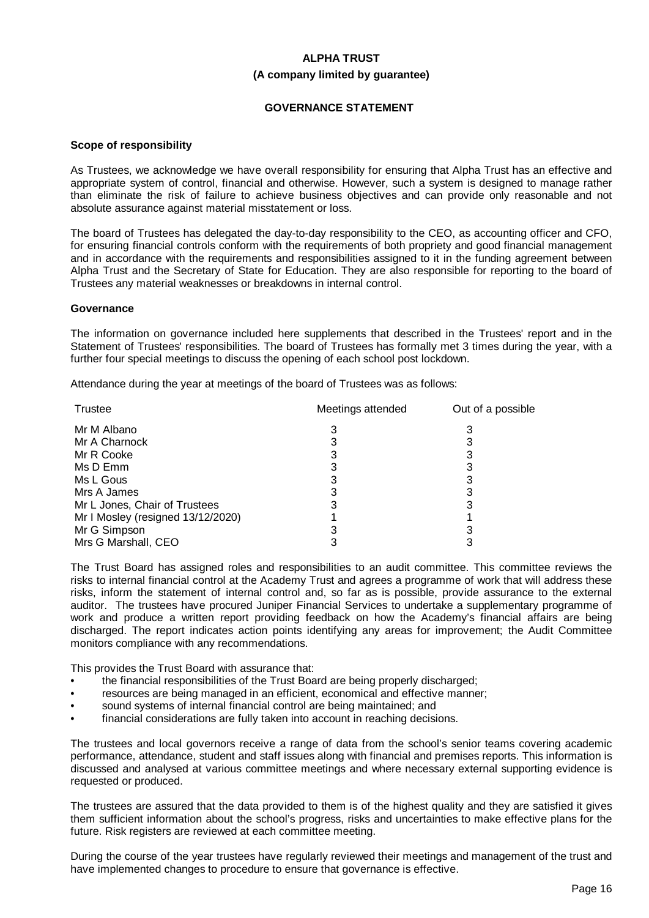# ALPHA TRUST

**(A company limited by guarantee)**

## GOVERNANCE STATEMENT

### Scope of responsibility

As Trustees, we acknowledge we have overall responsibility for ensuring that Alpha Trust has an effective and appropriate system of control, financial and otherwise. However, such a system is designed to manage rather than eliminate the risk of failure to achieve business objectives and can provide only reasonable and not absolute assurance against material misstatement or loss.

The board of Trustees has delegated the day-to-day responsibility to the CEO, as accounting officer and CFO, for ensuring financial controls conform with the requirements of both propriety and good financial management and in accordance with the requirements and responsibilities assigned to it in the funding agreement between Alpha Trust and the Secretary of State for Education. They are also responsible for reporting to the board of Trustees any material weaknesses or breakdowns in internal control.

### Governance

The information on governance included here supplements that described in the Trustees' report and in the Statement of Trustees' responsibilities. The board of Trustees has formally met 3 times during the year, with a further four special meetings to discuss the opening of each school post lockdown.

Attendance during the year at meetings of the board of Trustees was as follows:

| Trustee | Meetings attended | Out of a possible |
|---|---|---|
| Mr M Albano | 3 | 3 |
| Mr A Charnock | 3 | 3 |
| Mr R Cooke | 3 | 3 |
| Ms D Emm | 3 | 3 |
| Ms L Gous | 3 | 3 |
| Mrs A James | 3 | 3 |
| Mr L Jones, Chair of Trustees | 3 | 3 |
| Mr I Mosley (resigned 13/12/2020) | 1 | 1 |
| Mr G Simpson | 3 | 3 |
| Mrs G Marshall, CEO | 3 | 3 |

The Trust Board has assigned roles and responsibilities to an audit committee. This committee reviews the risks to internal financial control at the Academy Trust and agrees a programme of work that will address these risks, inform the statement of internal control and, so far as is possible, provide assurance to the external auditor. The trustees have procured Juniper Financial Services to undertake a supplementary programme of work and produce a written report providing feedback on how the Academy's financial affairs are being discharged. The report indicates action points identifying any areas for improvement; the Audit Committee monitors compliance with any recommendations.

This provides the Trust Board with assurance that:

- the financial responsibilities of the Trust Board are being properly discharged;
- resources are being managed in an efficient, economical and effective manner;
- sound systems of internal financial control are being maintained; and
- financial considerations are fully taken into account in reaching decisions.

The trustees and local governors receive a range of data from the school's senior teams covering academic performance, attendance, student and staff issues along with financial and premises reports. This information is discussed and analysed at various committee meetings and where necessary external supporting evidence is requested or produced.

The trustees are assured that the data provided to them is of the highest quality and they are satisfied it gives them sufficient information about the school's progress, risks and uncertainties to make effective plans for the future. Risk registers are reviewed at each committee meeting.

During the course of the year trustees have regularly reviewed their meetings and management of the trust and have implemented changes to procedure to ensure that governance is effective.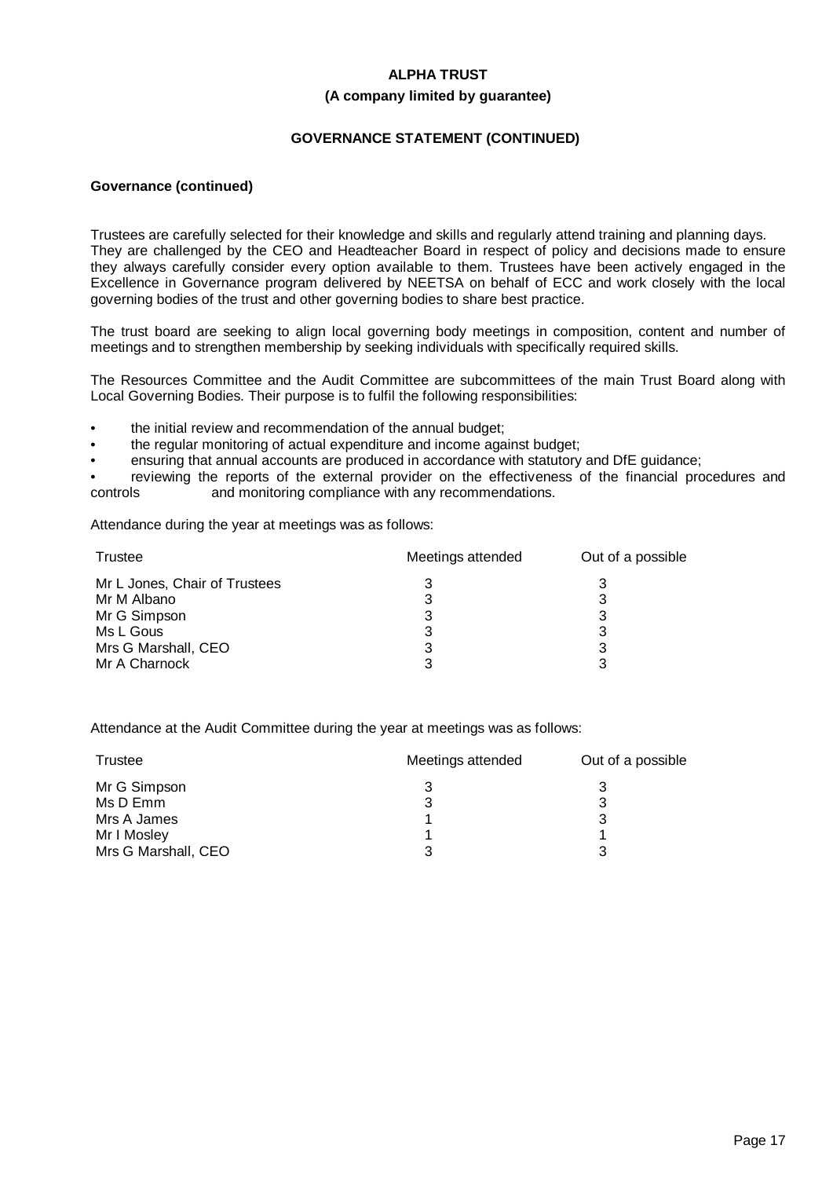**ALPHA TRUST**

**(A company limited by guarantee)**

**GOVERNANCE STATEMENT (CONTINUED)**

**Governance (continued)**

Trustees are carefully selected for their knowledge and skills and regularly attend training and planning days. They are challenged by the CEO and Headteacher Board in respect of policy and decisions made to ensure they always carefully consider every option available to them. Trustees have been actively engaged in the Excellence in Governance program delivered by NEETSA on behalf of ECC and work closely with the local governing bodies of the trust and other governing bodies to share best practice.

The trust board are seeking to align local governing body meetings in composition, content and number of meetings and to strengthen membership by seeking individuals with specifically required skills.

The Resources Committee and the Audit Committee are subcommittees of the main Trust Board along with Local Governing Bodies. Their purpose is to fulfil the following responsibilities:

- the initial review and recommendation of the annual budget;
- the regular monitoring of actual expenditure and income against budget;
- ensuring that annual accounts are produced in accordance with statutory and DfE guidance;
- reviewing the reports of the external provider on the effectiveness of the financial procedures and controls and monitoring compliance with any recommendations.

Attendance during the year at meetings was as follows:

| Trustee | Meetings attended | Out of a possible |
|---|---|---|
| Mr L Jones, Chair of Trustees | 3 | 3 |
| Mr M Albano | 3 | 3 |
| Mr G Simpson | 3 | 3 |
| Ms L Gous | 3 | 3 |
| Mrs G Marshall, CEO | 3 | 3 |
| Mr A Charnock | 3 | 3 |

Attendance at the Audit Committee during the year at meetings was as follows:

| Trustee | Meetings attended | Out of a possible |
|---|---|---|
| Mr G Simpson | 3 | 3 |
| Ms D Emm | 3 | 3 |
| Mrs A James | 1 | 3 |
| Mr I Mosley | 1 | 1 |
| Mrs G Marshall, CEO | 3 | 3 |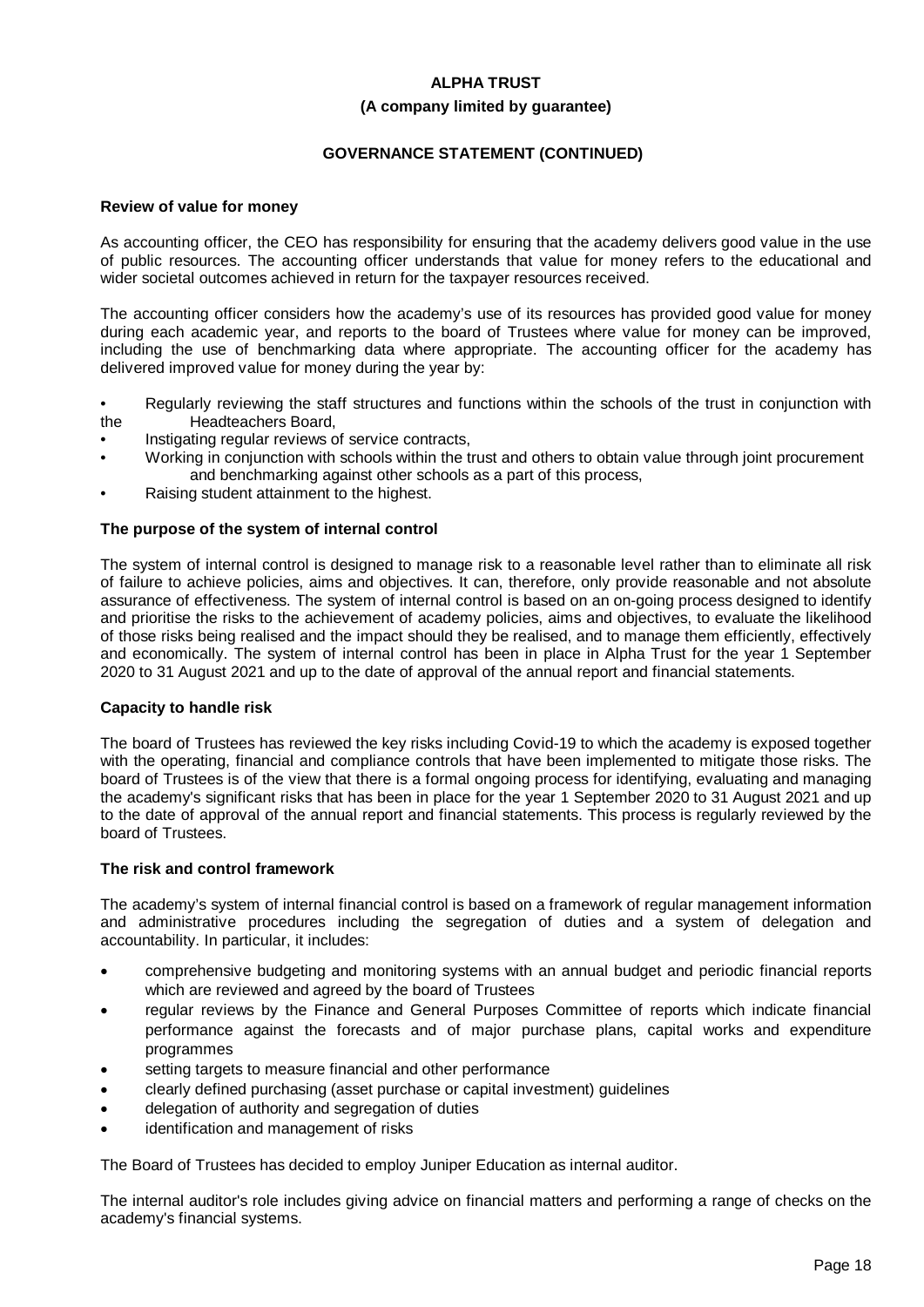**GOVERNANCE STATEMENT (CONTINUED)**

## Review of value for money

As accounting officer, the CEO has responsibility for ensuring that the academy delivers good value in the use of public resources. The accounting officer understands that value for money refers to the educational and wider societal outcomes achieved in return for the taxpayer resources received.

The accounting officer considers how the academy's use of its resources has provided good value for money during each academic year, and reports to the board of Trustees where value for money can be improved, including the use of benchmarking data where appropriate. The accounting officer for the academy has delivered improved value for money during the year by:

- Regularly reviewing the staff structures and functions within the schools of the trust in conjunction with the Headteachers Board,
- Instigating regular reviews of service contracts,
- Working in conjunction with schools within the trust and others to obtain value through joint procurement and benchmarking against other schools as a part of this process,
- Raising student attainment to the highest.

## The purpose of the system of internal control

The system of internal control is designed to manage risk to a reasonable level rather than to eliminate all risk of failure to achieve policies, aims and objectives. It can, therefore, only provide reasonable and not absolute assurance of effectiveness. The system of internal control is based on an on-going process designed to identify and prioritise the risks to the achievement of academy policies, aims and objectives, to evaluate the likelihood of those risks being realised and the impact should they be realised, and to manage them efficiently, effectively and economically. The system of internal control has been in place in Alpha Trust for the year 1 September 2020 to 31 August 2021 and up to the date of approval of the annual report and financial statements.

## Capacity to handle risk

The board of Trustees has reviewed the key risks including Covid-19 to which the academy is exposed together with the operating, financial and compliance controls that have been implemented to mitigate those risks. The board of Trustees is of the view that there is a formal ongoing process for identifying, evaluating and managing the academy's significant risks that has been in place for the year 1 September 2020 to 31 August 2021 and up to the date of approval of the annual report and financial statements. This process is regularly reviewed by the board of Trustees.

## The risk and control framework

The academy's system of internal financial control is based on a framework of regular management information and administrative procedures including the segregation of duties and a system of delegation and accountability. In particular, it includes:

- comprehensive budgeting and monitoring systems with an annual budget and periodic financial reports which are reviewed and agreed by the board of Trustees
- regular reviews by the Finance and General Purposes Committee of reports which indicate financial performance against the forecasts and of major purchase plans, capital works and expenditure programmes
- setting targets to measure financial and other performance
- clearly defined purchasing (asset purchase or capital investment) guidelines
- delegation of authority and segregation of duties
- identification and management of risks

The Board of Trustees has decided to employ Juniper Education as internal auditor.

The internal auditor's role includes giving advice on financial matters and performing a range of checks on the academy's financial systems.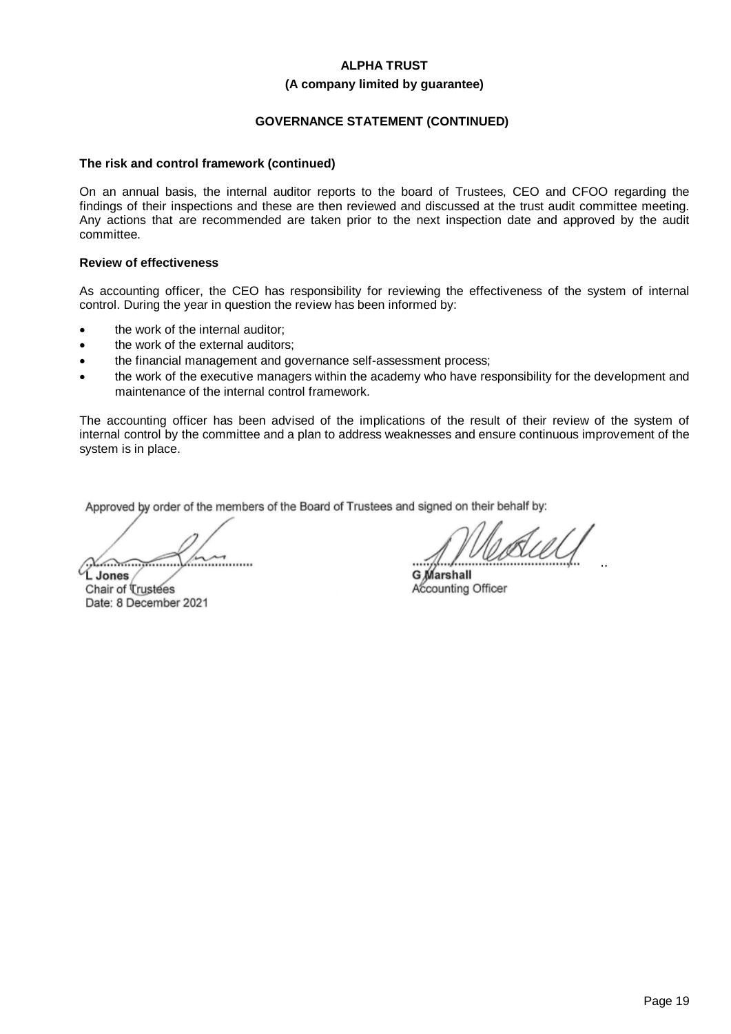**ALPHA TRUST**

**(A company limited by guarantee)**

**GOVERNANCE STATEMENT (CONTINUED)**

**The risk and control framework (continued)**

On an annual basis, the internal auditor reports to the board of Trustees, CEO and CFOO regarding the findings of their inspections and these are then reviewed and discussed at the trust audit committee meeting. Any actions that are recommended are taken prior to the next inspection date and approved by the audit committee.

**Review of effectiveness**

As accounting officer, the CEO has responsibility for reviewing the effectiveness of the system of internal control. During the year in question the review has been informed by:

- the work of the internal auditor;
- the work of the external auditors;
- the financial management and governance self-assessment process;
- the work of the executive managers within the academy who have responsibility for the development and maintenance of the internal control framework.

The accounting officer has been advised of the implications of the result of their review of the system of internal control by the committee and a plan to address weaknesses and ensure continuous improvement of the system is in place.

Approved by order of the members of the Board of Trustees and signed on their behalf by:

...................................................
**L Jones**
Chair of Trustees
Date: 8 December 2021

...................................................
**G Marshall**
Accounting Officer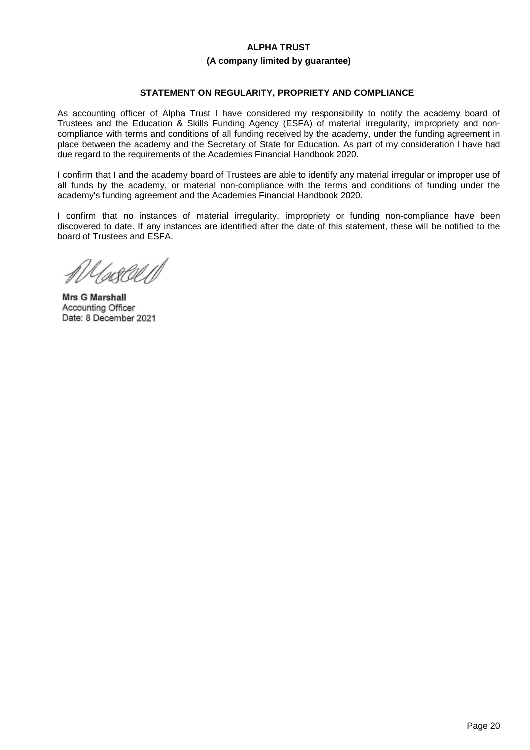**ALPHA TRUST**

**(A company limited by guarantee)**

**STATEMENT ON REGULARITY, PROPRIETY AND COMPLIANCE**

As accounting officer of Alpha Trust I have considered my responsibility to notify the academy board of Trustees and the Education & Skills Funding Agency (ESFA) of material irregularity, impropriety and non-compliance with terms and conditions of all funding received by the academy, under the funding agreement in place between the academy and the Secretary of State for Education. As part of my consideration I have had due regard to the requirements of the Academies Financial Handbook 2020.

I confirm that I and the academy board of Trustees are able to identify any material irregular or improper use of all funds by the academy, or material non-compliance with the terms and conditions of funding under the academy's funding agreement and the Academies Financial Handbook 2020.

I confirm that no instances of material irregularity, impropriety or funding non-compliance have been discovered to date. If any instances are identified after the date of this statement, these will be notified to the board of Trustees and ESFA.

**Mrs G Marshall**
Accounting Officer
Date: 8 December 2021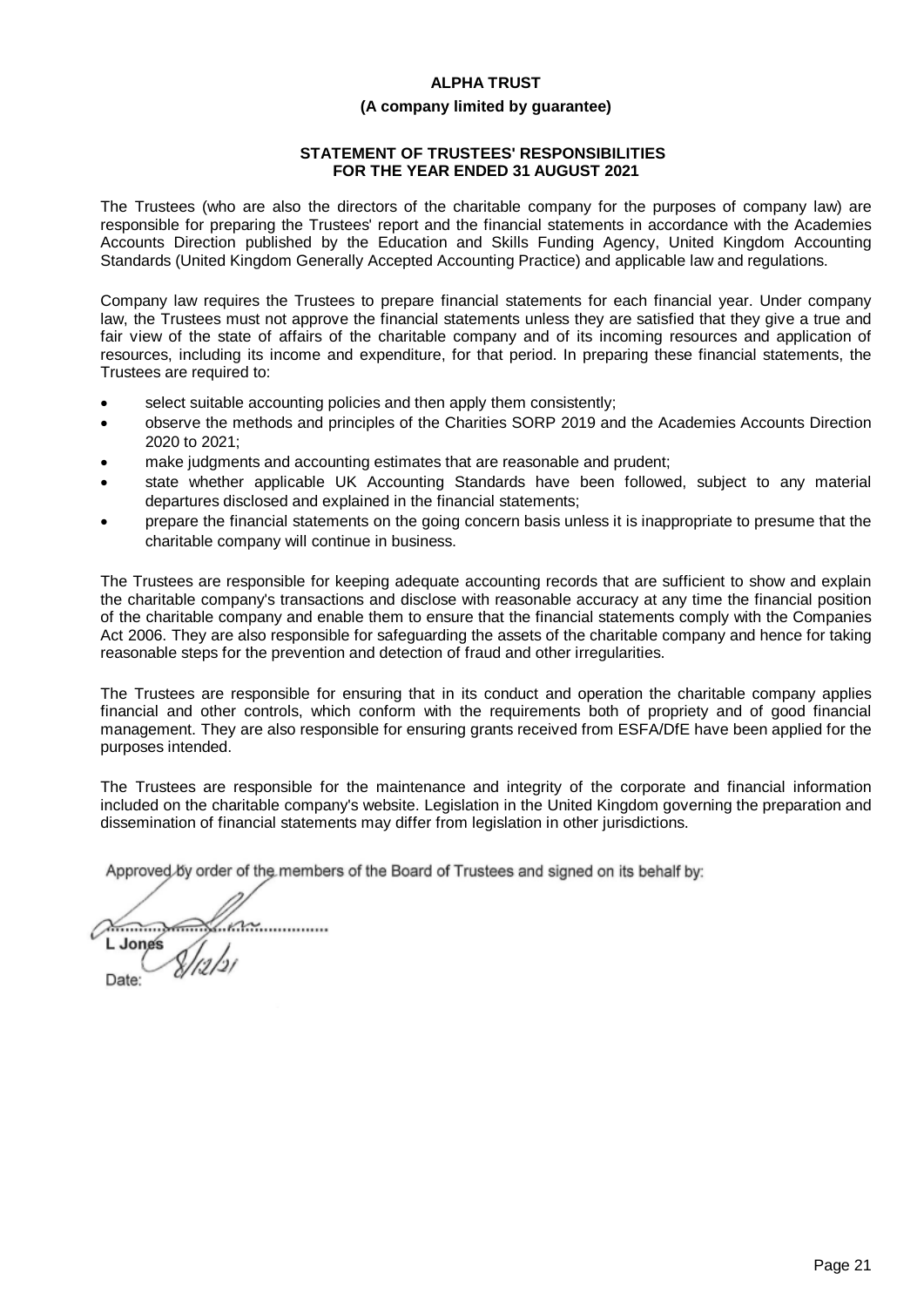# ALPHA TRUST

**(A company limited by guarantee)**

## STATEMENT OF TRUSTEES' RESPONSIBILITIES FOR THE YEAR ENDED 31 AUGUST 2021

The Trustees (who are also the directors of the charitable company for the purposes of company law) are responsible for preparing the Trustees' report and the financial statements in accordance with the Academies Accounts Direction published by the Education and Skills Funding Agency, United Kingdom Accounting Standards (United Kingdom Generally Accepted Accounting Practice) and applicable law and regulations.

Company law requires the Trustees to prepare financial statements for each financial year. Under company law, the Trustees must not approve the financial statements unless they are satisfied that they give a true and fair view of the state of affairs of the charitable company and of its incoming resources and application of resources, including its income and expenditure, for that period. In preparing these financial statements, the Trustees are required to:

- select suitable accounting policies and then apply them consistently;
- observe the methods and principles of the Charities SORP 2019 and the Academies Accounts Direction 2020 to 2021;
- make judgments and accounting estimates that are reasonable and prudent;
- state whether applicable UK Accounting Standards have been followed, subject to any material departures disclosed and explained in the financial statements;
- prepare the financial statements on the going concern basis unless it is inappropriate to presume that the charitable company will continue in business.

The Trustees are responsible for keeping adequate accounting records that are sufficient to show and explain the charitable company's transactions and disclose with reasonable accuracy at any time the financial position of the charitable company and enable them to ensure that the financial statements comply with the Companies Act 2006. They are also responsible for safeguarding the assets of the charitable company and hence for taking reasonable steps for the prevention and detection of fraud and other irregularities.

The Trustees are responsible for ensuring that in its conduct and operation the charitable company applies financial and other controls, which conform with the requirements both of propriety and of good financial management. They are also responsible for ensuring grants received from ESFA/DfE have been applied for the purposes intended.

The Trustees are responsible for the maintenance and integrity of the corporate and financial information included on the charitable company's website. Legislation in the United Kingdom governing the preparation and dissemination of financial statements may differ from legislation in other jurisdictions.

Approved by order of the members of the Board of Trustees and signed on its behalf by:

................................................
L Jones

Date: 8/12/21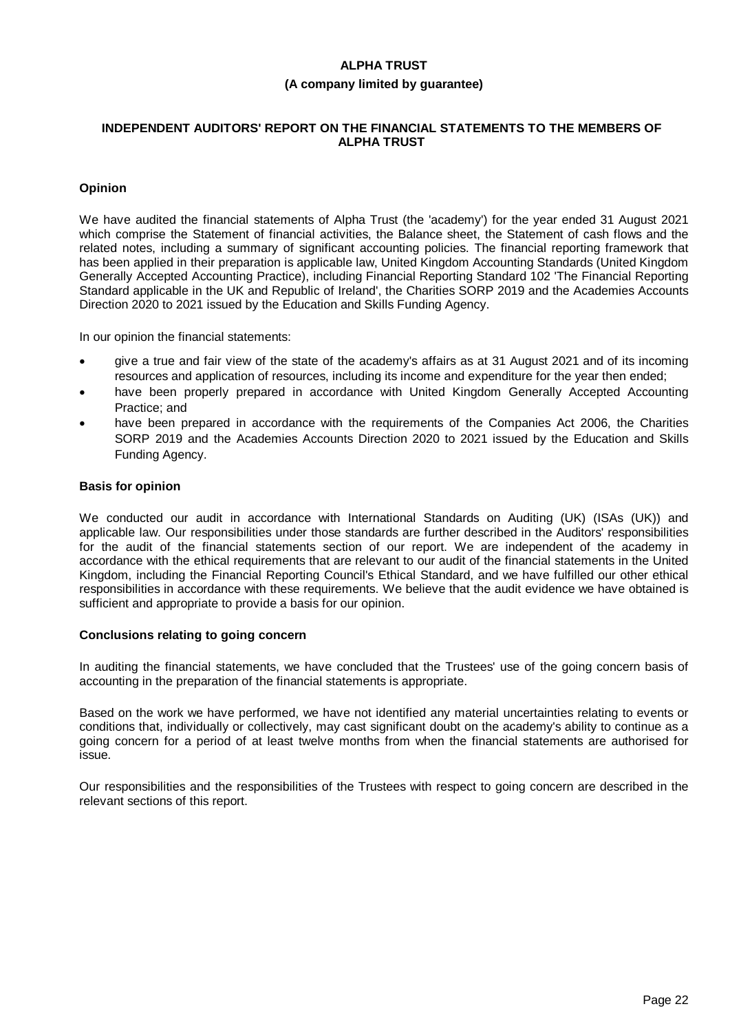**ALPHA TRUST**

**(A company limited by guarantee)**

## INDEPENDENT AUDITORS' REPORT ON THE FINANCIAL STATEMENTS TO THE MEMBERS OF ALPHA TRUST

### Opinion

We have audited the financial statements of Alpha Trust (the 'academy') for the year ended 31 August 2021 which comprise the Statement of financial activities, the Balance sheet, the Statement of cash flows and the related notes, including a summary of significant accounting policies. The financial reporting framework that has been applied in their preparation is applicable law, United Kingdom Accounting Standards (United Kingdom Generally Accepted Accounting Practice), including Financial Reporting Standard 102 'The Financial Reporting Standard applicable in the UK and Republic of Ireland', the Charities SORP 2019 and the Academies Accounts Direction 2020 to 2021 issued by the Education and Skills Funding Agency.

In our opinion the financial statements:

- give a true and fair view of the state of the academy's affairs as at 31 August 2021 and of its incoming resources and application of resources, including its income and expenditure for the year then ended;
- have been properly prepared in accordance with United Kingdom Generally Accepted Accounting Practice; and
- have been prepared in accordance with the requirements of the Companies Act 2006, the Charities SORP 2019 and the Academies Accounts Direction 2020 to 2021 issued by the Education and Skills Funding Agency.

### Basis for opinion

We conducted our audit in accordance with International Standards on Auditing (UK) (ISAs (UK)) and applicable law. Our responsibilities under those standards are further described in the Auditors' responsibilities for the audit of the financial statements section of our report. We are independent of the academy in accordance with the ethical requirements that are relevant to our audit of the financial statements in the United Kingdom, including the Financial Reporting Council's Ethical Standard, and we have fulfilled our other ethical responsibilities in accordance with these requirements. We believe that the audit evidence we have obtained is sufficient and appropriate to provide a basis for our opinion.

### Conclusions relating to going concern

In auditing the financial statements, we have concluded that the Trustees' use of the going concern basis of accounting in the preparation of the financial statements is appropriate.

Based on the work we have performed, we have not identified any material uncertainties relating to events or conditions that, individually or collectively, may cast significant doubt on the academy's ability to continue as a going concern for a period of at least twelve months from when the financial statements are authorised for issue.

Our responsibilities and the responsibilities of the Trustees with respect to going concern are described in the relevant sections of this report.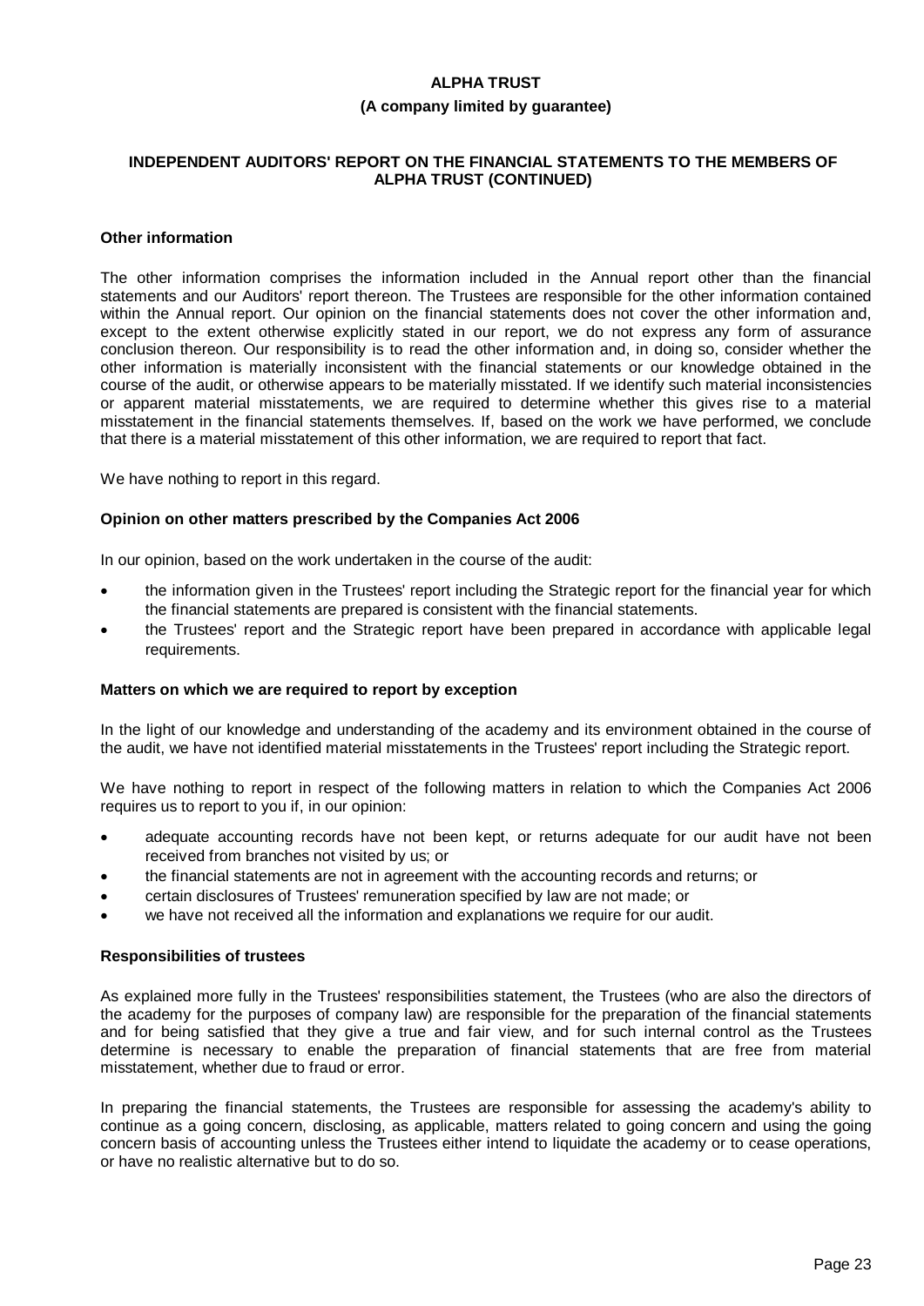**ALPHA TRUST**

**(A company limited by guarantee)**

**INDEPENDENT AUDITORS' REPORT ON THE FINANCIAL STATEMENTS TO THE MEMBERS OF ALPHA TRUST (CONTINUED)**

**Other information**

The other information comprises the information included in the Annual report other than the financial statements and our Auditors' report thereon. The Trustees are responsible for the other information contained within the Annual report. Our opinion on the financial statements does not cover the other information and, except to the extent otherwise explicitly stated in our report, we do not express any form of assurance conclusion thereon. Our responsibility is to read the other information and, in doing so, consider whether the other information is materially inconsistent with the financial statements or our knowledge obtained in the course of the audit, or otherwise appears to be materially misstated. If we identify such material inconsistencies or apparent material misstatements, we are required to determine whether this gives rise to a material misstatement in the financial statements themselves. If, based on the work we have performed, we conclude that there is a material misstatement of this other information, we are required to report that fact.

We have nothing to report in this regard.

**Opinion on other matters prescribed by the Companies Act 2006**

In our opinion, based on the work undertaken in the course of the audit:

- the information given in the Trustees' report including the Strategic report for the financial year for which the financial statements are prepared is consistent with the financial statements.
- the Trustees' report and the Strategic report have been prepared in accordance with applicable legal requirements.

**Matters on which we are required to report by exception**

In the light of our knowledge and understanding of the academy and its environment obtained in the course of the audit, we have not identified material misstatements in the Trustees' report including the Strategic report.

We have nothing to report in respect of the following matters in relation to which the Companies Act 2006 requires us to report to you if, in our opinion:

- adequate accounting records have not been kept, or returns adequate for our audit have not been received from branches not visited by us; or
- the financial statements are not in agreement with the accounting records and returns; or
- certain disclosures of Trustees' remuneration specified by law are not made; or
- we have not received all the information and explanations we require for our audit.

**Responsibilities of trustees**

As explained more fully in the Trustees' responsibilities statement, the Trustees (who are also the directors of the academy for the purposes of company law) are responsible for the preparation of the financial statements and for being satisfied that they give a true and fair view, and for such internal control as the Trustees determine is necessary to enable the preparation of financial statements that are free from material misstatement, whether due to fraud or error.

In preparing the financial statements, the Trustees are responsible for assessing the academy's ability to continue as a going concern, disclosing, as applicable, matters related to going concern and using the going concern basis of accounting unless the Trustees either intend to liquidate the academy or to cease operations, or have no realistic alternative but to do so.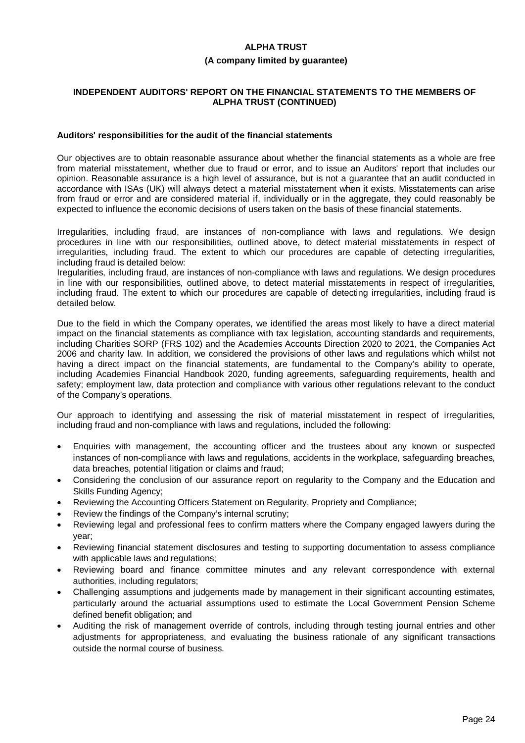**ALPHA TRUST**

**(A company limited by guarantee)**

**INDEPENDENT AUDITORS' REPORT ON THE FINANCIAL STATEMENTS TO THE MEMBERS OF ALPHA TRUST (CONTINUED)**

**Auditors' responsibilities for the audit of the financial statements**

Our objectives are to obtain reasonable assurance about whether the financial statements as a whole are free from material misstatement, whether due to fraud or error, and to issue an Auditors' report that includes our opinion. Reasonable assurance is a high level of assurance, but is not a guarantee that an audit conducted in accordance with ISAs (UK) will always detect a material misstatement when it exists. Misstatements can arise from fraud or error and are considered material if, individually or in the aggregate, they could reasonably be expected to influence the economic decisions of users taken on the basis of these financial statements.

Irregularities, including fraud, are instances of non-compliance with laws and regulations. We design procedures in line with our responsibilities, outlined above, to detect material misstatements in respect of irregularities, including fraud. The extent to which our procedures are capable of detecting irregularities, including fraud is detailed below:
Iregularities, including fraud, are instances of non-compliance with laws and regulations. We design procedures in line with our responsibilities, outlined above, to detect material misstatements in respect of irregularities, including fraud. The extent to which our procedures are capable of detecting irregularities, including fraud is detailed below.

Due to the field in which the Company operates, we identified the areas most likely to have a direct material impact on the financial statements as compliance with tax legislation, accounting standards and requirements, including Charities SORP (FRS 102) and the Academies Accounts Direction 2020 to 2021, the Companies Act 2006 and charity law. In addition, we considered the provisions of other laws and regulations which whilst not having a direct impact on the financial statements, are fundamental to the Company's ability to operate, including Academies Financial Handbook 2020, funding agreements, safeguarding requirements, health and safety; employment law, data protection and compliance with various other regulations relevant to the conduct of the Company's operations.

Our approach to identifying and assessing the risk of material misstatement in respect of irregularities, including fraud and non-compliance with laws and regulations, included the following:

- Enquiries with management, the accounting officer and the trustees about any known or suspected instances of non-compliance with laws and regulations, accidents in the workplace, safeguarding breaches, data breaches, potential litigation or claims and fraud;
- Considering the conclusion of our assurance report on regularity to the Company and the Education and Skills Funding Agency;
- Reviewing the Accounting Officers Statement on Regularity, Propriety and Compliance;
- Review the findings of the Company's internal scrutiny;
- Reviewing legal and professional fees to confirm matters where the Company engaged lawyers during the year;
- Reviewing financial statement disclosures and testing to supporting documentation to assess compliance with applicable laws and regulations;
- Reviewing board and finance committee minutes and any relevant correspondence with external authorities, including regulators;
- Challenging assumptions and judgements made by management in their significant accounting estimates, particularly around the actuarial assumptions used to estimate the Local Government Pension Scheme defined benefit obligation; and
- Auditing the risk of management override of controls, including through testing journal entries and other adjustments for appropriateness, and evaluating the business rationale of any significant transactions outside the normal course of business.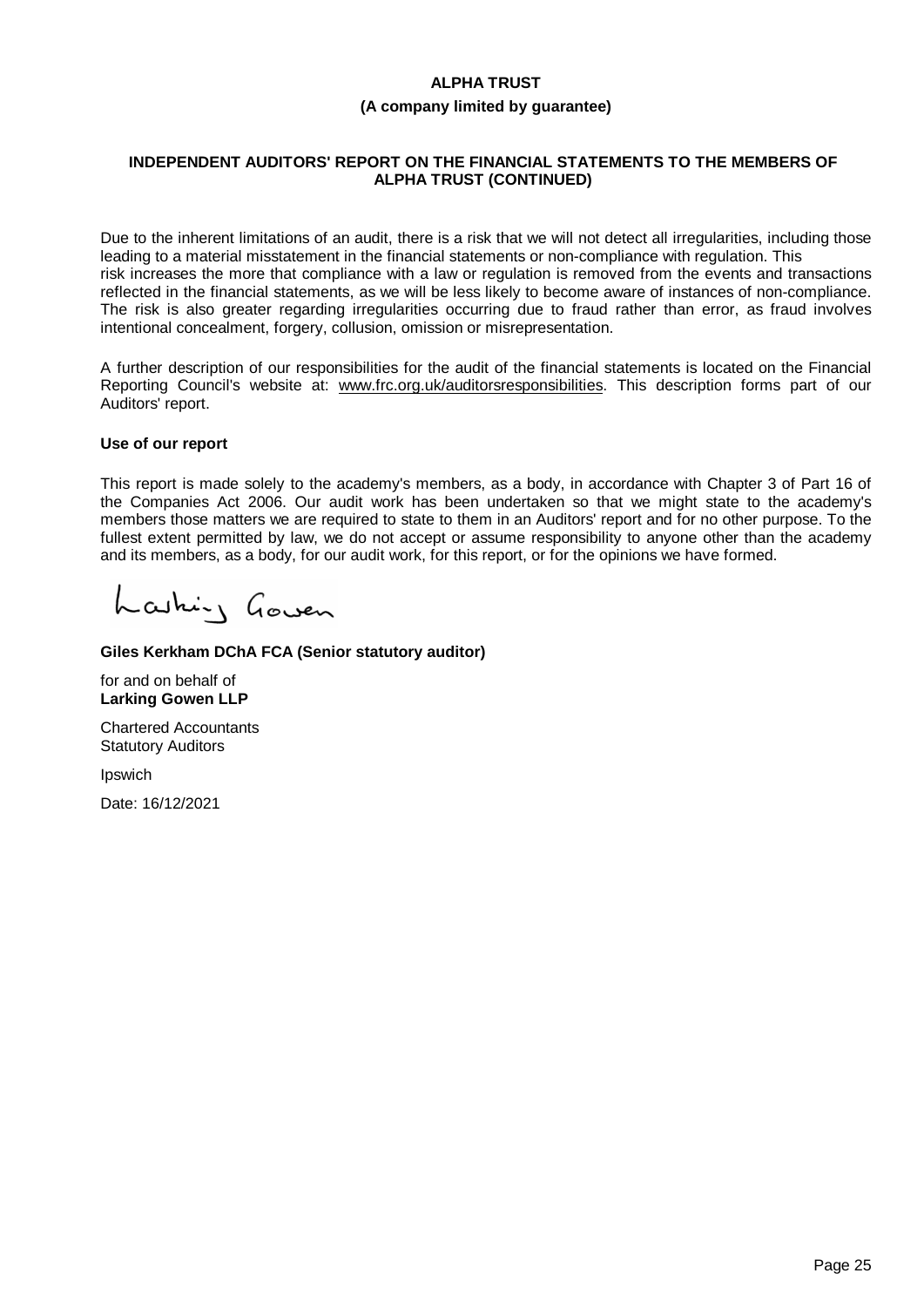**ALPHA TRUST**

**(A company limited by guarantee)**

**INDEPENDENT AUDITORS' REPORT ON THE FINANCIAL STATEMENTS TO THE MEMBERS OF ALPHA TRUST (CONTINUED)**

Due to the inherent limitations of an audit, there is a risk that we will not detect all irregularities, including those leading to a material misstatement in the financial statements or non-compliance with regulation. This risk increases the more that compliance with a law or regulation is removed from the events and transactions reflected in the financial statements, as we will be less likely to become aware of instances of non-compliance. The risk is also greater regarding irregularities occurring due to fraud rather than error, as fraud involves intentional concealment, forgery, collusion, omission or misrepresentation.

A further description of our responsibilities for the audit of the financial statements is located on the Financial Reporting Council's website at: www.frc.org.uk/auditorsresponsibilities. This description forms part of our Auditors' report.

**Use of our report**

This report is made solely to the academy's members, as a body, in accordance with Chapter 3 of Part 16 of the Companies Act 2006. Our audit work has been undertaken so that we might state to the academy's members those matters we are required to state to them in an Auditors' report and for no other purpose. To the fullest extent permitted by law, we do not accept or assume responsibility to anyone other than the academy and its members, as a body, for our audit work, for this report, or for the opinions we have formed.

Larking Gowen

**Giles Kerkham DChA FCA (Senior statutory auditor)**

for and on behalf of
**Larking Gowen LLP**

Chartered Accountants
Statutory Auditors

Ipswich

Date: 16/12/2021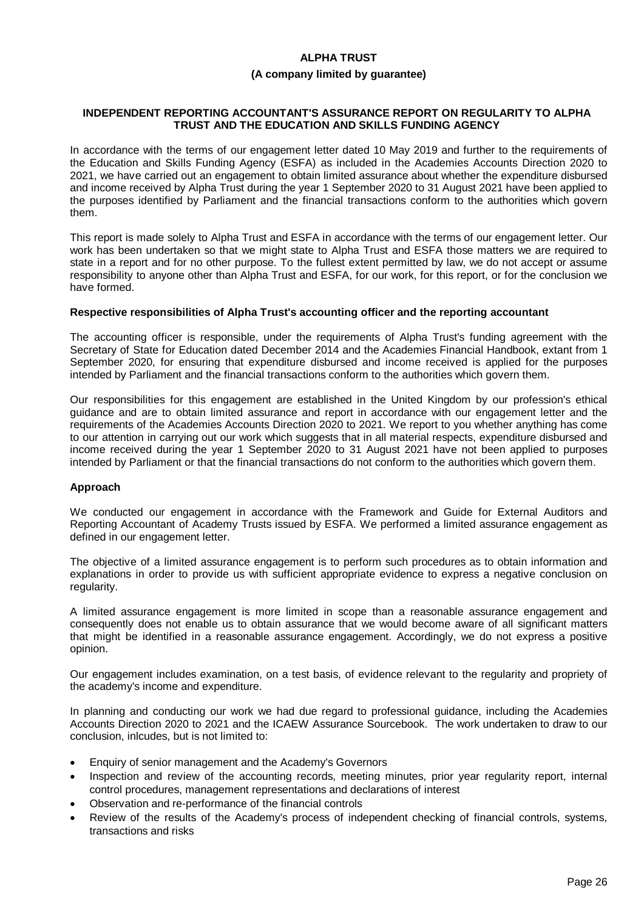**ALPHA TRUST**

**(A company limited by guarantee)**

**INDEPENDENT REPORTING ACCOUNTANT'S ASSURANCE REPORT ON REGULARITY TO ALPHA TRUST AND THE EDUCATION AND SKILLS FUNDING AGENCY**

In accordance with the terms of our engagement letter dated 10 May 2019 and further to the requirements of the Education and Skills Funding Agency (ESFA) as included in the Academies Accounts Direction 2020 to 2021, we have carried out an engagement to obtain limited assurance about whether the expenditure disbursed and income received by Alpha Trust during the year 1 September 2020 to 31 August 2021 have been applied to the purposes identified by Parliament and the financial transactions conform to the authorities which govern them.

This report is made solely to Alpha Trust and ESFA in accordance with the terms of our engagement letter. Our work has been undertaken so that we might state to Alpha Trust and ESFA those matters we are required to state in a report and for no other purpose. To the fullest extent permitted by law, we do not accept or assume responsibility to anyone other than Alpha Trust and ESFA, for our work, for this report, or for the conclusion we have formed.

**Respective responsibilities of Alpha Trust's accounting officer and the reporting accountant**

The accounting officer is responsible, under the requirements of Alpha Trust's funding agreement with the Secretary of State for Education dated December 2014 and the Academies Financial Handbook, extant from 1 September 2020, for ensuring that expenditure disbursed and income received is applied for the purposes intended by Parliament and the financial transactions conform to the authorities which govern them.

Our responsibilities for this engagement are established in the United Kingdom by our profession's ethical guidance and are to obtain limited assurance and report in accordance with our engagement letter and the requirements of the Academies Accounts Direction 2020 to 2021. We report to you whether anything has come to our attention in carrying out our work which suggests that in all material respects, expenditure disbursed and income received during the year 1 September 2020 to 31 August 2021 have not been applied to purposes intended by Parliament or that the financial transactions do not conform to the authorities which govern them.

**Approach**

We conducted our engagement in accordance with the Framework and Guide for External Auditors and Reporting Accountant of Academy Trusts issued by ESFA. We performed a limited assurance engagement as defined in our engagement letter.

The objective of a limited assurance engagement is to perform such procedures as to obtain information and explanations in order to provide us with sufficient appropriate evidence to express a negative conclusion on regularity.

A limited assurance engagement is more limited in scope than a reasonable assurance engagement and consequently does not enable us to obtain assurance that we would become aware of all significant matters that might be identified in a reasonable assurance engagement. Accordingly, we do not express a positive opinion.

Our engagement includes examination, on a test basis, of evidence relevant to the regularity and propriety of the academy's income and expenditure.

In planning and conducting our work we had due regard to professional guidance, including the Academies Accounts Direction 2020 to 2021 and the ICAEW Assurance Sourcebook. The work undertaken to draw to our conclusion, inlcudes, but is not limited to:

- Enquiry of senior management and the Academy's Governors
- Inspection and review of the accounting records, meeting minutes, prior year regularity report, internal control procedures, management representations and declarations of interest
- Observation and re-performance of the financial controls
- Review of the results of the Academy's process of independent checking of financial controls, systems, transactions and risks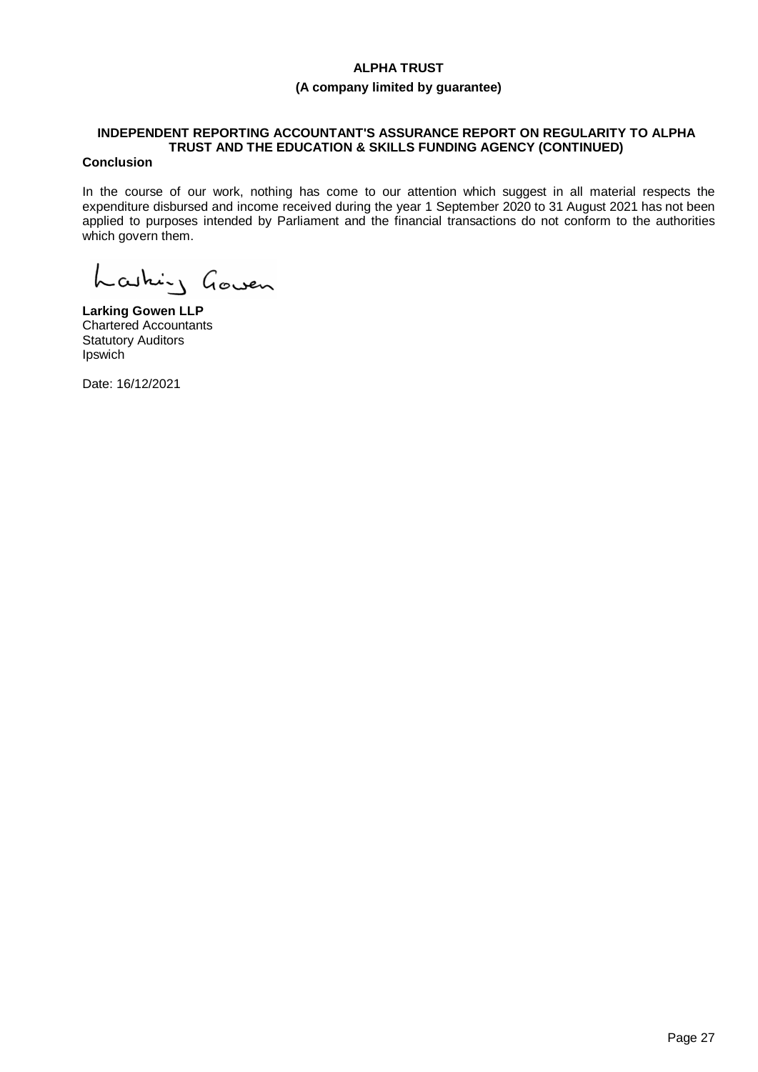**ALPHA TRUST**

**(A company limited by guarantee)**

**INDEPENDENT REPORTING ACCOUNTANT'S ASSURANCE REPORT ON REGULARITY TO ALPHA TRUST AND THE EDUCATION & SKILLS FUNDING AGENCY (CONTINUED)**

**Conclusion**

In the course of our work, nothing has come to our attention which suggest in all material respects the expenditure disbursed and income received during the year 1 September 2020 to 31 August 2021 has not been applied to purposes intended by Parliament and the financial transactions do not conform to the authorities which govern them.

Larking Gowen

**Larking Gowen LLP**
Chartered Accountants
Statutory Auditors
Ipswich

Date: 16/12/2021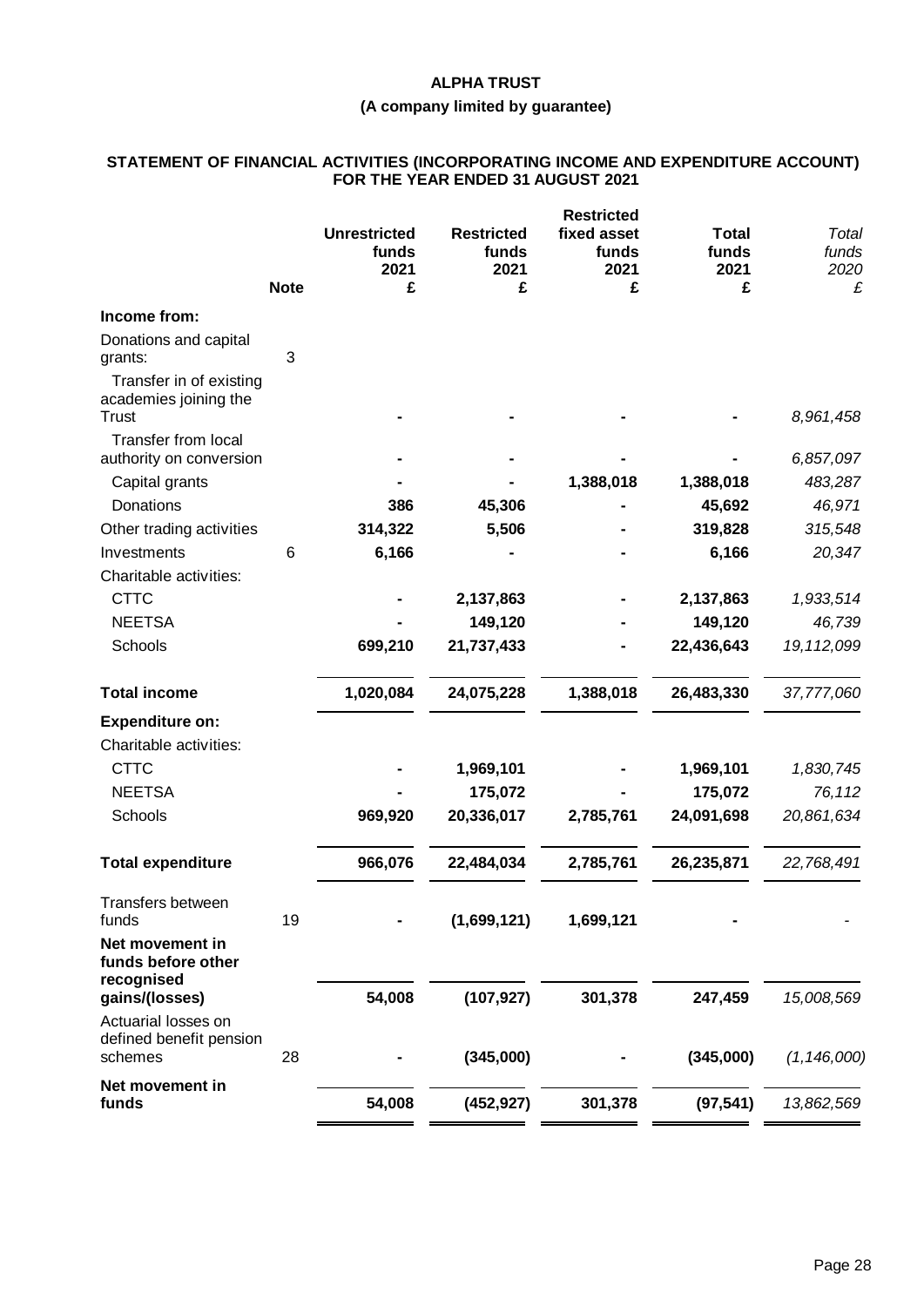**ALPHA TRUST**

**(A company limited by guarantee)**

**STATEMENT OF FINANCIAL ACTIVITIES (INCORPORATING INCOME AND EXPENDITURE ACCOUNT) FOR THE YEAR ENDED 31 AUGUST 2021**

| | Note | Unrestricted funds 2021 £ | Restricted funds 2021 £ | Restricted fixed asset funds 2021 £ | Total funds 2021 £ | *Total funds 2020 £* |
|---|---|---|---|---|---|---|
| **Income from:** | | | | | | |
| Donations and capital grants: | 3 | | | | | |
| Transfer in of existing academies joining the Trust | | - | - | - | - | *8,961,458* |
| Transfer from local authority on conversion | | - | - | - | - | *6,857,097* |
| Capital grants | | - | - | 1,388,018 | 1,388,018 | *483,287* |
| Donations | | 386 | 45,306 | - | 45,692 | *46,971* |
| Other trading activities | | 314,322 | 5,506 | - | 319,828 | *315,548* |
| Investments | 6 | 6,166 | - | - | 6,166 | *20,347* |
| Charitable activities: | | | | | | |
| CTTC | | - | 2,137,863 | - | 2,137,863 | *1,933,514* |
| NEETSA | | - | 149,120 | - | 149,120 | *46,739* |
| Schools | | 699,210 | 21,737,433 | - | 22,436,643 | *19,112,099* |
| **Total income** | | **1,020,084** | **24,075,228** | **1,388,018** | **26,483,330** | *37,777,060* |
| **Expenditure on:** | | | | | | |
| Charitable activities: | | | | | | |
| CTTC | | - | 1,969,101 | - | 1,969,101 | *1,830,745* |
| NEETSA | | - | 175,072 | - | 175,072 | *76,112* |
| Schools | | 969,920 | 20,336,017 | 2,785,761 | 24,091,698 | *20,861,634* |
| **Total expenditure** | | **966,076** | **22,484,034** | **2,785,761** | **26,235,871** | *22,768,491* |
| Transfers between funds | 19 | - | (1,699,121) | 1,699,121 | - | *-* |
| **Net movement in funds before other recognised gains/(losses)** | | **54,008** | **(107,927)** | **301,378** | **247,459** | *15,008,569* |
| Actuarial losses on defined benefit pension schemes | 28 | - | (345,000) | - | (345,000) | *(1,146,000)* |
| **Net movement in funds** | | **54,008** | **(452,927)** | **301,378** | **(97,541)** | *13,862,569* |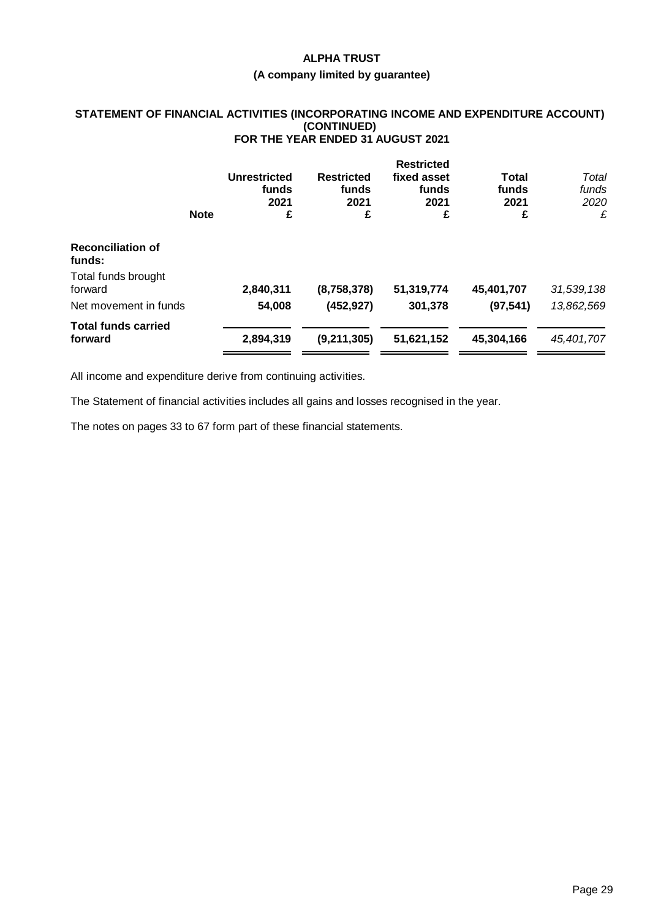# ALPHA TRUST

**(A company limited by guarantee)**

## STATEMENT OF FINANCIAL ACTIVITIES (INCORPORATING INCOME AND EXPENDITURE ACCOUNT) (CONTINUED) FOR THE YEAR ENDED 31 AUGUST 2021

| | Note | Unrestricted funds 2021 £ | Restricted funds 2021 £ | Restricted fixed asset funds 2021 £ | Total funds 2021 £ | *Total funds 2020 £* |
|---|---|---|---|---|---|---|
| **Reconciliation of funds:** | | | | | | |
| Total funds brought forward | | **2,840,311** | **(8,758,378)** | **51,319,774** | **45,401,707** | *31,539,138* |
| Net movement in funds | | **54,008** | **(452,927)** | **301,378** | **(97,541)** | *13,862,569* |
| **Total funds carried forward** | | **2,894,319** | **(9,211,305)** | **51,621,152** | **45,304,166** | *45,401,707* |

All income and expenditure derive from continuing activities.

The Statement of financial activities includes all gains and losses recognised in the year.

The notes on pages 33 to 67 form part of these financial statements.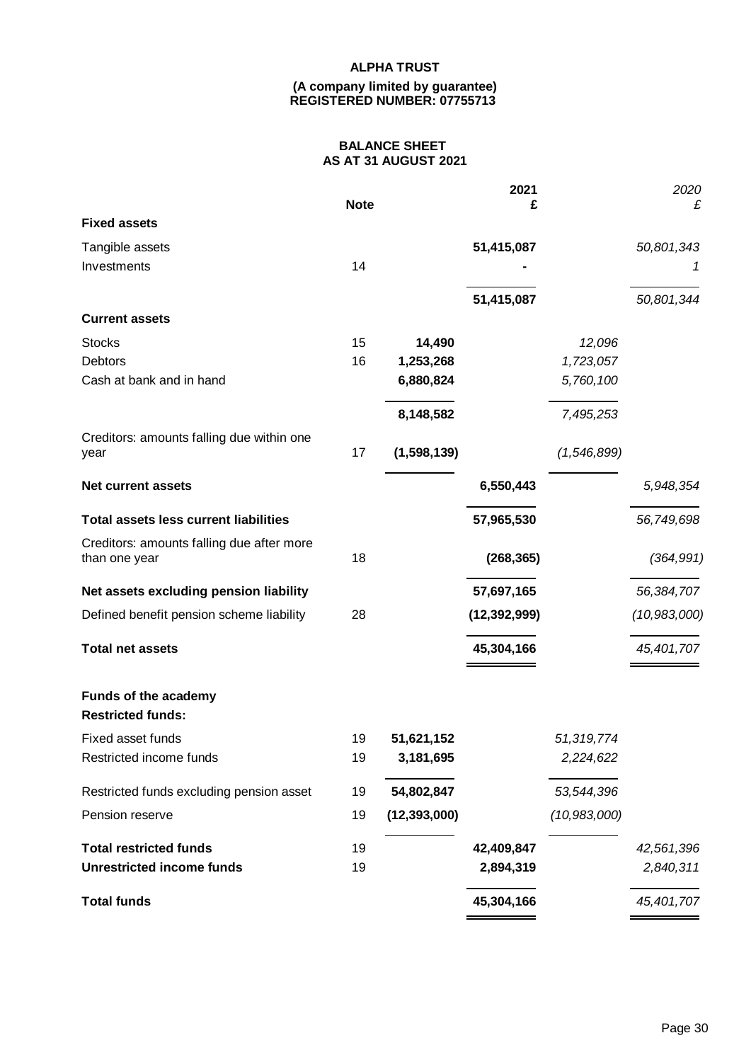**ALPHA TRUST**

**(A company limited by guarantee)**
**REGISTERED NUMBER: 07755713**

**BALANCE SHEET**
**AS AT 31 AUGUST 2021**

| | Note | | 2021 £ | | 2020 £ |
|---|---|---|---|---|---|
| **Fixed assets** | | | | | |
| Tangible assets | | | 51,415,087 | | 50,801,343 |
| Investments | 14 | | - | | 1 |
| | | | 51,415,087 | | 50,801,344 |
| **Current assets** | | | | | |
| Stocks | 15 | 14,490 | | 12,096 | |
| Debtors | 16 | 1,253,268 | | 1,723,057 | |
| Cash at bank and in hand | | 6,880,824 | | 5,760,100 | |
| | | 8,148,582 | | 7,495,253 | |
| Creditors: amounts falling due within one year | 17 | (1,598,139) | | (1,546,899) | |
| **Net current assets** | | | 6,550,443 | | 5,948,354 |
| **Total assets less current liabilities** | | | 57,965,530 | | 56,749,698 |
| Creditors: amounts falling due after more than one year | 18 | | (268,365) | | (364,991) |
| **Net assets excluding pension liability** | | | 57,697,165 | | 56,384,707 |
| Defined benefit pension scheme liability | 28 | | (12,392,999) | | (10,983,000) |
| **Total net assets** | | | 45,304,166 | | 45,401,707 |
| **Funds of the academy** | | | | | |
| **Restricted funds:** | | | | | |
| Fixed asset funds | 19 | 51,621,152 | | 51,319,774 | |
| Restricted income funds | 19 | 3,181,695 | | 2,224,622 | |
| Restricted funds excluding pension asset | 19 | 54,802,847 | | 53,544,396 | |
| Pension reserve | 19 | (12,393,000) | | (10,983,000) | |
| **Total restricted funds** | 19 | | 42,409,847 | | 42,561,396 |
| **Unrestricted income funds** | 19 | | 2,894,319 | | 2,840,311 |
| **Total funds** | | | 45,304,166 | | 45,401,707 |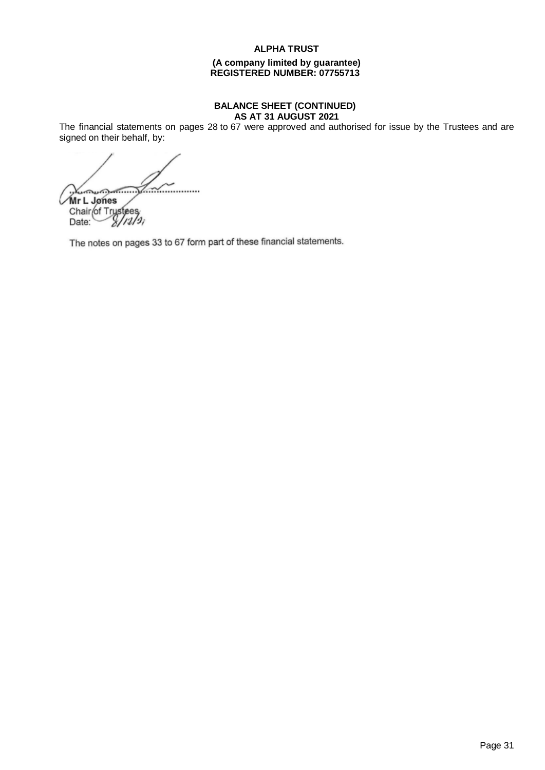**ALPHA TRUST**

**(A company limited by guarantee)**
**REGISTERED NUMBER: 07755713**

**BALANCE SHEET (CONTINUED)**
**AS AT 31 AUGUST 2021**

The financial statements on pages 28 to 67 were approved and authorised for issue by the Trustees and are signed on their behalf, by:

................................................

**Mr L Jones**
Chair of Trustees
Date: 8/12/21

The notes on pages 33 to 67 form part of these financial statements.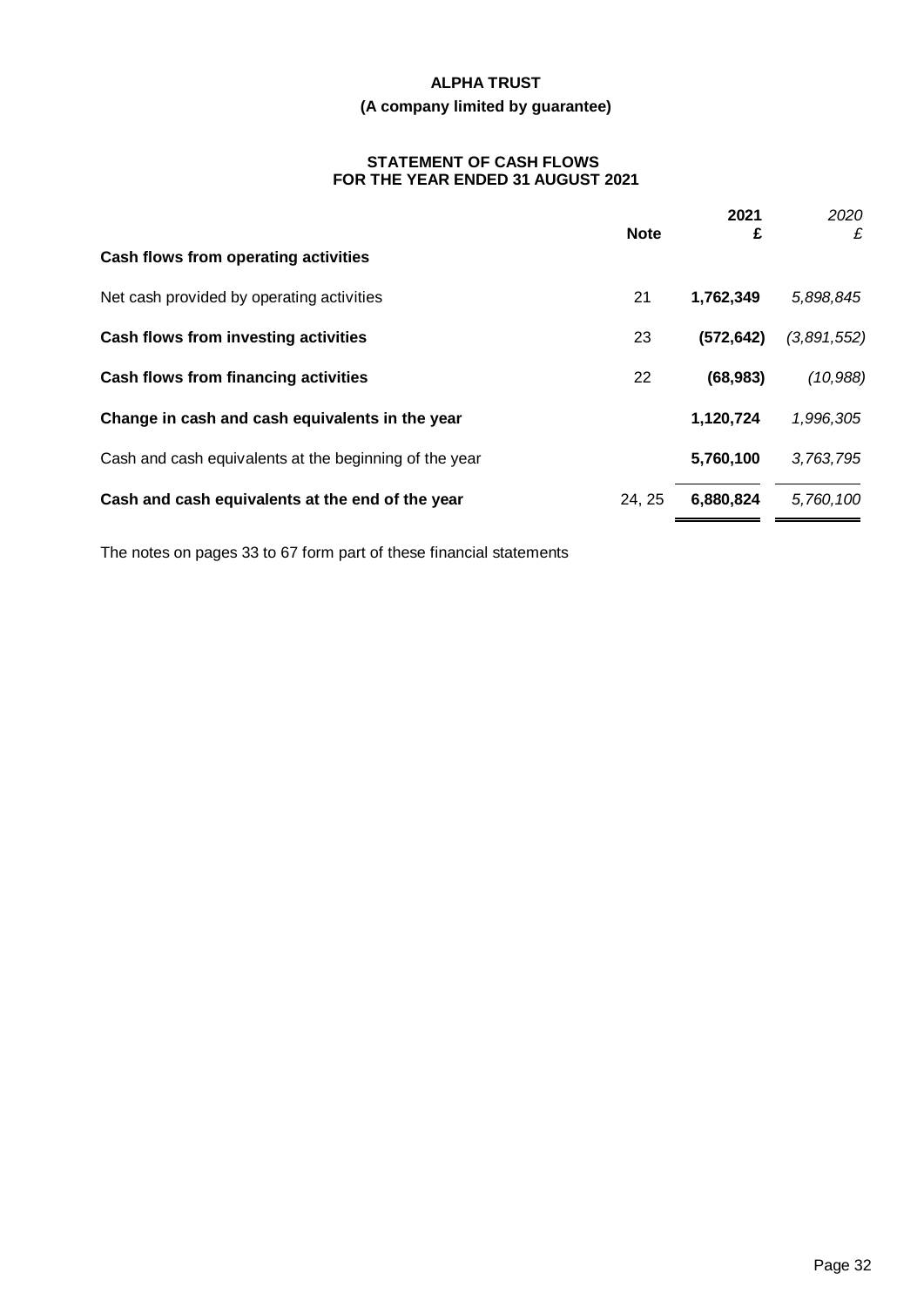**ALPHA TRUST**

**(A company limited by guarantee)**

**STATEMENT OF CASH FLOWS**
**FOR THE YEAR ENDED 31 AUGUST 2021**

| | Note | 2021 £ | *2020 £* |
|---|---|---|---|
| **Cash flows from operating activities** | | | |
| Net cash provided by operating activities | 21 | **1,762,349** | *5,898,845* |
| **Cash flows from investing activities** | 23 | **(572,642)** | *(3,891,552)* |
| **Cash flows from financing activities** | 22 | **(68,983)** | *(10,988)* |
| **Change in cash and cash equivalents in the year** | | **1,120,724** | *1,996,305* |
| Cash and cash equivalents at the beginning of the year | | **5,760,100** | *3,763,795* |
| **Cash and cash equivalents at the end of the year** | 24, 25 | **6,880,824** | *5,760,100* |

The notes on pages 33 to 67 form part of these financial statements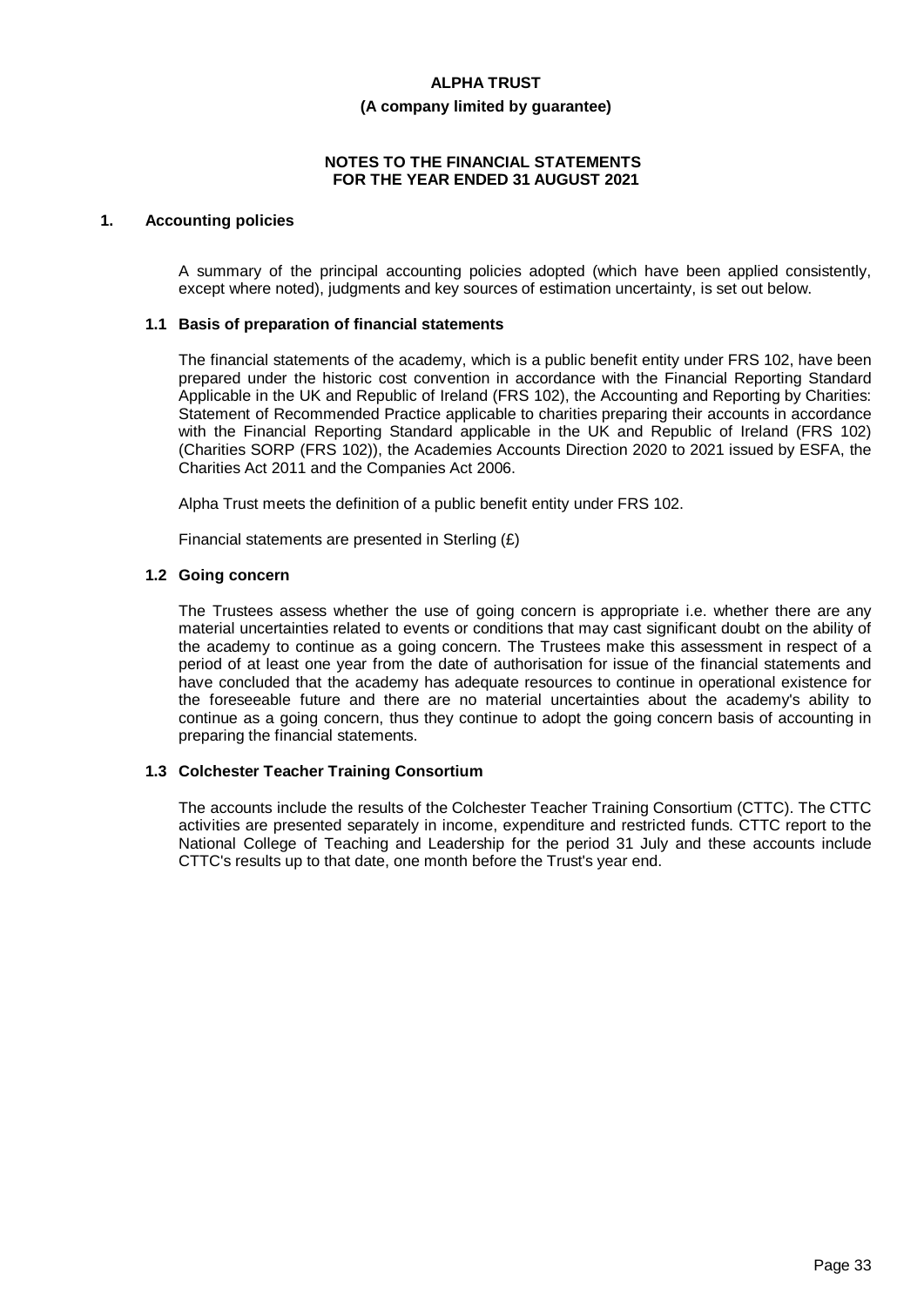**ALPHA TRUST**

**(A company limited by guarantee)**

**NOTES TO THE FINANCIAL STATEMENTS FOR THE YEAR ENDED 31 AUGUST 2021**

## 1. Accounting policies

A summary of the principal accounting policies adopted (which have been applied consistently, except where noted), judgments and key sources of estimation uncertainty, is set out below.

### 1.1 Basis of preparation of financial statements

The financial statements of the academy, which is a public benefit entity under FRS 102, have been prepared under the historic cost convention in accordance with the Financial Reporting Standard Applicable in the UK and Republic of Ireland (FRS 102), the Accounting and Reporting by Charities: Statement of Recommended Practice applicable to charities preparing their accounts in accordance with the Financial Reporting Standard applicable in the UK and Republic of Ireland (FRS 102) (Charities SORP (FRS 102)), the Academies Accounts Direction 2020 to 2021 issued by ESFA, the Charities Act 2011 and the Companies Act 2006.

Alpha Trust meets the definition of a public benefit entity under FRS 102.

Financial statements are presented in Sterling (£)

### 1.2 Going concern

The Trustees assess whether the use of going concern is appropriate i.e. whether there are any material uncertainties related to events or conditions that may cast significant doubt on the ability of the academy to continue as a going concern. The Trustees make this assessment in respect of a period of at least one year from the date of authorisation for issue of the financial statements and have concluded that the academy has adequate resources to continue in operational existence for the foreseeable future and there are no material uncertainties about the academy's ability to continue as a going concern, thus they continue to adopt the going concern basis of accounting in preparing the financial statements.

### 1.3 Colchester Teacher Training Consortium

The accounts include the results of the Colchester Teacher Training Consortium (CTTC). The CTTC activities are presented separately in income, expenditure and restricted funds. CTTC report to the National College of Teaching and Leadership for the period 31 July and these accounts include CTTC's results up to that date, one month before the Trust's year end.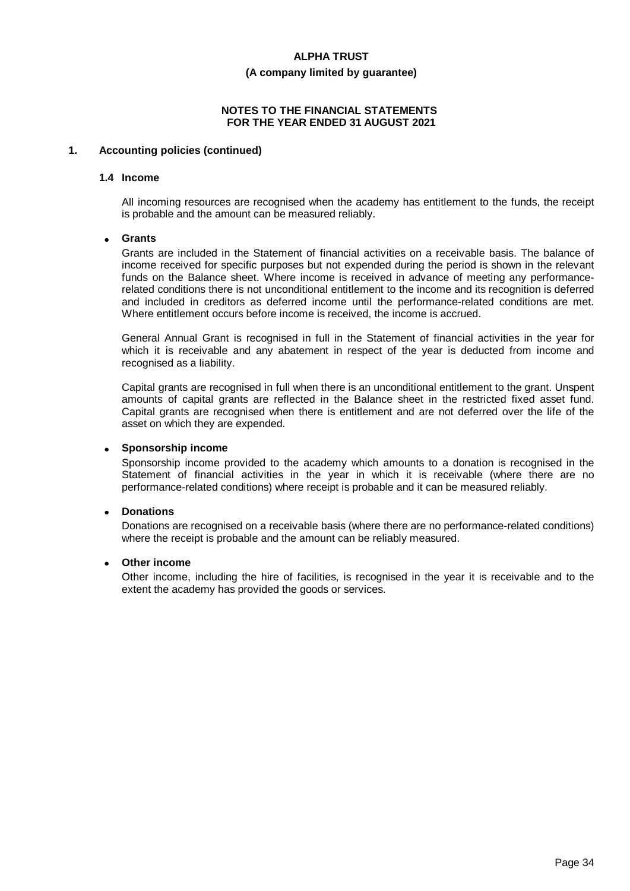## 1. Accounting policies (continued)

### 1.4 Income

All incoming resources are recognised when the academy has entitlement to the funds, the receipt is probable and the amount can be measured reliably.

- **Grants**

  Grants are included in the Statement of financial activities on a receivable basis. The balance of income received for specific purposes but not expended during the period is shown in the relevant funds on the Balance sheet. Where income is received in advance of meeting any performance-related conditions there is not unconditional entitlement to the income and its recognition is deferred and included in creditors as deferred income until the performance-related conditions are met. Where entitlement occurs before income is received, the income is accrued.

  General Annual Grant is recognised in full in the Statement of financial activities in the year for which it is receivable and any abatement in respect of the year is deducted from income and recognised as a liability.

  Capital grants are recognised in full when there is an unconditional entitlement to the grant. Unspent amounts of capital grants are reflected in the Balance sheet in the restricted fixed asset fund. Capital grants are recognised when there is entitlement and are not deferred over the life of the asset on which they are expended.

- **Sponsorship income**

  Sponsorship income provided to the academy which amounts to a donation is recognised in the Statement of financial activities in the year in which it is receivable (where there are no performance-related conditions) where receipt is probable and it can be measured reliably.

- **Donations**

  Donations are recognised on a receivable basis (where there are no performance-related conditions) where the receipt is probable and the amount can be reliably measured.

- **Other income**

  Other income, including the hire of facilities, is recognised in the year it is receivable and to the extent the academy has provided the goods or services.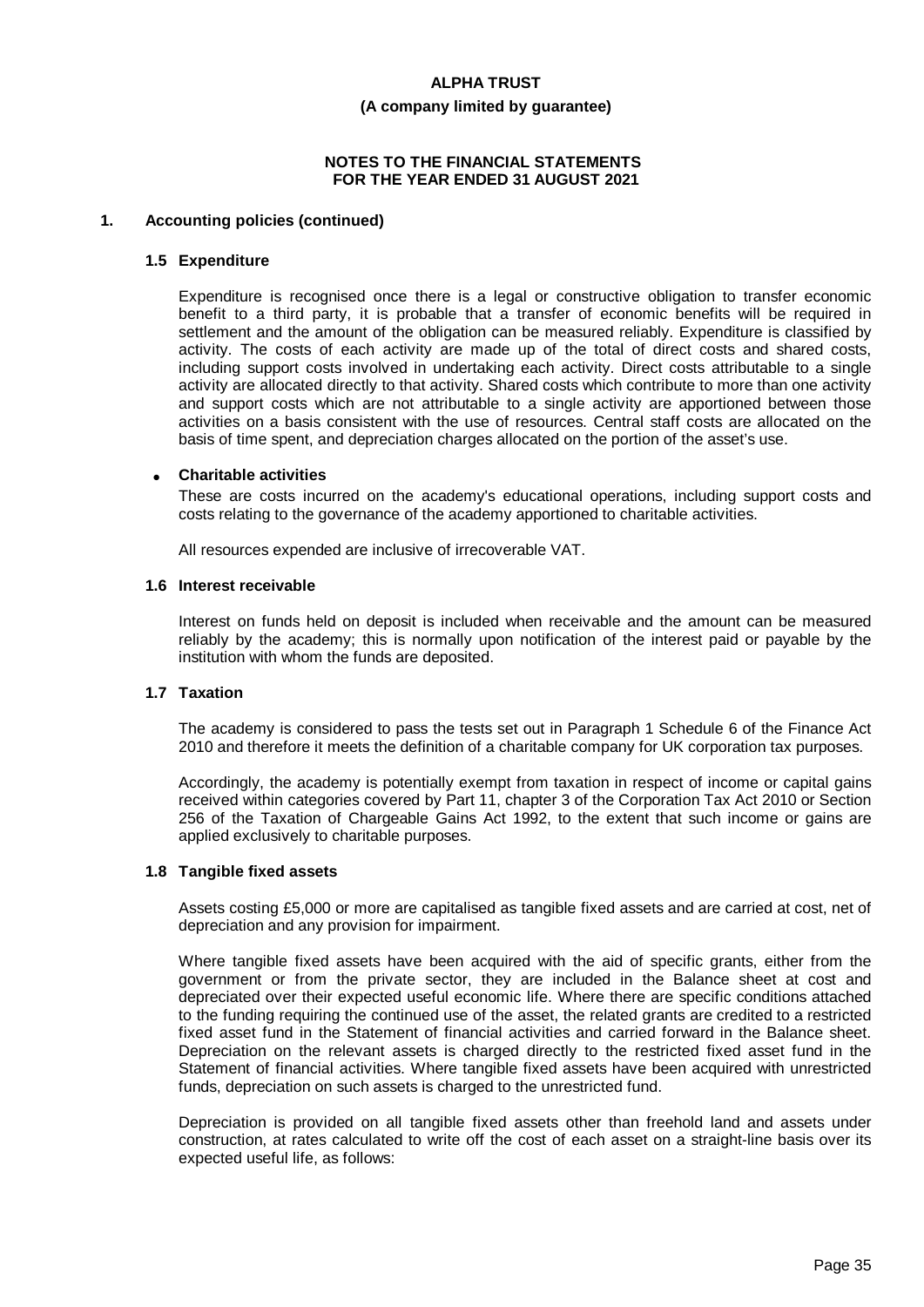**ALPHA TRUST**

**(A company limited by guarantee)**

**NOTES TO THE FINANCIAL STATEMENTS FOR THE YEAR ENDED 31 AUGUST 2021**

## 1. Accounting policies (continued)

### 1.5 Expenditure

Expenditure is recognised once there is a legal or constructive obligation to transfer economic benefit to a third party, it is probable that a transfer of economic benefits will be required in settlement and the amount of the obligation can be measured reliably. Expenditure is classified by activity. The costs of each activity are made up of the total of direct costs and shared costs, including support costs involved in undertaking each activity. Direct costs attributable to a single activity are allocated directly to that activity. Shared costs which contribute to more than one activity and support costs which are not attributable to a single activity are apportioned between those activities on a basis consistent with the use of resources. Central staff costs are allocated on the basis of time spent, and depreciation charges allocated on the portion of the asset's use.

- **Charitable activities**

These are costs incurred on the academy's educational operations, including support costs and costs relating to the governance of the academy apportioned to charitable activities.

All resources expended are inclusive of irrecoverable VAT.

### 1.6 Interest receivable

Interest on funds held on deposit is included when receivable and the amount can be measured reliably by the academy; this is normally upon notification of the interest paid or payable by the institution with whom the funds are deposited.

### 1.7 Taxation

The academy is considered to pass the tests set out in Paragraph 1 Schedule 6 of the Finance Act 2010 and therefore it meets the definition of a charitable company for UK corporation tax purposes.

Accordingly, the academy is potentially exempt from taxation in respect of income or capital gains received within categories covered by Part 11, chapter 3 of the Corporation Tax Act 2010 or Section 256 of the Taxation of Chargeable Gains Act 1992, to the extent that such income or gains are applied exclusively to charitable purposes.

### 1.8 Tangible fixed assets

Assets costing £5,000 or more are capitalised as tangible fixed assets and are carried at cost, net of depreciation and any provision for impairment.

Where tangible fixed assets have been acquired with the aid of specific grants, either from the government or from the private sector, they are included in the Balance sheet at cost and depreciated over their expected useful economic life. Where there are specific conditions attached to the funding requiring the continued use of the asset, the related grants are credited to a restricted fixed asset fund in the Statement of financial activities and carried forward in the Balance sheet. Depreciation on the relevant assets is charged directly to the restricted fixed asset fund in the Statement of financial activities. Where tangible fixed assets have been acquired with unrestricted funds, depreciation on such assets is charged to the unrestricted fund.

Depreciation is provided on all tangible fixed assets other than freehold land and assets under construction, at rates calculated to write off the cost of each asset on a straight-line basis over its expected useful life, as follows: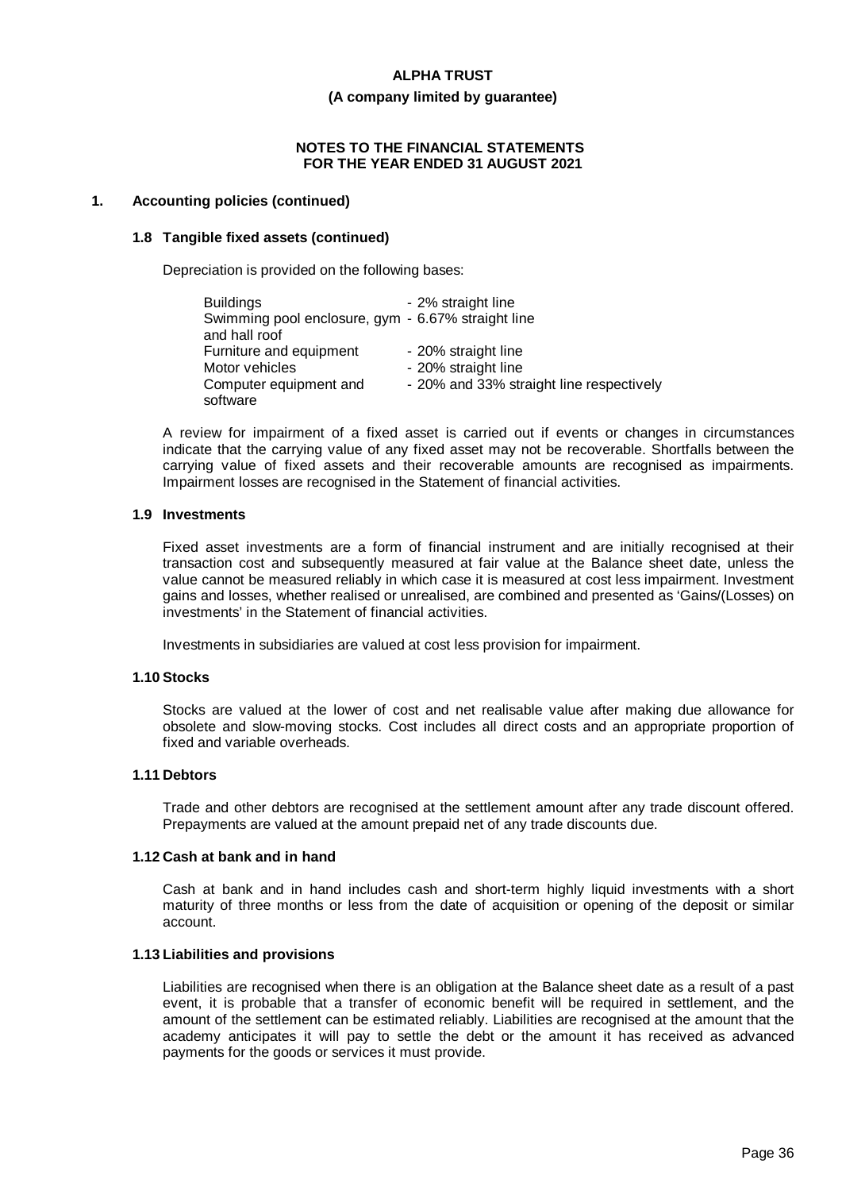**ALPHA TRUST**

**(A company limited by guarantee)**

**NOTES TO THE FINANCIAL STATEMENTS
FOR THE YEAR ENDED 31 AUGUST 2021**

## 1. Accounting policies (continued)

### 1.8 Tangible fixed assets (continued)

Depreciation is provided on the following bases:

| | |
|---|---|
| Buildings | - 2% straight line |
| Swimming pool enclosure, gym and hall roof | - 6.67% straight line |
| Furniture and equipment | - 20% straight line |
| Motor vehicles | - 20% straight line |
| Computer equipment and software | - 20% and 33% straight line respectively |

A review for impairment of a fixed asset is carried out if events or changes in circumstances indicate that the carrying value of any fixed asset may not be recoverable. Shortfalls between the carrying value of fixed assets and their recoverable amounts are recognised as impairments. Impairment losses are recognised in the Statement of financial activities.

### 1.9 Investments

Fixed asset investments are a form of financial instrument and are initially recognised at their transaction cost and subsequently measured at fair value at the Balance sheet date, unless the value cannot be measured reliably in which case it is measured at cost less impairment. Investment gains and losses, whether realised or unrealised, are combined and presented as 'Gains/(Losses) on investments' in the Statement of financial activities.

Investments in subsidiaries are valued at cost less provision for impairment.

### 1.10 Stocks

Stocks are valued at the lower of cost and net realisable value after making due allowance for obsolete and slow-moving stocks. Cost includes all direct costs and an appropriate proportion of fixed and variable overheads.

### 1.11 Debtors

Trade and other debtors are recognised at the settlement amount after any trade discount offered. Prepayments are valued at the amount prepaid net of any trade discounts due.

### 1.12 Cash at bank and in hand

Cash at bank and in hand includes cash and short-term highly liquid investments with a short maturity of three months or less from the date of acquisition or opening of the deposit or similar account.

### 1.13 Liabilities and provisions

Liabilities are recognised when there is an obligation at the Balance sheet date as a result of a past event, it is probable that a transfer of economic benefit will be required in settlement, and the amount of the settlement can be estimated reliably. Liabilities are recognised at the amount that the academy anticipates it will pay to settle the debt or the amount it has received as advanced payments for the goods or services it must provide.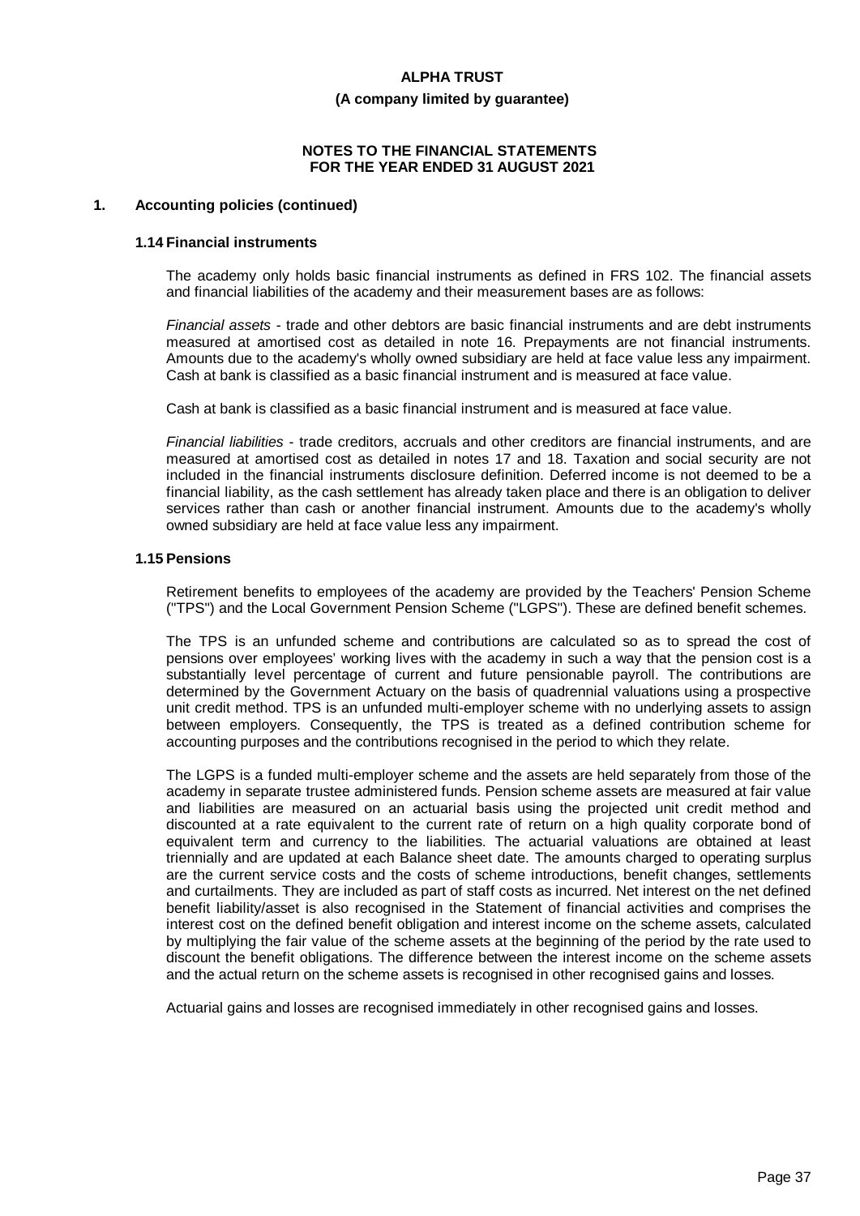## 1. Accounting policies (continued)

### 1.14 Financial instruments

The academy only holds basic financial instruments as defined in FRS 102. The financial assets and financial liabilities of the academy and their measurement bases are as follows:

*Financial assets* - trade and other debtors are basic financial instruments and are debt instruments measured at amortised cost as detailed in note 16. Prepayments are not financial instruments. Amounts due to the academy's wholly owned subsidiary are held at face value less any impairment. Cash at bank is classified as a basic financial instrument and is measured at face value.

Cash at bank is classified as a basic financial instrument and is measured at face value.

*Financial liabilities* - trade creditors, accruals and other creditors are financial instruments, and are measured at amortised cost as detailed in notes 17 and 18. Taxation and social security are not included in the financial instruments disclosure definition. Deferred income is not deemed to be a financial liability, as the cash settlement has already taken place and there is an obligation to deliver services rather than cash or another financial instrument. Amounts due to the academy's wholly owned subsidiary are held at face value less any impairment.

### 1.15 Pensions

Retirement benefits to employees of the academy are provided by the Teachers' Pension Scheme ("TPS") and the Local Government Pension Scheme ("LGPS"). These are defined benefit schemes.

The TPS is an unfunded scheme and contributions are calculated so as to spread the cost of pensions over employees' working lives with the academy in such a way that the pension cost is a substantially level percentage of current and future pensionable payroll. The contributions are determined by the Government Actuary on the basis of quadrennial valuations using a prospective unit credit method. TPS is an unfunded multi-employer scheme with no underlying assets to assign between employers. Consequently, the TPS is treated as a defined contribution scheme for accounting purposes and the contributions recognised in the period to which they relate.

The LGPS is a funded multi-employer scheme and the assets are held separately from those of the academy in separate trustee administered funds. Pension scheme assets are measured at fair value and liabilities are measured on an actuarial basis using the projected unit credit method and discounted at a rate equivalent to the current rate of return on a high quality corporate bond of equivalent term and currency to the liabilities. The actuarial valuations are obtained at least triennially and are updated at each Balance sheet date. The amounts charged to operating surplus are the current service costs and the costs of scheme introductions, benefit changes, settlements and curtailments. They are included as part of staff costs as incurred. Net interest on the net defined benefit liability/asset is also recognised in the Statement of financial activities and comprises the interest cost on the defined benefit obligation and interest income on the scheme assets, calculated by multiplying the fair value of the scheme assets at the beginning of the period by the rate used to discount the benefit obligations. The difference between the interest income on the scheme assets and the actual return on the scheme assets is recognised in other recognised gains and losses.

Actuarial gains and losses are recognised immediately in other recognised gains and losses.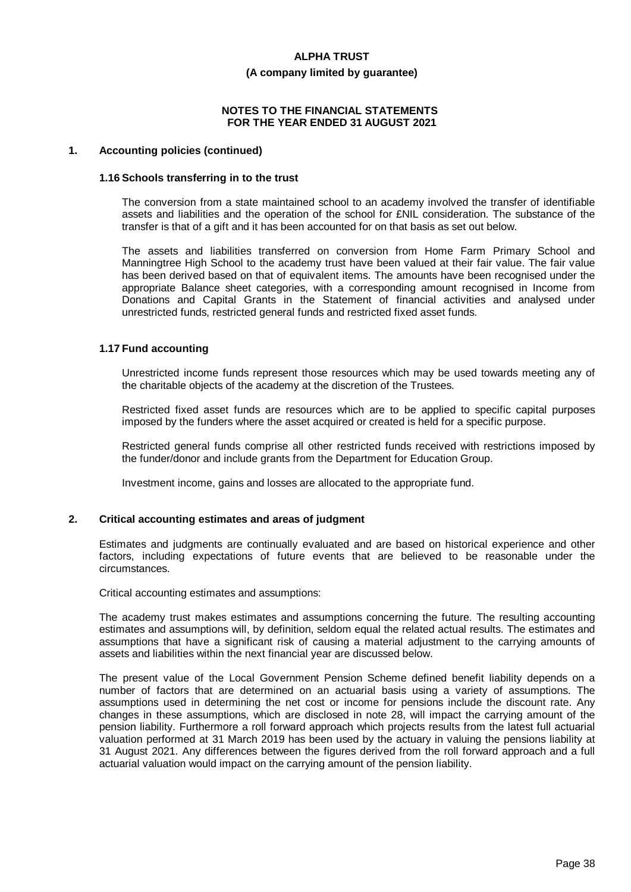## 1. Accounting policies (continued)

### 1.16 Schools transferring in to the trust

The conversion from a state maintained school to an academy involved the transfer of identifiable assets and liabilities and the operation of the school for £NIL consideration. The substance of the transfer is that of a gift and it has been accounted for on that basis as set out below.

The assets and liabilities transferred on conversion from Home Farm Primary School and Manningtree High School to the academy trust have been valued at their fair value. The fair value has been derived based on that of equivalent items. The amounts have been recognised under the appropriate Balance sheet categories, with a corresponding amount recognised in Income from Donations and Capital Grants in the Statement of financial activities and analysed under unrestricted funds, restricted general funds and restricted fixed asset funds.

### 1.17 Fund accounting

Unrestricted income funds represent those resources which may be used towards meeting any of the charitable objects of the academy at the discretion of the Trustees.

Restricted fixed asset funds are resources which are to be applied to specific capital purposes imposed by the funders where the asset acquired or created is held for a specific purpose.

Restricted general funds comprise all other restricted funds received with restrictions imposed by the funder/donor and include grants from the Department for Education Group.

Investment income, gains and losses are allocated to the appropriate fund.

## 2. Critical accounting estimates and areas of judgment

Estimates and judgments are continually evaluated and are based on historical experience and other factors, including expectations of future events that are believed to be reasonable under the circumstances.

Critical accounting estimates and assumptions:

The academy trust makes estimates and assumptions concerning the future. The resulting accounting estimates and assumptions will, by definition, seldom equal the related actual results. The estimates and assumptions that have a significant risk of causing a material adjustment to the carrying amounts of assets and liabilities within the next financial year are discussed below.

The present value of the Local Government Pension Scheme defined benefit liability depends on a number of factors that are determined on an actuarial basis using a variety of assumptions. The assumptions used in determining the net cost or income for pensions include the discount rate. Any changes in these assumptions, which are disclosed in note 28, will impact the carrying amount of the pension liability. Furthermore a roll forward approach which projects results from the latest full actuarial valuation performed at 31 March 2019 has been used by the actuary in valuing the pensions liability at 31 August 2021. Any differences between the figures derived from the roll forward approach and a full actuarial valuation would impact on the carrying amount of the pension liability.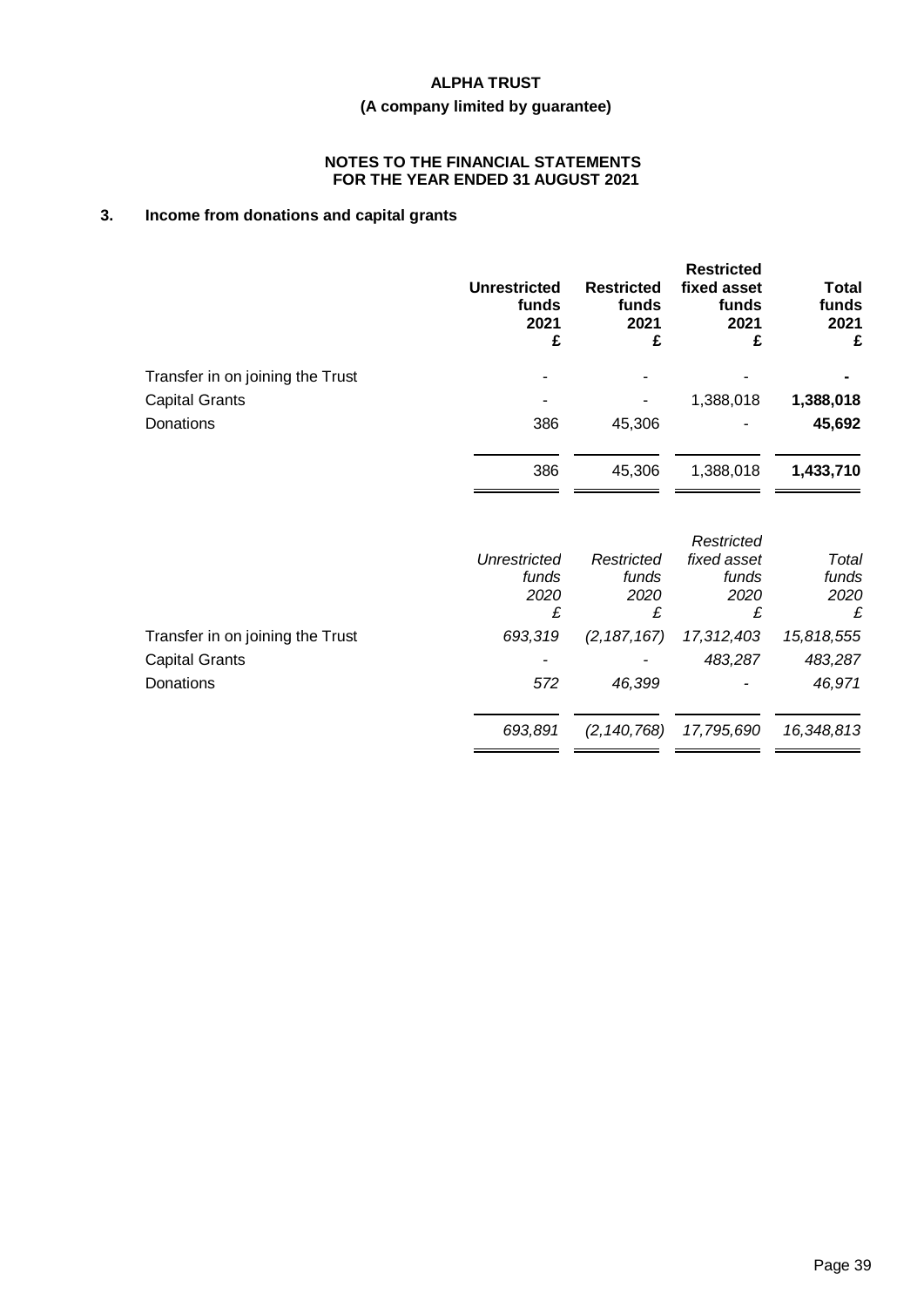# ALPHA TRUST

**(A company limited by guarantee)**

**NOTES TO THE FINANCIAL STATEMENTS FOR THE YEAR ENDED 31 AUGUST 2021**

## 3. Income from donations and capital grants

| | Unrestricted funds 2021 £ | Restricted funds 2021 £ | Restricted fixed asset funds 2021 £ | Total funds 2021 £ |
|---|---|---|---|---|
| Transfer in on joining the Trust | - | - | - | **-** |
| Capital Grants | - | - | 1,388,018 | **1,388,018** |
| Donations | 386 | 45,306 | - | **45,692** |
| | 386 | 45,306 | 1,388,018 | **1,433,710** |

| | *Unrestricted funds 2020 £* | *Restricted funds 2020 £* | *Restricted fixed asset funds 2020 £* | *Total funds 2020 £* |
|---|---|---|---|---|
| Transfer in on joining the Trust | *693,319* | *(2,187,167)* | *17,312,403* | *15,818,555* |
| Capital Grants | - | - | *483,287* | *483,287* |
| Donations | *572* | *46,399* | - | *46,971* |
| | *693,891* | *(2,140,768)* | *17,795,690* | *16,348,813* |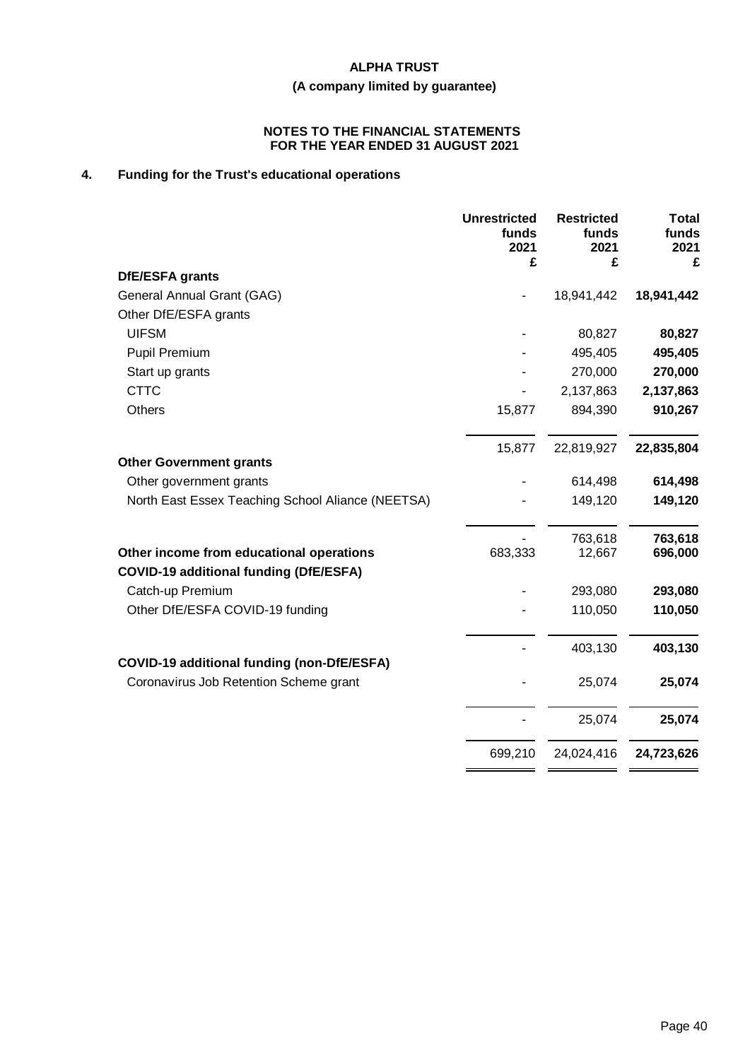**ALPHA TRUST**

**(A company limited by guarantee)**

**NOTES TO THE FINANCIAL STATEMENTS FOR THE YEAR ENDED 31 AUGUST 2021**

## 4. Funding for the Trust's educational operations

| | Unrestricted funds 2021 £ | Restricted funds 2021 £ | Total funds 2021 £ |
|---|---|---|---|
| **DfE/ESFA grants** | | | |
| General Annual Grant (GAG) | - | 18,941,442 | **18,941,442** |
| Other DfE/ESFA grants | | | |
| UIFSM | - | 80,827 | **80,827** |
| Pupil Premium | - | 495,405 | **495,405** |
| Start up grants | - | 270,000 | **270,000** |
| CTTC | - | 2,137,863 | **2,137,863** |
| Others | 15,877 | 894,390 | **910,267** |
| | 15,877 | 22,819,927 | **22,835,804** |
| **Other Government grants** | | | |
| Other government grants | - | 614,498 | **614,498** |
| North East Essex Teaching School Aliance (NEETSA) | - | 149,120 | **149,120** |
| | - | 763,618 | **763,618** |
| **Other income from educational operations** | 683,333 | 12,667 | **696,000** |
| **COVID-19 additional funding (DfE/ESFA)** | | | |
| Catch-up Premium | - | 293,080 | **293,080** |
| Other DfE/ESFA COVID-19 funding | - | 110,050 | **110,050** |
| | - | 403,130 | **403,130** |
| **COVID-19 additional funding (non-DfE/ESFA)** | | | |
| Coronavirus Job Retention Scheme grant | - | 25,074 | **25,074** |
| | - | 25,074 | **25,074** |
| | 699,210 | 24,024,416 | **24,723,626** |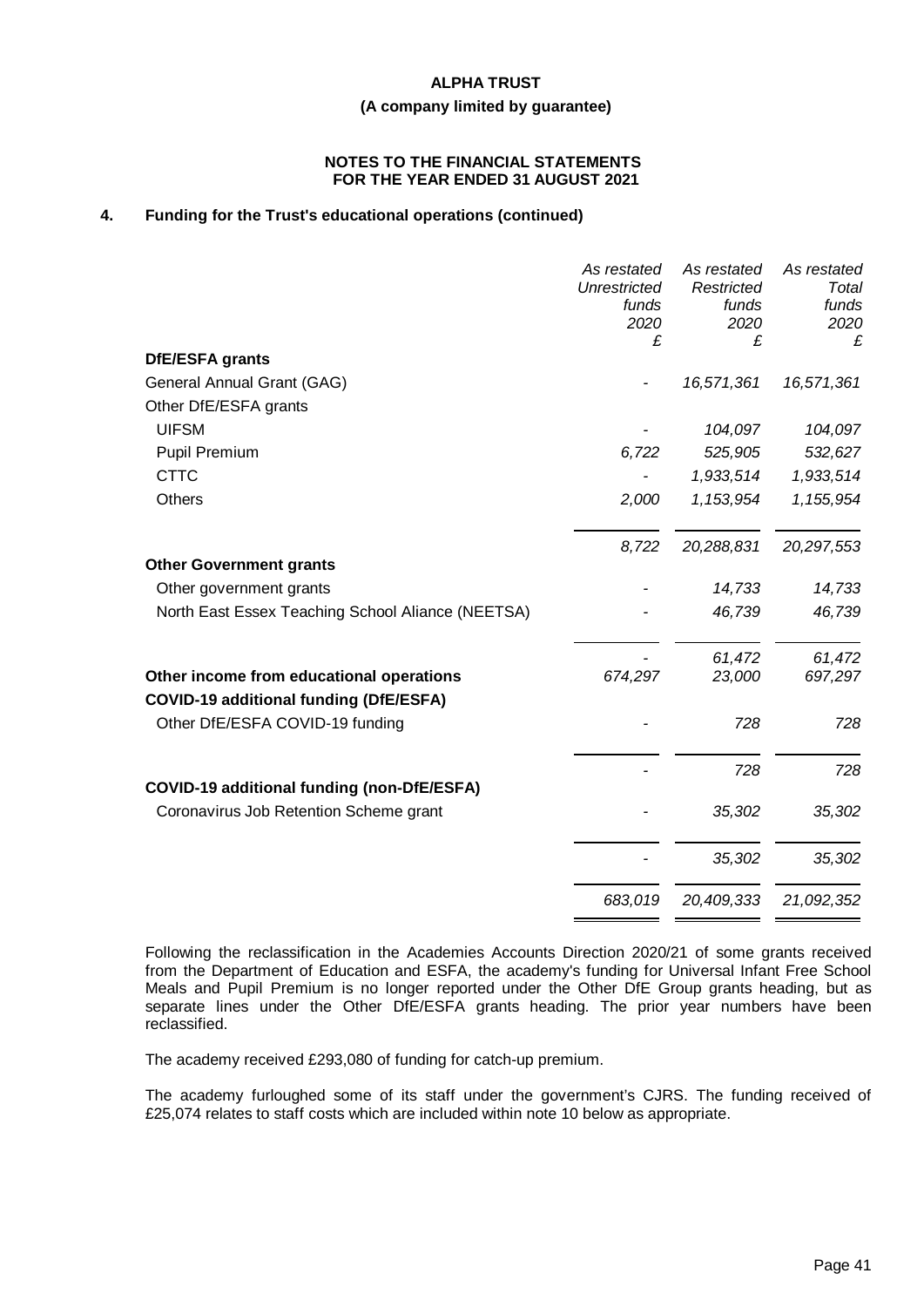ALPHA TRUST

(A company limited by guarantee)

NOTES TO THE FINANCIAL STATEMENTS
FOR THE YEAR ENDED 31 AUGUST 2021

## 4. Funding for the Trust's educational operations (continued)

| | *As restated Unrestricted funds 2020 £* | *As restated Restricted funds 2020 £* | *As restated Total funds 2020 £* |
|---|---|---|---|
| **DfE/ESFA grants** | | | |
| General Annual Grant (GAG) | - | *16,571,361* | *16,571,361* |
| Other DfE/ESFA grants | | | |
| UIFSM | - | *104,097* | *104,097* |
| Pupil Premium | *6,722* | *525,905* | *532,627* |
| CTTC | - | *1,933,514* | *1,933,514* |
| Others | *2,000* | *1,153,954* | *1,155,954* |
| | *8,722* | *20,288,831* | *20,297,553* |
| **Other Government grants** | | | |
| Other government grants | - | *14,733* | *14,733* |
| North East Essex Teaching School Aliance (NEETSA) | - | *46,739* | *46,739* |
| | - | *61,472* | *61,472* |
| **Other income from educational operations** | *674,297* | *23,000* | *697,297* |
| **COVID-19 additional funding (DfE/ESFA)** | | | |
| Other DfE/ESFA COVID-19 funding | - | *728* | *728* |
| | - | *728* | *728* |
| **COVID-19 additional funding (non-DfE/ESFA)** | | | |
| Coronavirus Job Retention Scheme grant | - | *35,302* | *35,302* |
| | - | *35,302* | *35,302* |
| | *683,019* | *20,409,333* | *21,092,352* |

Following the reclassification in the Academies Accounts Direction 2020/21 of some grants received from the Department of Education and ESFA, the academy's funding for Universal Infant Free School Meals and Pupil Premium is no longer reported under the Other DfE Group grants heading, but as separate lines under the Other DfE/ESFA grants heading. The prior year numbers have been reclassified.

The academy received £293,080 of funding for catch-up premium.

The academy furloughed some of its staff under the government's CJRS. The funding received of £25,074 relates to staff costs which are included within note 10 below as appropriate.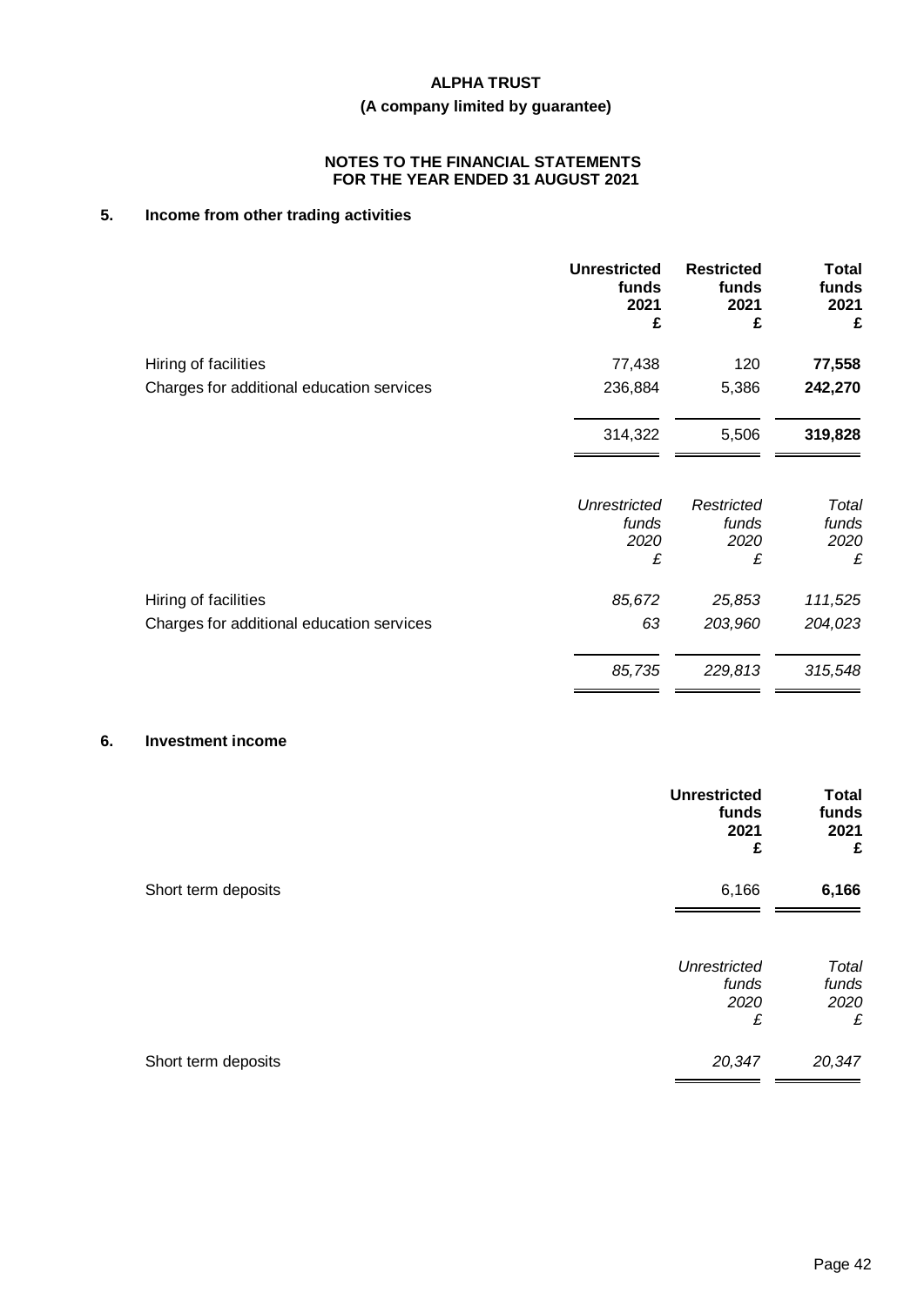**ALPHA TRUST**

**(A company limited by guarantee)**

**NOTES TO THE FINANCIAL STATEMENTS FOR THE YEAR ENDED 31 AUGUST 2021**

## 5. Income from other trading activities

| | Unrestricted funds 2021 £ | Restricted funds 2021 £ | Total funds 2021 £ |
|---|---|---|---|
| Hiring of facilities | 77,438 | 120 | **77,558** |
| Charges for additional education services | 236,884 | 5,386 | **242,270** |
| | 314,322 | 5,506 | **319,828** |

| | *Unrestricted funds 2020 £* | *Restricted funds 2020 £* | *Total funds 2020 £* |
|---|---|---|---|
| Hiring of facilities | *85,672* | *25,853* | *111,525* |
| Charges for additional education services | *63* | *203,960* | *204,023* |
| | *85,735* | *229,813* | *315,548* |

## 6. Investment income

| | Unrestricted funds 2021 £ | Total funds 2021 £ |
|---|---|---|
| Short term deposits | 6,166 | **6,166** |

| | *Unrestricted funds 2020 £* | *Total funds 2020 £* |
|---|---|---|
| Short term deposits | *20,347* | *20,347* |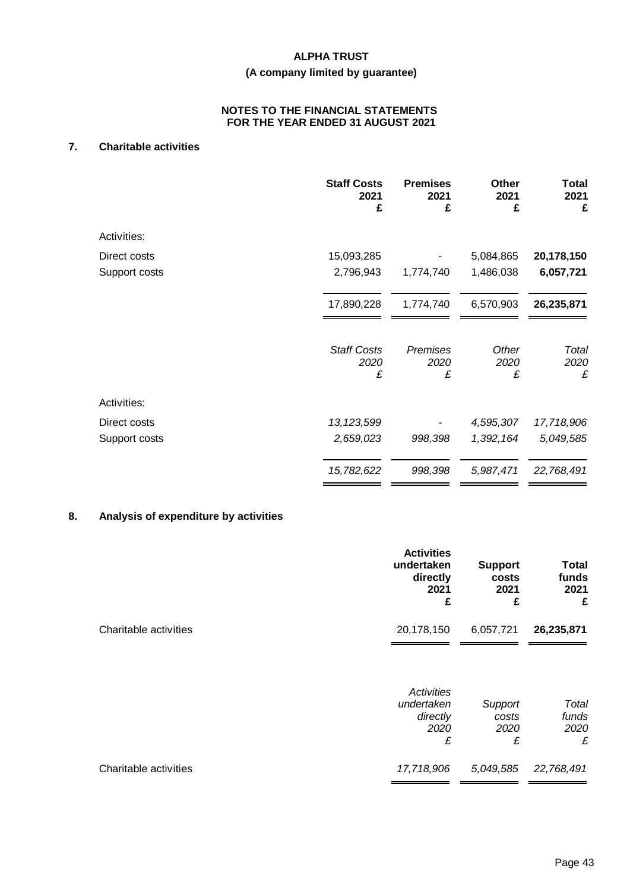# ALPHA TRUST

## (A company limited by guarantee)

### NOTES TO THE FINANCIAL STATEMENTS FOR THE YEAR ENDED 31 AUGUST 2021

### 7. Charitable activities

| | Staff Costs 2021 £ | Premises 2021 £ | Other 2021 £ | Total 2021 £ |
|---|---|---|---|---|
| Activities: | | | | |
| Direct costs | 15,093,285 | - | 5,084,865 | **20,178,150** |
| Support costs | 2,796,943 | 1,774,740 | 1,486,038 | **6,057,721** |
| | 17,890,228 | 1,774,740 | 6,570,903 | **26,235,871** |

| | *Staff Costs 2020 £* | *Premises 2020 £* | *Other 2020 £* | *Total 2020 £* |
|---|---|---|---|---|
| Activities: | | | | |
| Direct costs | *13,123,599* | *-* | *4,595,307* | *17,718,906* |
| Support costs | *2,659,023* | *998,398* | *1,392,164* | *5,049,585* |
| | *15,782,622* | *998,398* | *5,987,471* | *22,768,491* |

### 8. Analysis of expenditure by activities

| | Activities undertaken directly 2021 £ | Support costs 2021 £ | Total funds 2021 £ |
|---|---|---|---|
| Charitable activities | 20,178,150 | 6,057,721 | **26,235,871** |

| | *Activities undertaken directly 2020 £* | *Support costs 2020 £* | *Total funds 2020 £* |
|---|---|---|---|
| Charitable activities | *17,718,906* | *5,049,585* | *22,768,491* |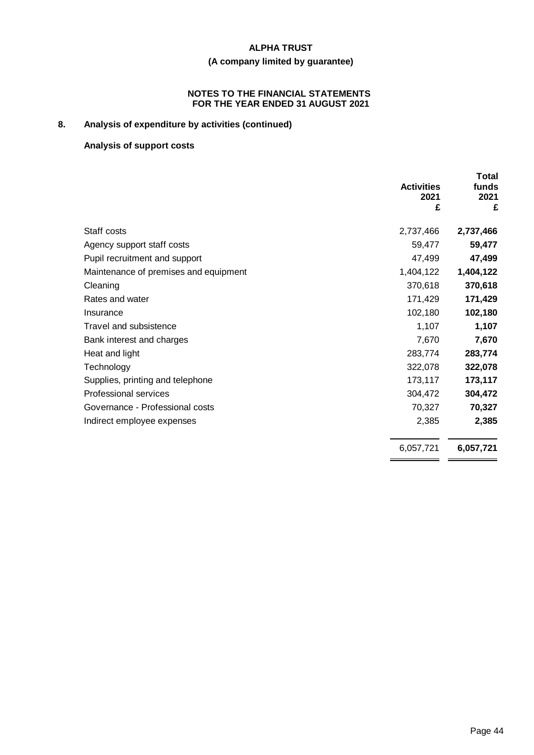**ALPHA TRUST**

**(A company limited by guarantee)**

**NOTES TO THE FINANCIAL STATEMENTS FOR THE YEAR ENDED 31 AUGUST 2021**

## 8. Analysis of expenditure by activities (continued)

### Analysis of support costs

| | Activities 2021 £ | Total funds 2021 £ |
|---|---|---|
| Staff costs | 2,737,466 | **2,737,466** |
| Agency support staff costs | 59,477 | **59,477** |
| Pupil recruitment and support | 47,499 | **47,499** |
| Maintenance of premises and equipment | 1,404,122 | **1,404,122** |
| Cleaning | 370,618 | **370,618** |
| Rates and water | 171,429 | **171,429** |
| Insurance | 102,180 | **102,180** |
| Travel and subsistence | 1,107 | **1,107** |
| Bank interest and charges | 7,670 | **7,670** |
| Heat and light | 283,774 | **283,774** |
| Technology | 322,078 | **322,078** |
| Supplies, printing and telephone | 173,117 | **173,117** |
| Professional services | 304,472 | **304,472** |
| Governance - Professional costs | 70,327 | **70,327** |
| Indirect employee expenses | 2,385 | **2,385** |
| | 6,057,721 | **6,057,721** |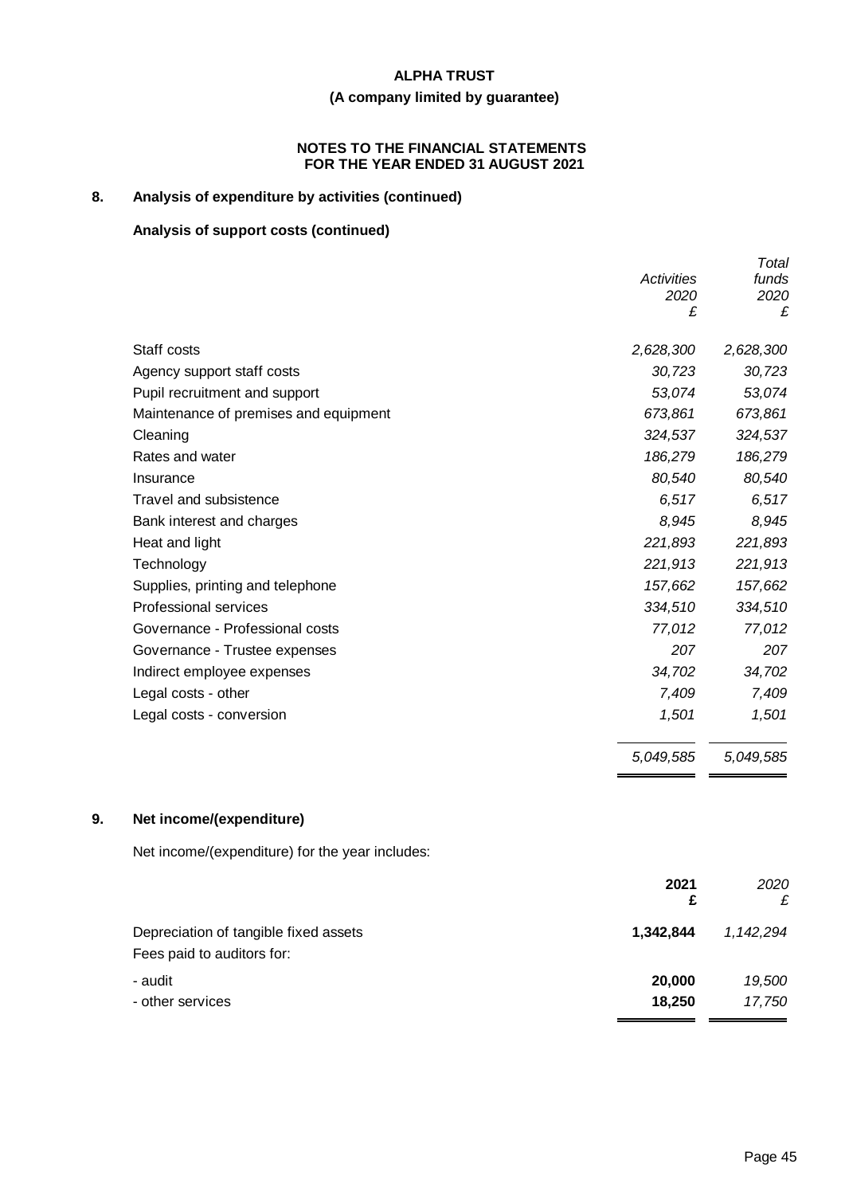**ALPHA TRUST**

**(A company limited by guarantee)**

**NOTES TO THE FINANCIAL STATEMENTS FOR THE YEAR ENDED 31 AUGUST 2021**

## 8. Analysis of expenditure by activities (continued)

### Analysis of support costs (continued)

| | *Activities 2020 £* | *Total funds 2020 £* |
|---|---|---|
| Staff costs | *2,628,300* | *2,628,300* |
| Agency support staff costs | *30,723* | *30,723* |
| Pupil recruitment and support | *53,074* | *53,074* |
| Maintenance of premises and equipment | *673,861* | *673,861* |
| Cleaning | *324,537* | *324,537* |
| Rates and water | *186,279* | *186,279* |
| Insurance | *80,540* | *80,540* |
| Travel and subsistence | *6,517* | *6,517* |
| Bank interest and charges | *8,945* | *8,945* |
| Heat and light | *221,893* | *221,893* |
| Technology | *221,913* | *221,913* |
| Supplies, printing and telephone | *157,662* | *157,662* |
| Professional services | *334,510* | *334,510* |
| Governance - Professional costs | *77,012* | *77,012* |
| Governance - Trustee expenses | *207* | *207* |
| Indirect employee expenses | *34,702* | *34,702* |
| Legal costs - other | *7,409* | *7,409* |
| Legal costs - conversion | *1,501* | *1,501* |
| | *5,049,585* | *5,049,585* |

## 9. Net income/(expenditure)

Net income/(expenditure) for the year includes:

| | **2021 £** | *2020 £* |
|---|---|---|
| Depreciation of tangible fixed assets | **1,342,844** | *1,142,294* |
| Fees paid to auditors for: | | |
| - audit | **20,000** | *19,500* |
| - other services | **18,250** | *17,750* |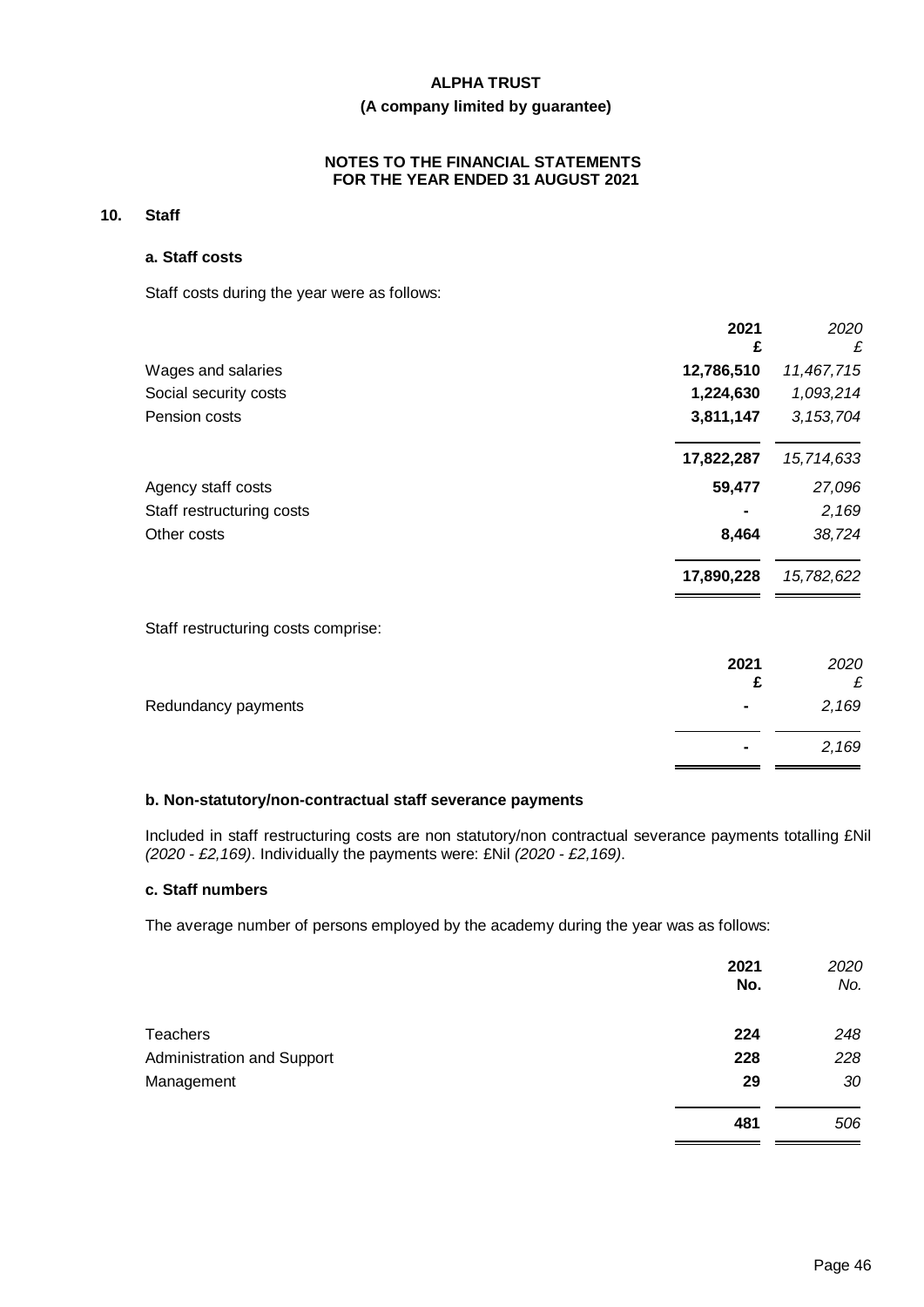## 10. Staff

### a. Staff costs

Staff costs during the year were as follows:

| | 2021 £ | *2020 £* |
|---|---|---|
| Wages and salaries | **12,786,510** | *11,467,715* |
| Social security costs | **1,224,630** | *1,093,214* |
| Pension costs | **3,811,147** | *3,153,704* |
| | **17,822,287** | *15,714,633* |
| Agency staff costs | **59,477** | *27,096* |
| Staff restructuring costs | **-** | *2,169* |
| Other costs | **8,464** | *38,724* |
| | **17,890,228** | *15,782,622* |

Staff restructuring costs comprise:

| | 2021 £ | *2020 £* |
|---|---|---|
| Redundancy payments | **-** | *2,169* |
| | **-** | *2,169* |

### b. Non-statutory/non-contractual staff severance payments

Included in staff restructuring costs are non statutory/non contractual severance payments totalling £Nil *(2020 - £2,169)*. Individually the payments were: £Nil *(2020 - £2,169)*.

### c. Staff numbers

The average number of persons employed by the academy during the year was as follows:

| | 2021 No. | *2020 No.* |
|---|---|---|
| Teachers | **224** | *248* |
| Administration and Support | **228** | *228* |
| Management | **29** | *30* |
| | **481** | *506* |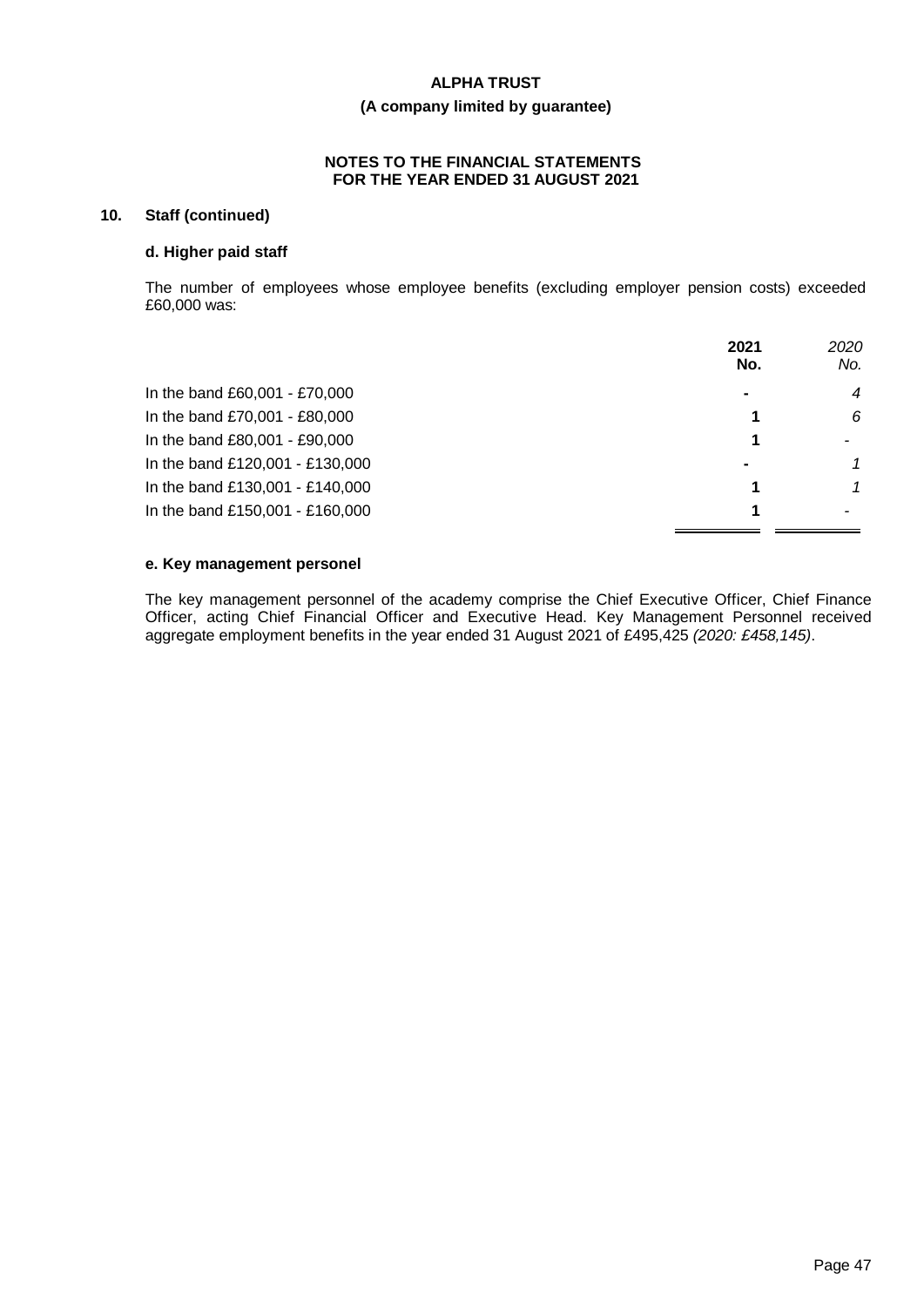**ALPHA TRUST**

**(A company limited by guarantee)**

**NOTES TO THE FINANCIAL STATEMENTS FOR THE YEAR ENDED 31 AUGUST 2021**

## 10. Staff (continued)

### d. Higher paid staff

The number of employees whose employee benefits (excluding employer pension costs) exceeded £60,000 was:

| | **2021 No.** | *2020 No.* |
|---|---|---|
| In the band £60,001 - £70,000 | **-** | *4* |
| In the band £70,001 - £80,000 | **1** | *6* |
| In the band £80,001 - £90,000 | **1** | *-* |
| In the band £120,001 - £130,000 | **-** | *1* |
| In the band £130,001 - £140,000 | **1** | *1* |
| In the band £150,001 - £160,000 | **1** | *-* |

### e. Key management personel

The key management personnel of the academy comprise the Chief Executive Officer, Chief Finance Officer, acting Chief Financial Officer and Executive Head. Key Management Personnel received aggregate employment benefits in the year ended 31 August 2021 of £495,425 *(2020: £458,145)*.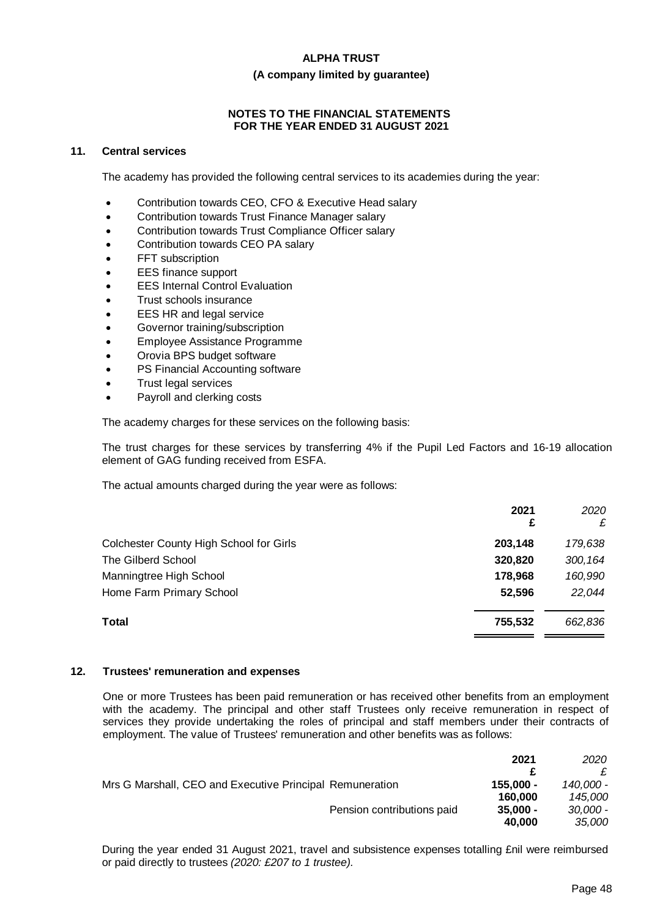# ALPHA TRUST

**(A company limited by guarantee)**

**NOTES TO THE FINANCIAL STATEMENTS FOR THE YEAR ENDED 31 AUGUST 2021**

## 11. Central services

The academy has provided the following central services to its academies during the year:

- Contribution towards CEO, CFO & Executive Head salary
- Contribution towards Trust Finance Manager salary
- Contribution towards Trust Compliance Officer salary
- Contribution towards CEO PA salary
- FFT subscription
- EES finance support
- EES Internal Control Evaluation
- Trust schools insurance
- EES HR and legal service
- Governor training/subscription
- Employee Assistance Programme
- Orovia BPS budget software
- PS Financial Accounting software
- Trust legal services
- Payroll and clerking costs

The academy charges for these services on the following basis:

The trust charges for these services by transferring 4% if the Pupil Led Factors and 16-19 allocation element of GAG funding received from ESFA.

The actual amounts charged during the year were as follows:

| | **2021** **£** | *2020* *£* |
|---|---|---|
| Colchester County High School for Girls | **203,148** | *179,638* |
| The Gilberd School | **320,820** | *300,164* |
| Manningtree High School | **178,968** | *160,990* |
| Home Farm Primary School | **52,596** | *22,044* |
| **Total** | **755,532** | *662,836* |

## 12. Trustees' remuneration and expenses

One or more Trustees has been paid remuneration or has received other benefits from an employment with the academy. The principal and other staff Trustees only receive remuneration in respect of services they provide undertaking the roles of principal and staff members under their contracts of employment. The value of Trustees' remuneration and other benefits was as follows:

| | | **2021** **£** | *2020* *£* |
|---|---|---|---|
| Mrs G Marshall, CEO and Executive Principal | Remuneration | **155,000 - 160,000** | *140,000 - 145,000* |
| | Pension contributions paid | **35,000 - 40,000** | *30,000 - 35,000* |

During the year ended 31 August 2021, travel and subsistence expenses totalling £nil were reimbursed or paid directly to trustees *(2020: £207 to 1 trustee).*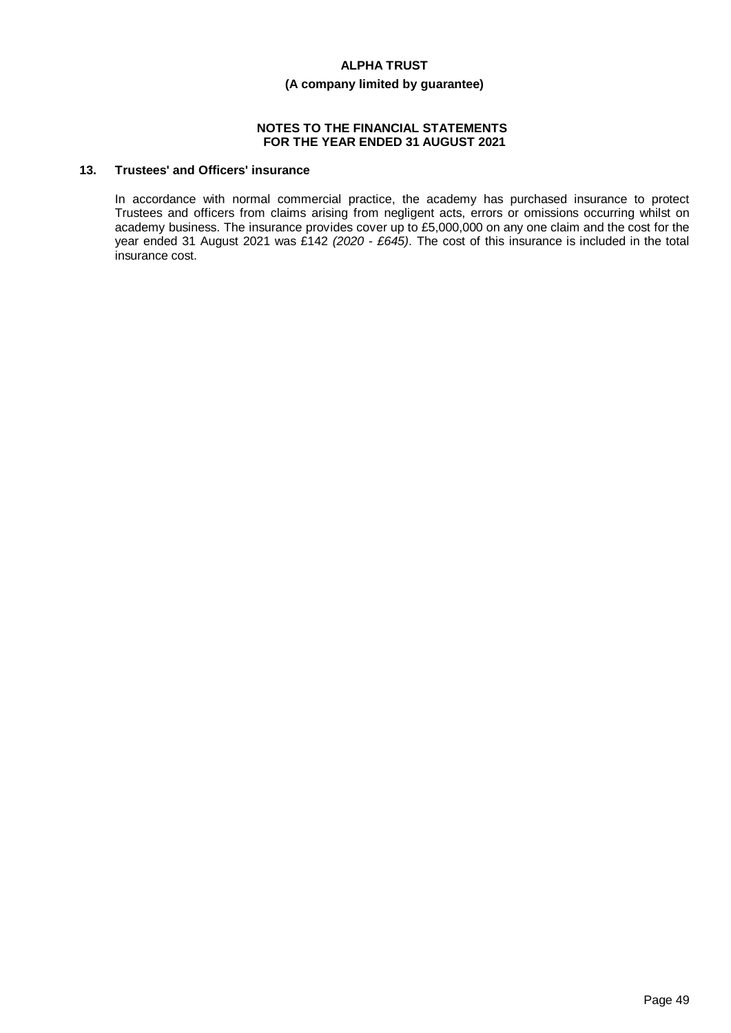## 13. Trustees' and Officers' insurance

In accordance with normal commercial practice, the academy has purchased insurance to protect Trustees and officers from claims arising from negligent acts, errors or omissions occurring whilst on academy business. The insurance provides cover up to £5,000,000 on any one claim and the cost for the year ended 31 August 2021 was £142 *(2020 - £645)*. The cost of this insurance is included in the total insurance cost.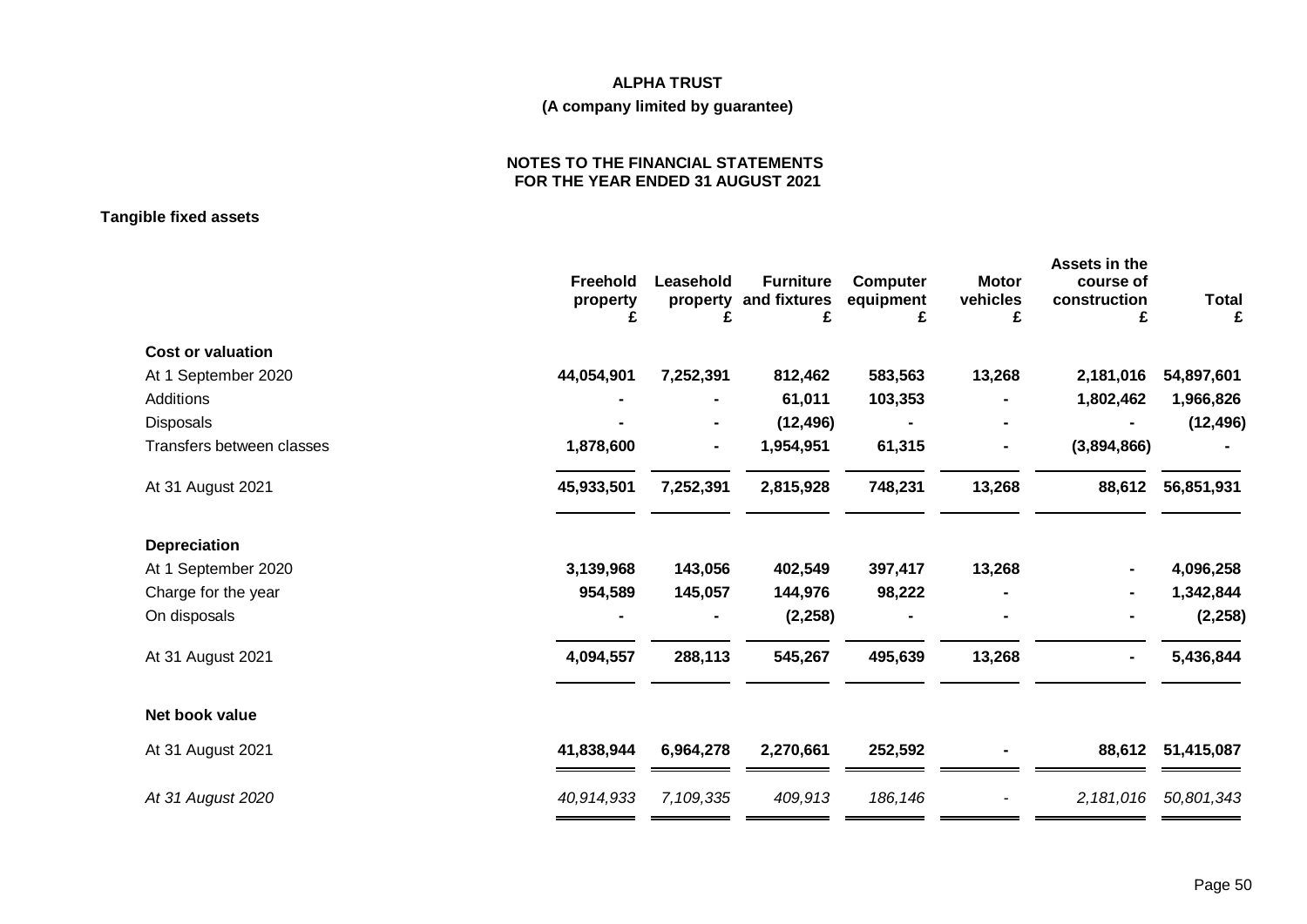**ALPHA TRUST**

**(A company limited by guarantee)**

**NOTES TO THE FINANCIAL STATEMENTS FOR THE YEAR ENDED 31 AUGUST 2021**

**Tangible fixed assets**

| | Freehold property £ | Leasehold property £ | Furniture and fixtures £ | Computer equipment £ | Motor vehicles £ | Assets in the course of construction £ | Total £ |
|---|---|---|---|---|---|---|---|
| **Cost or valuation** | | | | | | | |
| At 1 September 2020 | 44,054,901 | 7,252,391 | 812,462 | 583,563 | 13,268 | 2,181,016 | 54,897,601 |
| Additions | - | - | 61,011 | 103,353 | - | 1,802,462 | 1,966,826 |
| Disposals | - | - | (12,496) | - | - | - | (12,496) |
| Transfers between classes | 1,878,600 | - | 1,954,951 | 61,315 | - | (3,894,866) | - |
| At 31 August 2021 | 45,933,501 | 7,252,391 | 2,815,928 | 748,231 | 13,268 | 88,612 | 56,851,931 |
| **Depreciation** | | | | | | | |
| At 1 September 2020 | 3,139,968 | 143,056 | 402,549 | 397,417 | 13,268 | - | 4,096,258 |
| Charge for the year | 954,589 | 145,057 | 144,976 | 98,222 | - | - | 1,342,844 |
| On disposals | - | - | (2,258) | - | - | - | (2,258) |
| At 31 August 2021 | 4,094,557 | 288,113 | 545,267 | 495,639 | 13,268 | - | 5,436,844 |
| **Net book value** | | | | | | | |
| At 31 August 2021 | 41,838,944 | 6,964,278 | 2,270,661 | 252,592 | - | 88,612 | 51,415,087 |
| *At 31 August 2020* | *40,914,933* | *7,109,335* | *409,913* | *186,146* | *-* | *2,181,016* | *50,801,343* |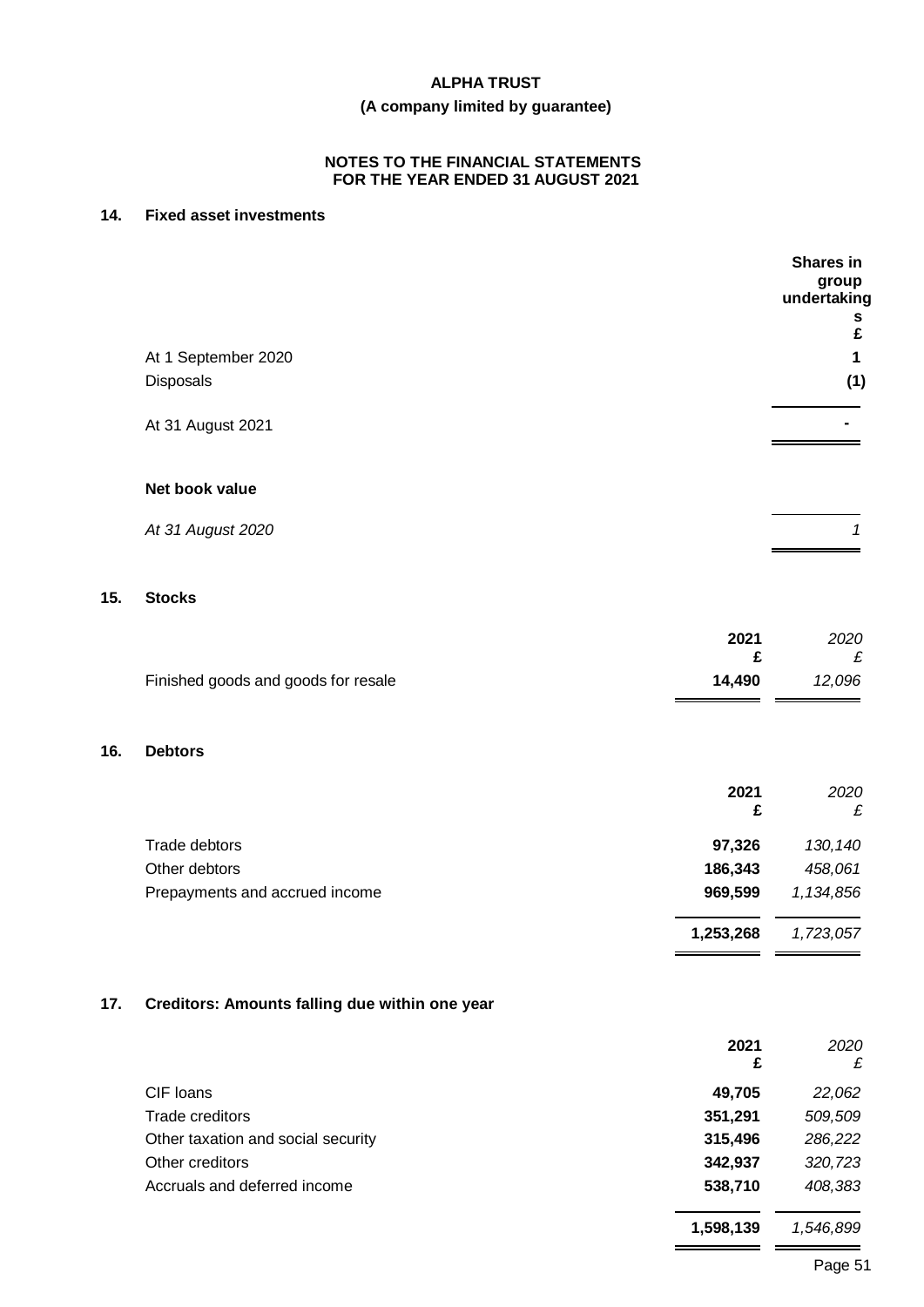**ALPHA TRUST**

**(A company limited by guarantee)**

**NOTES TO THE FINANCIAL STATEMENTS FOR THE YEAR ENDED 31 AUGUST 2021**

## 14. Fixed asset investments

| | Shares in group undertakings £ |
|---|---|
| At 1 September 2020 | 1 |
| Disposals | (1) |
| At 31 August 2021 | - |
| **Net book value** | |
| *At 31 August 2020* | *1* |

## 15. Stocks

| | 2021 £ | 2020 £ |
|---|---|---|
| Finished goods and goods for resale | 14,490 | 12,096 |

## 16. Debtors

| | 2021 £ | 2020 £ |
|---|---|---|
| Trade debtors | 97,326 | 130,140 |
| Other debtors | 186,343 | 458,061 |
| Prepayments and accrued income | 969,599 | 1,134,856 |
| | 1,253,268 | 1,723,057 |

## 17. Creditors: Amounts falling due within one year

| | 2021 £ | 2020 £ |
|---|---|---|
| CIF loans | 49,705 | 22,062 |
| Trade creditors | 351,291 | 509,509 |
| Other taxation and social security | 315,496 | 286,222 |
| Other creditors | 342,937 | 320,723 |
| Accruals and deferred income | 538,710 | 408,383 |
| | 1,598,139 | 1,546,899 |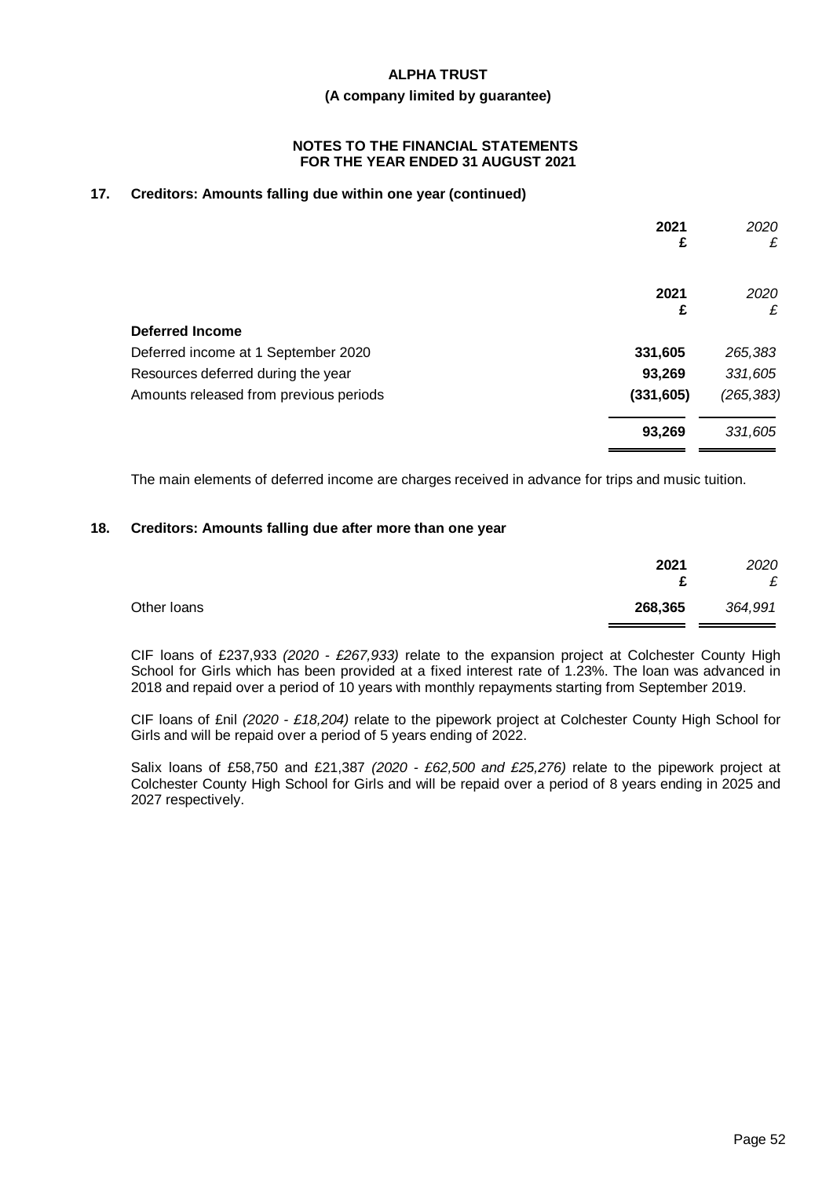## 17. Creditors: Amounts falling due within one year (continued)

| | 2021 £ | *2020 £* |
|---|---|---|
| | **2021 £** | *2020 £* |
| **Deferred Income** | | |
| Deferred income at 1 September 2020 | **331,605** | *265,383* |
| Resources deferred during the year | **93,269** | *331,605* |
| Amounts released from previous periods | **(331,605)** | *(265,383)* |
| | **93,269** | *331,605* |

The main elements of deferred income are charges received in advance for trips and music tuition.

## 18. Creditors: Amounts falling due after more than one year

| | 2021 £ | *2020 £* |
|---|---|---|
| Other loans | **268,365** | *364,991* |

CIF loans of £237,933 *(2020 - £267,933)* relate to the expansion project at Colchester County High School for Girls which has been provided at a fixed interest rate of 1.23%. The loan was advanced in 2018 and repaid over a period of 10 years with monthly repayments starting from September 2019.

CIF loans of £nil *(2020 - £18,204)* relate to the pipework project at Colchester County High School for Girls and will be repaid over a period of 5 years ending of 2022.

Salix loans of £58,750 and £21,387 *(2020 - £62,500 and £25,276)* relate to the pipework project at Colchester County High School for Girls and will be repaid over a period of 8 years ending in 2025 and 2027 respectively.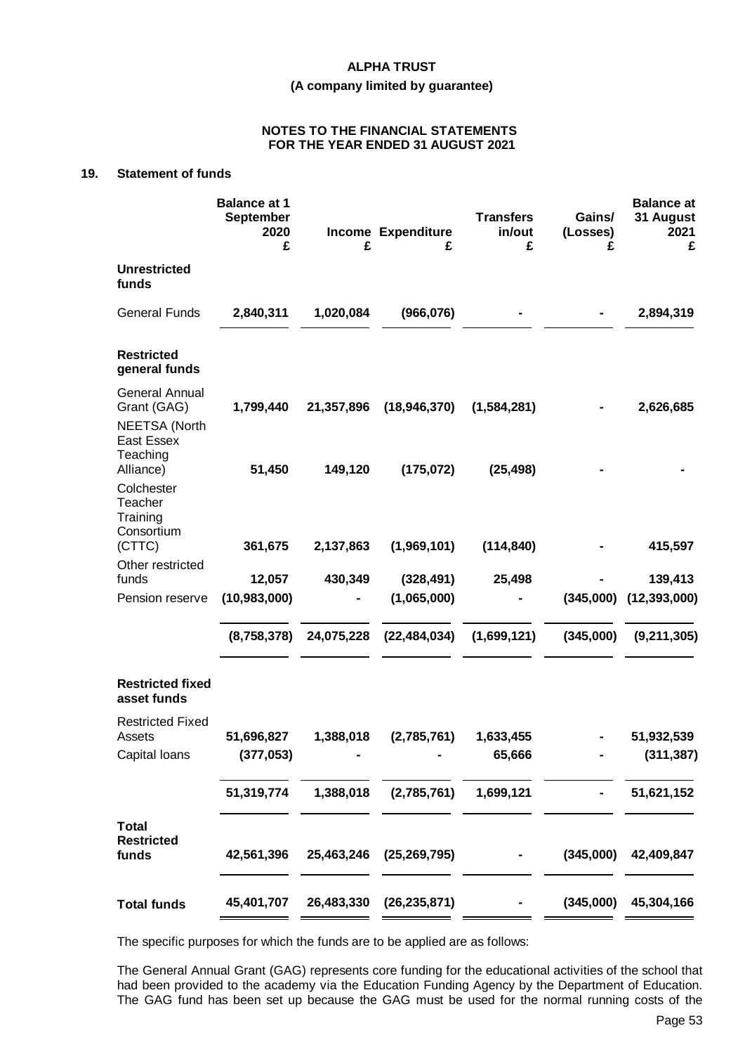**ALPHA TRUST**

**(A company limited by guarantee)**

**NOTES TO THE FINANCIAL STATEMENTS FOR THE YEAR ENDED 31 AUGUST 2021**

## 19. Statement of funds

| | Balance at 1 September 2020 £ | Income £ | Expenditure £ | Transfers in/out £ | Gains/ (Losses) £ | Balance at 31 August 2021 £ |
|---|---|---|---|---|---|---|
| **Unrestricted funds** | | | | | | |
| General Funds | **2,840,311** | **1,020,084** | **(966,076)** | **-** | **-** | **2,894,319** |
| **Restricted general funds** | | | | | | |
| General Annual Grant (GAG) | **1,799,440** | **21,357,896** | **(18,946,370)** | **(1,584,281)** | **-** | **2,626,685** |
| NEETSA (North East Essex Teaching Alliance) | **51,450** | **149,120** | **(175,072)** | **(25,498)** | **-** | **-** |
| Colchester Teacher Training Consortium (CTTC) | **361,675** | **2,137,863** | **(1,969,101)** | **(114,840)** | **-** | **415,597** |
| Other restricted funds | **12,057** | **430,349** | **(328,491)** | **25,498** | **-** | **139,413** |
| Pension reserve | **(10,983,000)** | **-** | **(1,065,000)** | **-** | **(345,000)** | **(12,393,000)** |
| | **(8,758,378)** | **24,075,228** | **(22,484,034)** | **(1,699,121)** | **(345,000)** | **(9,211,305)** |
| **Restricted fixed asset funds** | | | | | | |
| Restricted Fixed Assets | **51,696,827** | **1,388,018** | **(2,785,761)** | **1,633,455** | **-** | **51,932,539** |
| Capital loans | **(377,053)** | **-** | **-** | **65,666** | **-** | **(311,387)** |
| | **51,319,774** | **1,388,018** | **(2,785,761)** | **1,699,121** | **-** | **51,621,152** |
| **Total Restricted funds** | **42,561,396** | **25,463,246** | **(25,269,795)** | **-** | **(345,000)** | **42,409,847** |
| **Total funds** | **45,401,707** | **26,483,330** | **(26,235,871)** | **-** | **(345,000)** | **45,304,166** |

The specific purposes for which the funds are to be applied are as follows:

The General Annual Grant (GAG) represents core funding for the educational activities of the school that had been provided to the academy via the Education Funding Agency by the Department of Education. The GAG fund has been set up because the GAG must be used for the normal running costs of the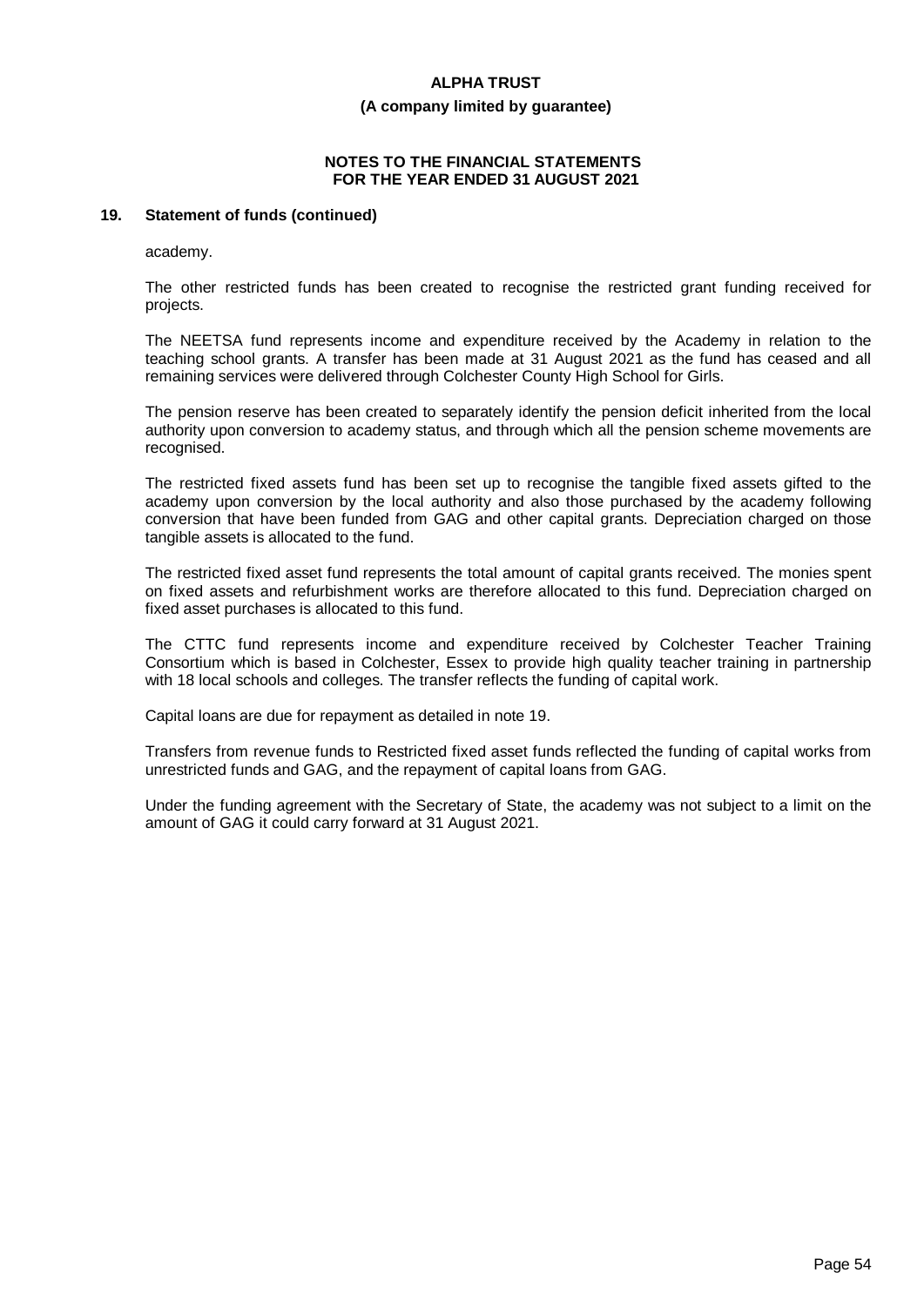## 19. Statement of funds (continued)

academy.

The other restricted funds has been created to recognise the restricted grant funding received for projects.

The NEETSA fund represents income and expenditure received by the Academy in relation to the teaching school grants. A transfer has been made at 31 August 2021 as the fund has ceased and all remaining services were delivered through Colchester County High School for Girls.

The pension reserve has been created to separately identify the pension deficit inherited from the local authority upon conversion to academy status, and through which all the pension scheme movements are recognised.

The restricted fixed assets fund has been set up to recognise the tangible fixed assets gifted to the academy upon conversion by the local authority and also those purchased by the academy following conversion that have been funded from GAG and other capital grants. Depreciation charged on those tangible assets is allocated to the fund.

The restricted fixed asset fund represents the total amount of capital grants received. The monies spent on fixed assets and refurbishment works are therefore allocated to this fund. Depreciation charged on fixed asset purchases is allocated to this fund.

The CTTC fund represents income and expenditure received by Colchester Teacher Training Consortium which is based in Colchester, Essex to provide high quality teacher training in partnership with 18 local schools and colleges. The transfer reflects the funding of capital work.

Capital loans are due for repayment as detailed in note 19.

Transfers from revenue funds to Restricted fixed asset funds reflected the funding of capital works from unrestricted funds and GAG, and the repayment of capital loans from GAG.

Under the funding agreement with the Secretary of State, the academy was not subject to a limit on the amount of GAG it could carry forward at 31 August 2021.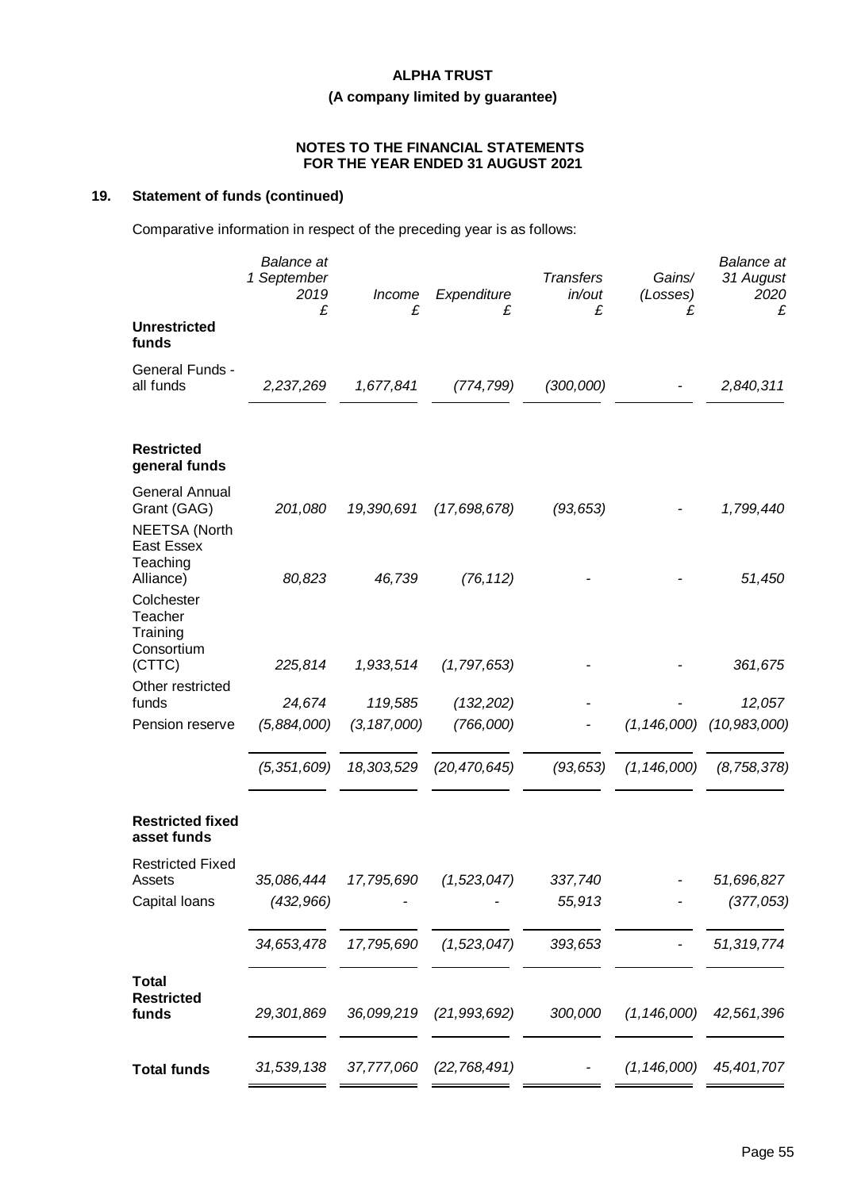## 19. Statement of funds (continued)

Comparative information in respect of the preceding year is as follows:

| | *Balance at 1 September 2019 £* | *Income £* | *Expenditure £* | *Transfers in/out £* | *Gains/ (Losses) £* | *Balance at 31 August 2020 £* |
|---|---|---|---|---|---|---|
| **Unrestricted funds** | | | | | | |
| General Funds - all funds | *2,237,269* | *1,677,841* | *(774,799)* | *(300,000)* | *-* | *2,840,311* |
| **Restricted general funds** | | | | | | |
| General Annual Grant (GAG) | *201,080* | *19,390,691* | *(17,698,678)* | *(93,653)* | *-* | *1,799,440* |
| NEETSA (North East Essex Teaching Alliance) | *80,823* | *46,739* | *(76,112)* | *-* | *-* | *51,450* |
| Colchester Teacher Training Consortium (CTTC) | *225,814* | *1,933,514* | *(1,797,653)* | *-* | *-* | *361,675* |
| Other restricted funds | *24,674* | *119,585* | *(132,202)* | *-* | *-* | *12,057* |
| Pension reserve | *(5,884,000)* | *(3,187,000)* | *(766,000)* | *-* | *(1,146,000)* | *(10,983,000)* |
| | *(5,351,609)* | *18,303,529* | *(20,470,645)* | *(93,653)* | *(1,146,000)* | *(8,758,378)* |
| **Restricted fixed asset funds** | | | | | | |
| Restricted Fixed Assets | *35,086,444* | *17,795,690* | *(1,523,047)* | *337,740* | *-* | *51,696,827* |
| Capital loans | *(432,966)* | *-* | *-* | *55,913* | *-* | *(377,053)* |
| | *34,653,478* | *17,795,690* | *(1,523,047)* | *393,653* | *-* | *51,319,774* |
| **Total Restricted funds** | *29,301,869* | *36,099,219* | *(21,993,692)* | *300,000* | *(1,146,000)* | *42,561,396* |
| **Total funds** | *31,539,138* | *37,777,060* | *(22,768,491)* | *-* | *(1,146,000)* | *45,401,707* |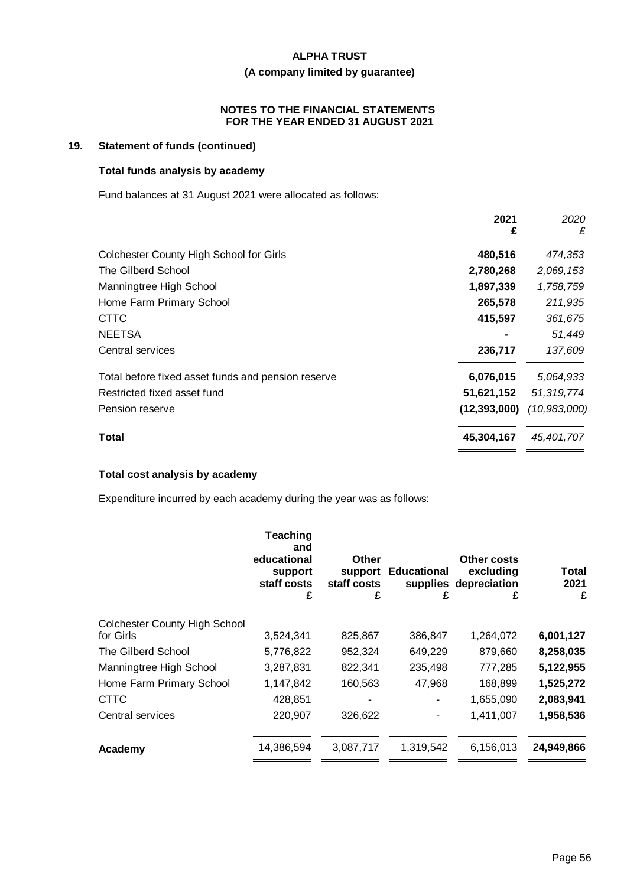**ALPHA TRUST**

**(A company limited by guarantee)**

**NOTES TO THE FINANCIAL STATEMENTS FOR THE YEAR ENDED 31 AUGUST 2021**

## 19. Statement of funds (continued)

### Total funds analysis by academy

Fund balances at 31 August 2021 were allocated as follows:

| | 2021 £ | *2020 £* |
|---|---|---|
| Colchester County High School for Girls | 480,516 | *474,353* |
| The Gilberd School | 2,780,268 | *2,069,153* |
| Manningtree High School | 1,897,339 | *1,758,759* |
| Home Farm Primary School | 265,578 | *211,935* |
| CTTC | 415,597 | *361,675* |
| NEETSA | - | *51,449* |
| Central services | 236,717 | *137,609* |
| Total before fixed asset funds and pension reserve | 6,076,015 | *5,064,933* |
| Restricted fixed asset fund | 51,621,152 | *51,319,774* |
| Pension reserve | (12,393,000) | *(10,983,000)* |
| **Total** | **45,304,167** | *45,401,707* |

### Total cost analysis by academy

Expenditure incurred by each academy during the year was as follows:

| | Teaching and educational support staff costs £ | Other support staff costs £ | Educational supplies £ | Other costs excluding depreciation £ | Total 2021 £ |
|---|---|---|---|---|---|
| Colchester County High School for Girls | 3,524,341 | 825,867 | 386,847 | 1,264,072 | 6,001,127 |
| The Gilberd School | 5,776,822 | 952,324 | 649,229 | 879,660 | 8,258,035 |
| Manningtree High School | 3,287,831 | 822,341 | 235,498 | 777,285 | 5,122,955 |
| Home Farm Primary School | 1,147,842 | 160,563 | 47,968 | 168,899 | 1,525,272 |
| CTTC | 428,851 | - | - | 1,655,090 | 2,083,941 |
| Central services | 220,907 | 326,622 | - | 1,411,007 | 1,958,536 |
| **Academy** | 14,386,594 | 3,087,717 | 1,319,542 | 6,156,013 | **24,949,866** |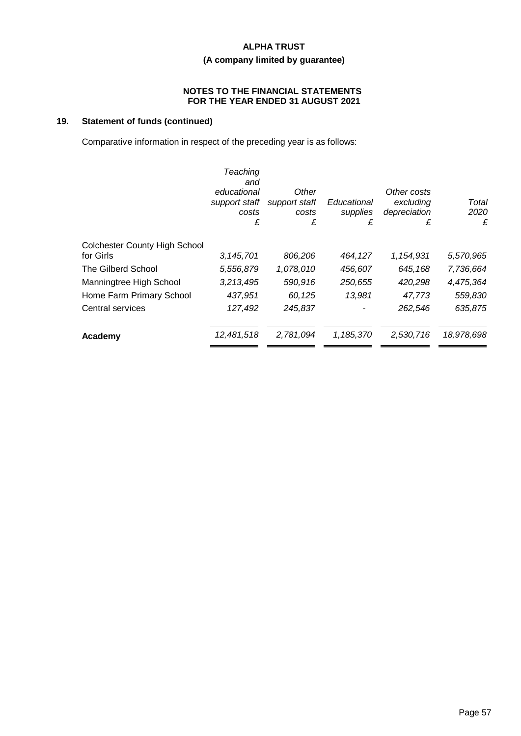**ALPHA TRUST**

**(A company limited by guarantee)**

**NOTES TO THE FINANCIAL STATEMENTS FOR THE YEAR ENDED 31 AUGUST 2021**

## 19. Statement of funds (continued)

Comparative information in respect of the preceding year is as follows:

| | *Teaching and educational support staff costs* *£* | *Other support staff costs* *£* | *Educational supplies* *£* | *Other costs excluding depreciation* *£* | *Total 2020* *£* |
|---|---|---|---|---|---|
| Colchester County High School for Girls | *3,145,701* | *806,206* | *464,127* | *1,154,931* | *5,570,965* |
| The Gilberd School | *5,556,879* | *1,078,010* | *456,607* | *645,168* | *7,736,664* |
| Manningtree High School | *3,213,495* | *590,916* | *250,655* | *420,298* | *4,475,364* |
| Home Farm Primary School | *437,951* | *60,125* | *13,981* | *47,773* | *559,830* |
| Central services | *127,492* | *245,837* | *-* | *262,546* | *635,875* |
| **Academy** | *12,481,518* | *2,781,094* | *1,185,370* | *2,530,716* | *18,978,698* |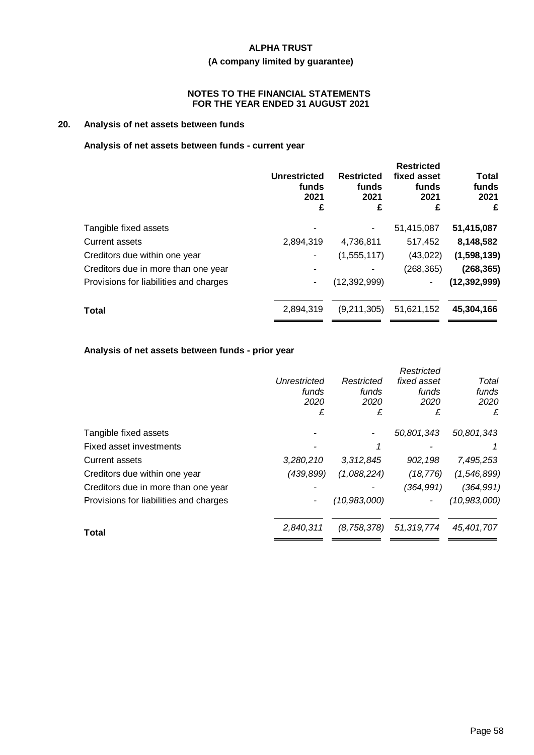**ALPHA TRUST**

**(A company limited by guarantee)**

**NOTES TO THE FINANCIAL STATEMENTS FOR THE YEAR ENDED 31 AUGUST 2021**

## 20. Analysis of net assets between funds

### Analysis of net assets between funds - current year

| | Unrestricted funds 2021 £ | Restricted funds 2021 £ | Restricted fixed asset funds 2021 £ | Total funds 2021 £ |
|---|---|---|---|---|
| Tangible fixed assets | - | - | 51,415,087 | **51,415,087** |
| Current assets | 2,894,319 | 4,736,811 | 517,452 | **8,148,582** |
| Creditors due within one year | - | (1,555,117) | (43,022) | **(1,598,139)** |
| Creditors due in more than one year | - | - | (268,365) | **(268,365)** |
| Provisions for liabilities and charges | - | (12,392,999) | - | **(12,392,999)** |
| **Total** | 2,894,319 | (9,211,305) | 51,621,152 | **45,304,166** |

### Analysis of net assets between funds - prior year

| | *Unrestricted funds 2020 £* | *Restricted funds 2020 £* | *Restricted fixed asset funds 2020 £* | *Total funds 2020 £* |
|---|---|---|---|---|
| Tangible fixed assets | - | - | *50,801,343* | *50,801,343* |
| Fixed asset investments | - | *1* | - | *1* |
| Current assets | *3,280,210* | *3,312,845* | *902,198* | *7,495,253* |
| Creditors due within one year | *(439,899)* | *(1,088,224)* | *(18,776)* | *(1,546,899)* |
| Creditors due in more than one year | - | - | *(364,991)* | *(364,991)* |
| Provisions for liabilities and charges | - | *(10,983,000)* | - | *(10,983,000)* |
| **Total** | *2,840,311* | *(8,758,378)* | *51,319,774* | *45,401,707* |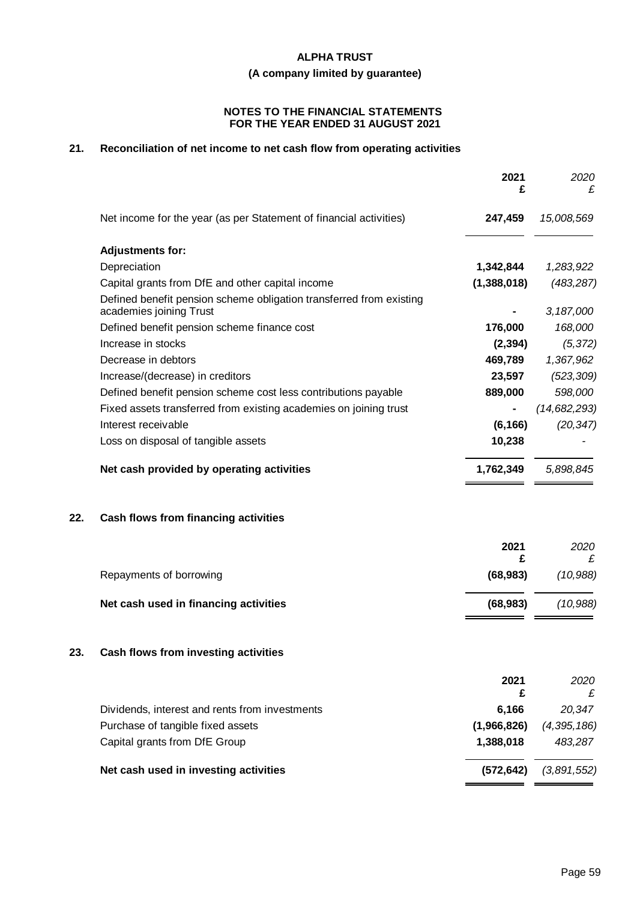**ALPHA TRUST**

**(A company limited by guarantee)**

**NOTES TO THE FINANCIAL STATEMENTS FOR THE YEAR ENDED 31 AUGUST 2021**

## 21. Reconciliation of net income to net cash flow from operating activities

| | 2021 £ | 2020 £ |
|---|---|---|
| Net income for the year (as per Statement of financial activities) | **247,459** | *15,008,569* |
| **Adjustments for:** | | |
| Depreciation | **1,342,844** | *1,283,922* |
| Capital grants from DfE and other capital income | **(1,388,018)** | *(483,287)* |
| Defined benefit pension scheme obligation transferred from existing academies joining Trust | **-** | *3,187,000* |
| Defined benefit pension scheme finance cost | **176,000** | *168,000* |
| Increase in stocks | **(2,394)** | *(5,372)* |
| Decrease in debtors | **469,789** | *1,367,962* |
| Increase/(decrease) in creditors | **23,597** | *(523,309)* |
| Defined benefit pension scheme cost less contributions payable | **889,000** | *598,000* |
| Fixed assets transferred from existing academies on joining trust | **-** | *(14,682,293)* |
| Interest receivable | **(6,166)** | *(20,347)* |
| Loss on disposal of tangible assets | **10,238** | *-* |
| **Net cash provided by operating activities** | **1,762,349** | *5,898,845* |

## 22. Cash flows from financing activities

| | 2021 £ | 2020 £ |
|---|---|---|
| Repayments of borrowing | **(68,983)** | *(10,988)* |
| **Net cash used in financing activities** | **(68,983)** | *(10,988)* |

## 23. Cash flows from investing activities

| | 2021 £ | 2020 £ |
|---|---|---|
| Dividends, interest and rents from investments | **6,166** | *20,347* |
| Purchase of tangible fixed assets | **(1,966,826)** | *(4,395,186)* |
| Capital grants from DfE Group | **1,388,018** | *483,287* |
| **Net cash used in investing activities** | **(572,642)** | *(3,891,552)* |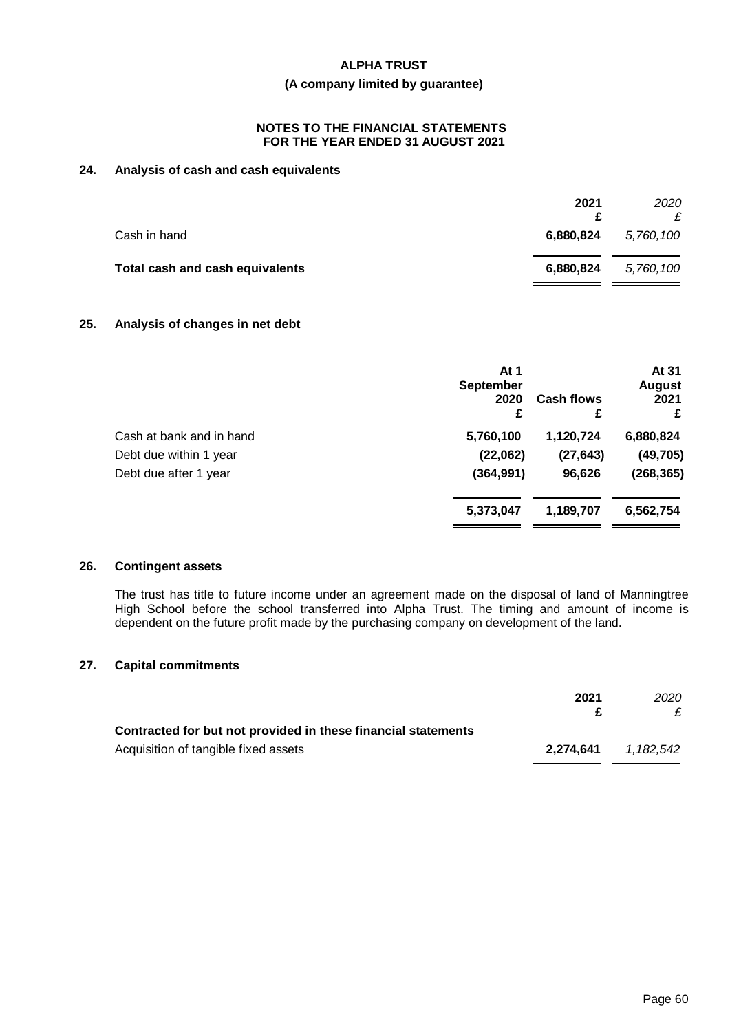## ALPHA TRUST

**(A company limited by guarantee)**

**NOTES TO THE FINANCIAL STATEMENTS FOR THE YEAR ENDED 31 AUGUST 2021**

### 24. Analysis of cash and cash equivalents

| | 2021 £ | *2020 £* |
|---|---|---|
| Cash in hand | **6,880,824** | *5,760,100* |
| **Total cash and cash equivalents** | **6,880,824** | *5,760,100* |

### 25. Analysis of changes in net debt

| | At 1 September 2020 £ | Cash flows £ | At 31 August 2021 £ |
|---|---|---|---|
| Cash at bank and in hand | **5,760,100** | **1,120,724** | **6,880,824** |
| Debt due within 1 year | **(22,062)** | **(27,643)** | **(49,705)** |
| Debt due after 1 year | **(364,991)** | **96,626** | **(268,365)** |
| | **5,373,047** | **1,189,707** | **6,562,754** |

### 26. Contingent assets

The trust has title to future income under an agreement made on the disposal of land of Manningtree High School before the school transferred into Alpha Trust. The timing and amount of income is dependent on the future profit made by the purchasing company on development of the land.

### 27. Capital commitments

| | 2021 £ | *2020 £* |
|---|---|---|
| **Contracted for but not provided in these financial statements** | | |
| Acquisition of tangible fixed assets | **2,274,641** | *1,182,542* |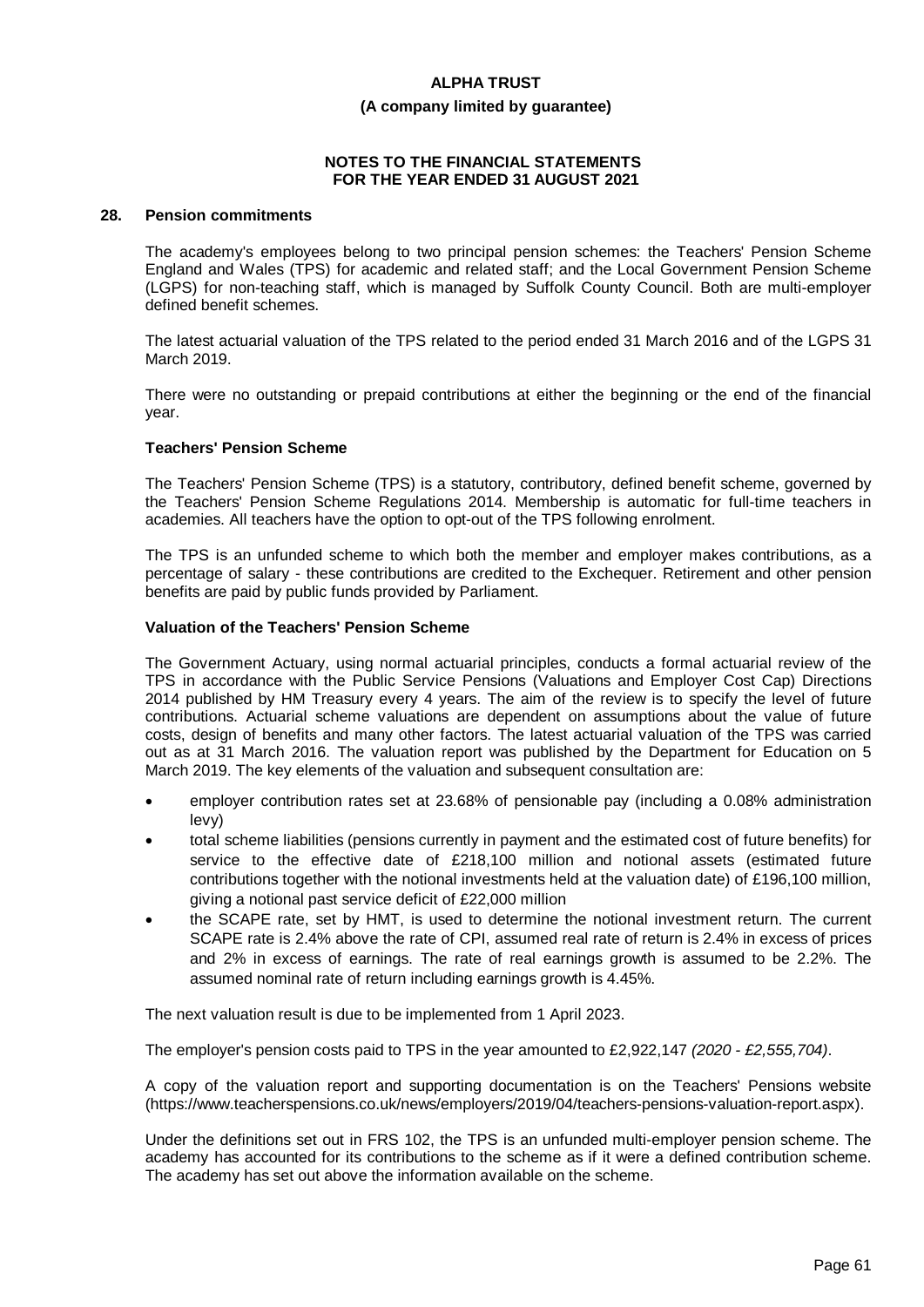## 28. Pension commitments

The academy's employees belong to two principal pension schemes: the Teachers' Pension Scheme England and Wales (TPS) for academic and related staff; and the Local Government Pension Scheme (LGPS) for non-teaching staff, which is managed by Suffolk County Council. Both are multi-employer defined benefit schemes.

The latest actuarial valuation of the TPS related to the period ended 31 March 2016 and of the LGPS 31 March 2019.

There were no outstanding or prepaid contributions at either the beginning or the end of the financial year.

### Teachers' Pension Scheme

The Teachers' Pension Scheme (TPS) is a statutory, contributory, defined benefit scheme, governed by the Teachers' Pension Scheme Regulations 2014. Membership is automatic for full-time teachers in academies. All teachers have the option to opt-out of the TPS following enrolment.

The TPS is an unfunded scheme to which both the member and employer makes contributions, as a percentage of salary - these contributions are credited to the Exchequer. Retirement and other pension benefits are paid by public funds provided by Parliament.

### Valuation of the Teachers' Pension Scheme

The Government Actuary, using normal actuarial principles, conducts a formal actuarial review of the TPS in accordance with the Public Service Pensions (Valuations and Employer Cost Cap) Directions 2014 published by HM Treasury every 4 years. The aim of the review is to specify the level of future contributions. Actuarial scheme valuations are dependent on assumptions about the value of future costs, design of benefits and many other factors. The latest actuarial valuation of the TPS was carried out as at 31 March 2016. The valuation report was published by the Department for Education on 5 March 2019. The key elements of the valuation and subsequent consultation are:

- employer contribution rates set at 23.68% of pensionable pay (including a 0.08% administration levy)
- total scheme liabilities (pensions currently in payment and the estimated cost of future benefits) for service to the effective date of £218,100 million and notional assets (estimated future contributions together with the notional investments held at the valuation date) of £196,100 million, giving a notional past service deficit of £22,000 million
- the SCAPE rate, set by HMT, is used to determine the notional investment return. The current SCAPE rate is 2.4% above the rate of CPI, assumed real rate of return is 2.4% in excess of prices and 2% in excess of earnings. The rate of real earnings growth is assumed to be 2.2%. The assumed nominal rate of return including earnings growth is 4.45%.

The next valuation result is due to be implemented from 1 April 2023.

The employer's pension costs paid to TPS in the year amounted to £2,922,147 *(2020 - £2,555,704)*.

A copy of the valuation report and supporting documentation is on the Teachers' Pensions website (https://www.teacherspensions.co.uk/news/employers/2019/04/teachers-pensions-valuation-report.aspx).

Under the definitions set out in FRS 102, the TPS is an unfunded multi-employer pension scheme. The academy has accounted for its contributions to the scheme as if it were a defined contribution scheme. The academy has set out above the information available on the scheme.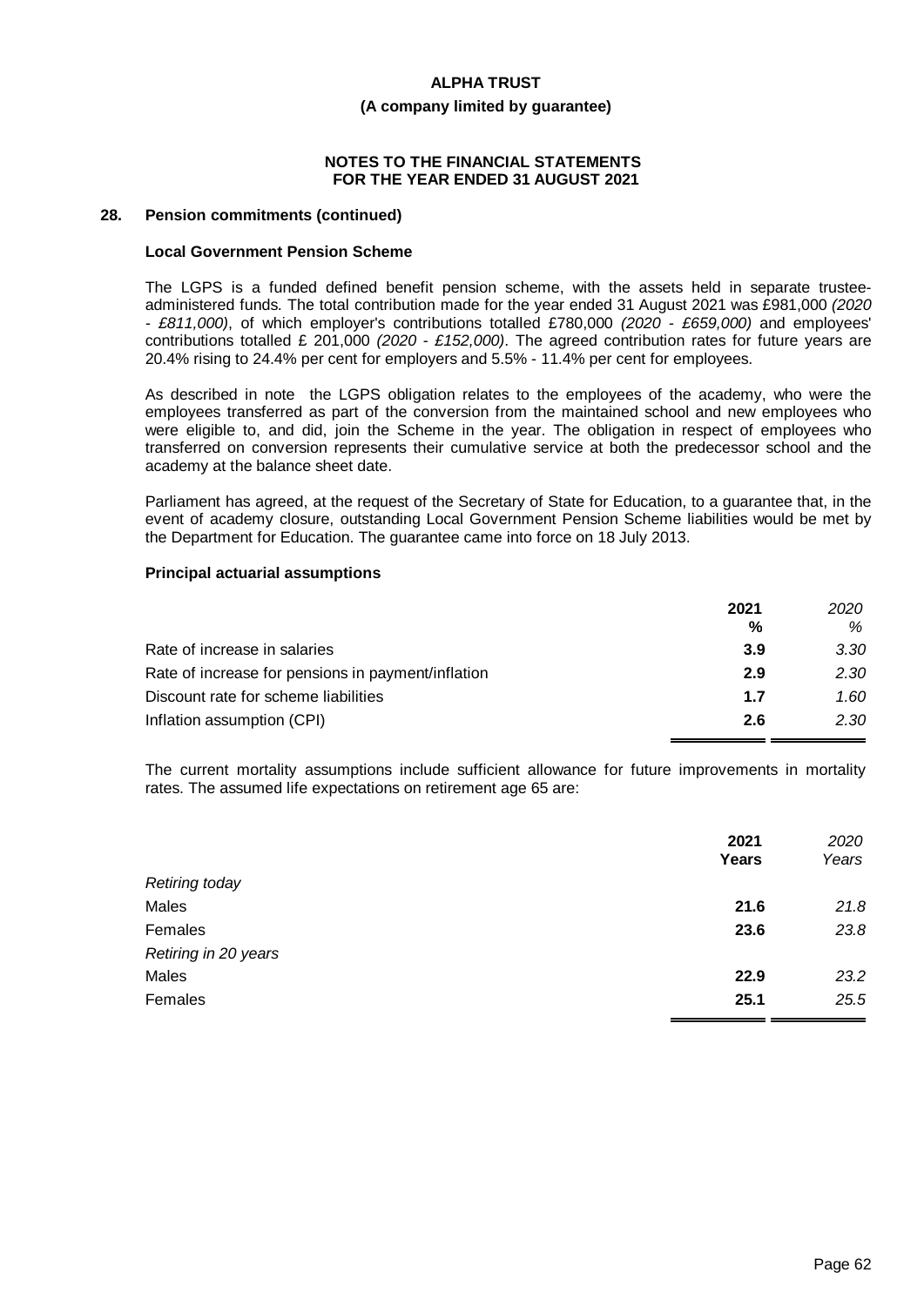**ALPHA TRUST**

**(A company limited by guarantee)**

**NOTES TO THE FINANCIAL STATEMENTS FOR THE YEAR ENDED 31 AUGUST 2021**

## 28. Pension commitments (continued)

### Local Government Pension Scheme

The LGPS is a funded defined benefit pension scheme, with the assets held in separate trustee-administered funds. The total contribution made for the year ended 31 August 2021 was £981,000 *(2020 - £811,000)*, of which employer's contributions totalled £780,000 *(2020 - £659,000)* and employees' contributions totalled £ 201,000 *(2020 - £152,000)*. The agreed contribution rates for future years are 20.4% rising to 24.4% per cent for employers and 5.5% - 11.4% per cent for employees.

As described in note the LGPS obligation relates to the employees of the academy, who were the employees transferred as part of the conversion from the maintained school and new employees who were eligible to, and did, join the Scheme in the year. The obligation in respect of employees who transferred on conversion represents their cumulative service at both the predecessor school and the academy at the balance sheet date.

Parliament has agreed, at the request of the Secretary of State for Education, to a guarantee that, in the event of academy closure, outstanding Local Government Pension Scheme liabilities would be met by the Department for Education. The guarantee came into force on 18 July 2013.

### Principal actuarial assumptions

| | **2021** | *2020* |
|---|---|---|
| | **%** | *%* |
| Rate of increase in salaries | **3.9** | *3.30* |
| Rate of increase for pensions in payment/inflation | **2.9** | *2.30* |
| Discount rate for scheme liabilities | **1.7** | *1.60* |
| Inflation assumption (CPI) | **2.6** | *2.30* |

The current mortality assumptions include sufficient allowance for future improvements in mortality rates. The assumed life expectations on retirement age 65 are:

| | **2021** | *2020* |
|---|---|---|
| | **Years** | *Years* |
| *Retiring today* | | |
| Males | **21.6** | *21.8* |
| Females | **23.6** | *23.8* |
| *Retiring in 20 years* | | |
| Males | **22.9** | *23.2* |
| Females | **25.1** | *25.5* |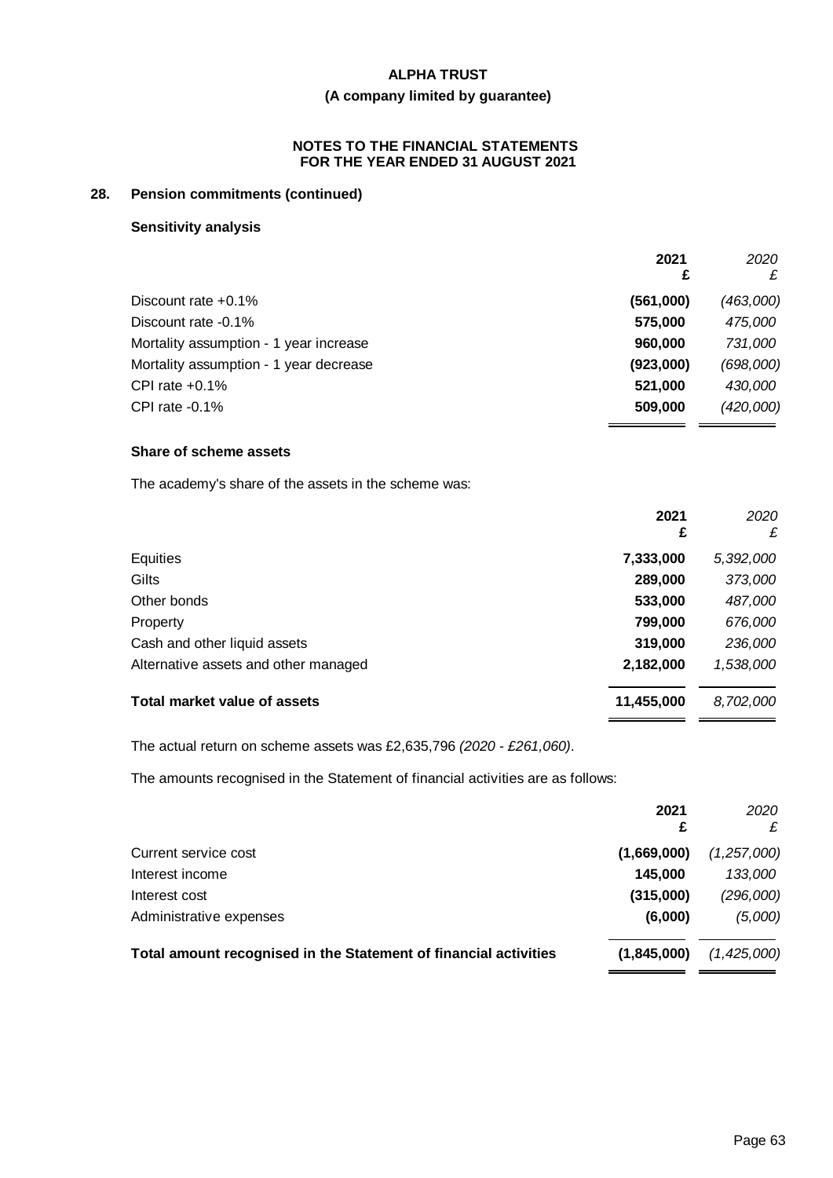# ALPHA TRUST

**(A company limited by guarantee)**

**NOTES TO THE FINANCIAL STATEMENTS FOR THE YEAR ENDED 31 AUGUST 2021**

## 28. Pension commitments (continued)

### Sensitivity analysis

| | 2021<br>£ | *2020*<br>*£* |
|---|---|---|
| Discount rate +0.1% | **(561,000)** | *(463,000)* |
| Discount rate -0.1% | **575,000** | *475,000* |
| Mortality assumption - 1 year increase | **960,000** | *731,000* |
| Mortality assumption - 1 year decrease | **(923,000)** | *(698,000)* |
| CPI rate +0.1% | **521,000** | *430,000* |
| CPI rate -0.1% | **509,000** | *(420,000)* |

### Share of scheme assets

The academy's share of the assets in the scheme was:

| | 2021<br>£ | *2020*<br>*£* |
|---|---|---|
| Equities | **7,333,000** | *5,392,000* |
| Gilts | **289,000** | *373,000* |
| Other bonds | **533,000** | *487,000* |
| Property | **799,000** | *676,000* |
| Cash and other liquid assets | **319,000** | *236,000* |
| Alternative assets and other managed | **2,182,000** | *1,538,000* |
| **Total market value of assets** | **11,455,000** | *8,702,000* |

The actual return on scheme assets was £2,635,796 *(2020 - £261,060)*.

The amounts recognised in the Statement of financial activities are as follows:

| | 2021<br>£ | *2020*<br>*£* |
|---|---|---|
| Current service cost | **(1,669,000)** | *(1,257,000)* |
| Interest income | **145,000** | *133,000* |
| Interest cost | **(315,000)** | *(296,000)* |
| Administrative expenses | **(6,000)** | *(5,000)* |
| **Total amount recognised in the Statement of financial activities** | **(1,845,000)** | *(1,425,000)* |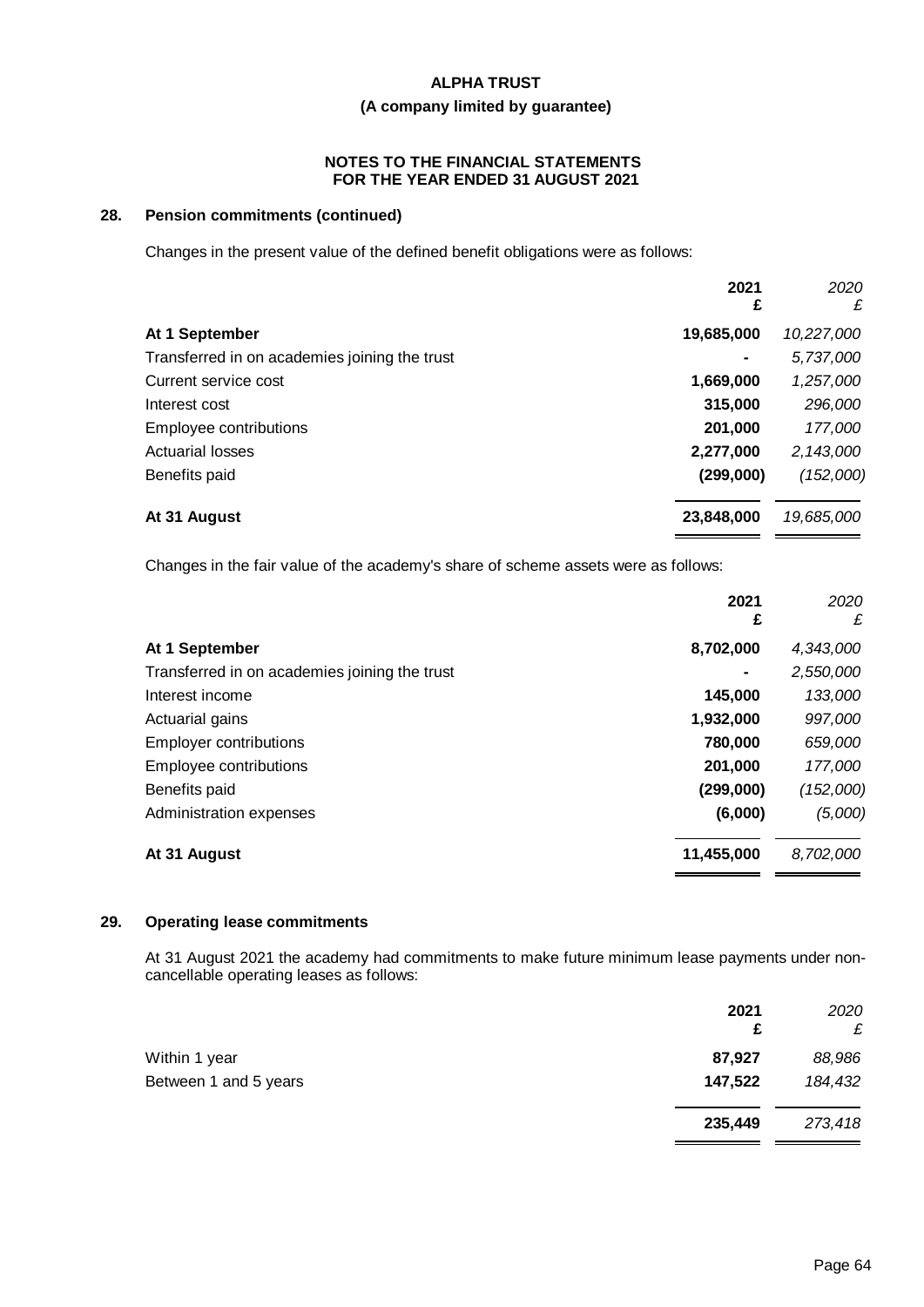## 28. Pension commitments (continued)

Changes in the present value of the defined benefit obligations were as follows:

| | 2021 £ | *2020 £* |
|---|---|---|
| **At 1 September** | **19,685,000** | *10,227,000* |
| Transferred in on academies joining the trust | **-** | *5,737,000* |
| Current service cost | **1,669,000** | *1,257,000* |
| Interest cost | **315,000** | *296,000* |
| Employee contributions | **201,000** | *177,000* |
| Actuarial losses | **2,277,000** | *2,143,000* |
| Benefits paid | **(299,000)** | *(152,000)* |
| **At 31 August** | **23,848,000** | *19,685,000* |

Changes in the fair value of the academy's share of scheme assets were as follows:

| | 2021 £ | *2020 £* |
|---|---|---|
| **At 1 September** | **8,702,000** | *4,343,000* |
| Transferred in on academies joining the trust | **-** | *2,550,000* |
| Interest income | **145,000** | *133,000* |
| Actuarial gains | **1,932,000** | *997,000* |
| Employer contributions | **780,000** | *659,000* |
| Employee contributions | **201,000** | *177,000* |
| Benefits paid | **(299,000)** | *(152,000)* |
| Administration expenses | **(6,000)** | *(5,000)* |
| **At 31 August** | **11,455,000** | *8,702,000* |

## 29. Operating lease commitments

At 31 August 2021 the academy had commitments to make future minimum lease payments under non-cancellable operating leases as follows:

| | 2021 £ | *2020 £* |
|---|---|---|
| Within 1 year | **87,927** | *88,986* |
| Between 1 and 5 years | **147,522** | *184,432* |
| | **235,449** | *273,418* |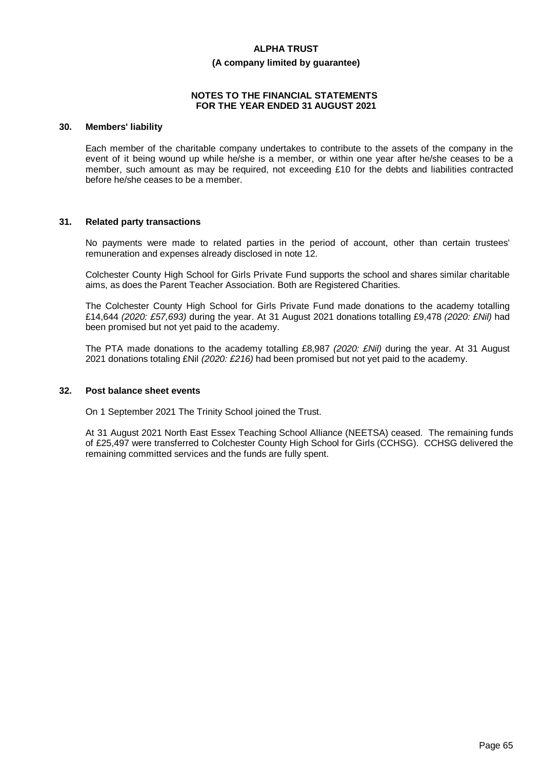## 30. Members' liability

Each member of the charitable company undertakes to contribute to the assets of the company in the event of it being wound up while he/she is a member, or within one year after he/she ceases to be a member, such amount as may be required, not exceeding £10 for the debts and liabilities contracted before he/she ceases to be a member.

## 31. Related party transactions

No payments were made to related parties in the period of account, other than certain trustees' remuneration and expenses already disclosed in note 12.

Colchester County High School for Girls Private Fund supports the school and shares similar charitable aims, as does the Parent Teacher Association. Both are Registered Charities.

The Colchester County High School for Girls Private Fund made donations to the academy totalling £14,644 *(2020: £57,693)* during the year. At 31 August 2021 donations totalling £9,478 *(2020: £Nil)* had been promised but not yet paid to the academy.

The PTA made donations to the academy totalling £8,987 *(2020: £Nil)* during the year. At 31 August 2021 donations totaling £Nil *(2020: £216)* had been promised but not yet paid to the academy.

## 32. Post balance sheet events

On 1 September 2021 The Trinity School joined the Trust.

At 31 August 2021 North East Essex Teaching School Alliance (NEETSA) ceased. The remaining funds of £25,497 were transferred to Colchester County High School for Girls (CCHSG). CCHSG delivered the remaining committed services and the funds are fully spent.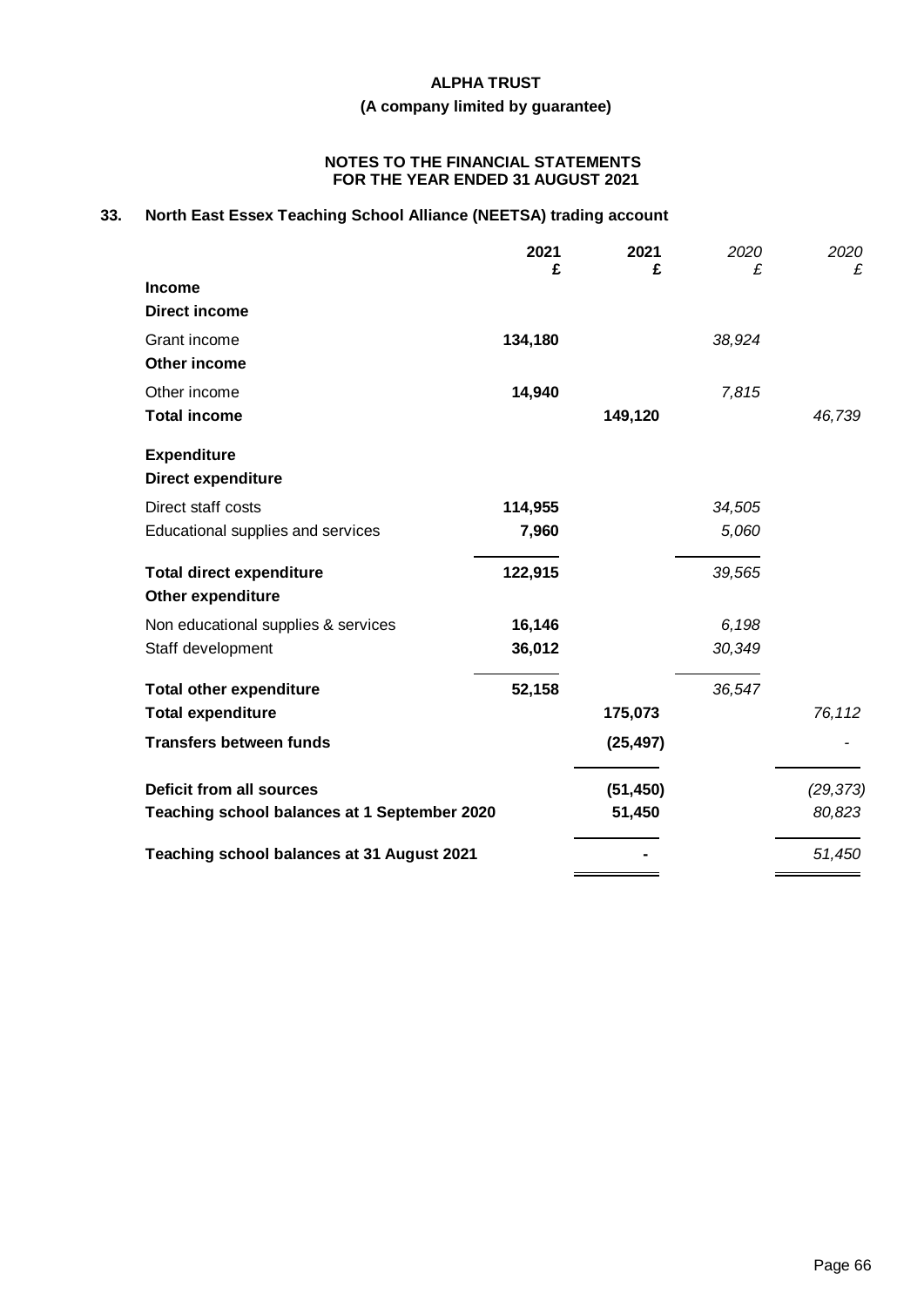**ALPHA TRUST**

**(A company limited by guarantee)**

**NOTES TO THE FINANCIAL STATEMENTS**
**FOR THE YEAR ENDED 31 AUGUST 2021**

## 33. North East Essex Teaching School Alliance (NEETSA) trading account

| | 2021 £ | 2021 £ | *2020 £* | *2020 £* |
|---|---|---|---|---|
| **Income** | | | | |
| **Direct income** | | | | |
| Grant income | **134,180** | | *38,924* | |
| **Other income** | | | | |
| Other income | **14,940** | | *7,815* | |
| **Total income** | | **149,120** | | *46,739* |
| **Expenditure** | | | | |
| **Direct expenditure** | | | | |
| Direct staff costs | **114,955** | | *34,505* | |
| Educational supplies and services | **7,960** | | *5,060* | |
| **Total direct expenditure** | **122,915** | | *39,565* | |
| **Other expenditure** | | | | |
| Non educational supplies & services | **16,146** | | *6,198* | |
| Staff development | **36,012** | | *30,349* | |
| **Total other expenditure** | **52,158** | | *36,547* | |
| **Total expenditure** | | **175,073** | | *76,112* |
| **Transfers between funds** | | **(25,497)** | | *-* |
| **Deficit from all sources** | | **(51,450)** | | *(29,373)* |
| **Teaching school balances at 1 September 2020** | | **51,450** | | *80,823* |
| **Teaching school balances at 31 August 2021** | | **-** | | *51,450* |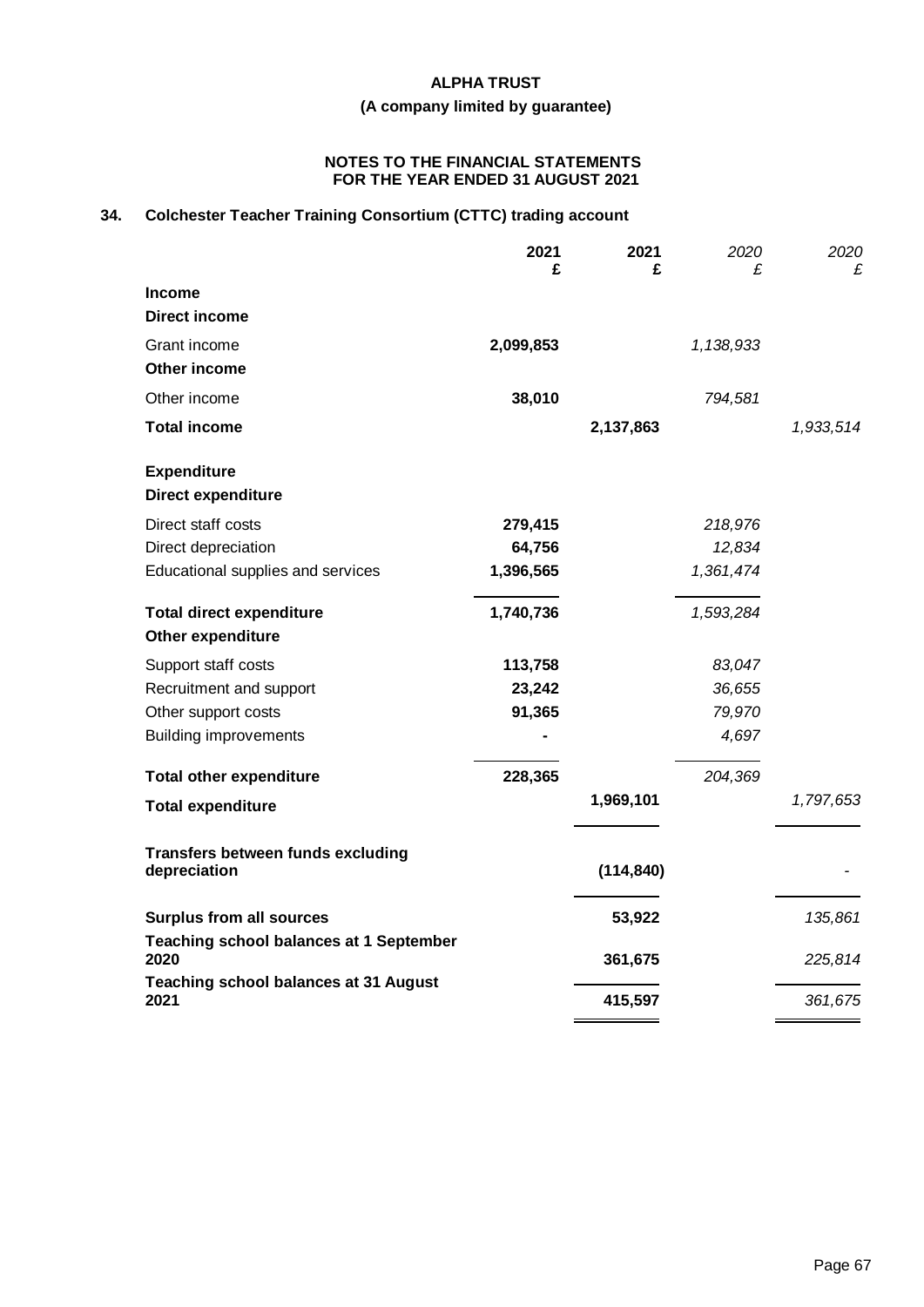**ALPHA TRUST**

**(A company limited by guarantee)**

**NOTES TO THE FINANCIAL STATEMENTS FOR THE YEAR ENDED 31 AUGUST 2021**

## 34. Colchester Teacher Training Consortium (CTTC) trading account

| | 2021 £ | 2021 £ | *2020 £* | *2020 £* |
|---|---|---|---|---|
| **Income** | | | | |
| **Direct income** | | | | |
| Grant income | **2,099,853** | | *1,138,933* | |
| **Other income** | | | | |
| Other income | **38,010** | | *794,581* | |
| **Total income** | | **2,137,863** | | *1,933,514* |
| **Expenditure** | | | | |
| **Direct expenditure** | | | | |
| Direct staff costs | **279,415** | | *218,976* | |
| Direct depreciation | **64,756** | | *12,834* | |
| Educational supplies and services | **1,396,565** | | *1,361,474* | |
| **Total direct expenditure** | **1,740,736** | | *1,593,284* | |
| **Other expenditure** | | | | |
| Support staff costs | **113,758** | | *83,047* | |
| Recruitment and support | **23,242** | | *36,655* | |
| Other support costs | **91,365** | | *79,970* | |
| Building improvements | **-** | | *4,697* | |
| **Total other expenditure** | **228,365** | | *204,369* | |
| **Total expenditure** | | **1,969,101** | | *1,797,653* |
| **Transfers between funds excluding depreciation** | | **(114,840)** | | *-* |
| **Surplus from all sources** | | **53,922** | | *135,861* |
| **Teaching school balances at 1 September 2020** | | **361,675** | | *225,814* |
| **Teaching school balances at 31 August 2021** | | **415,597** | | *361,675* |